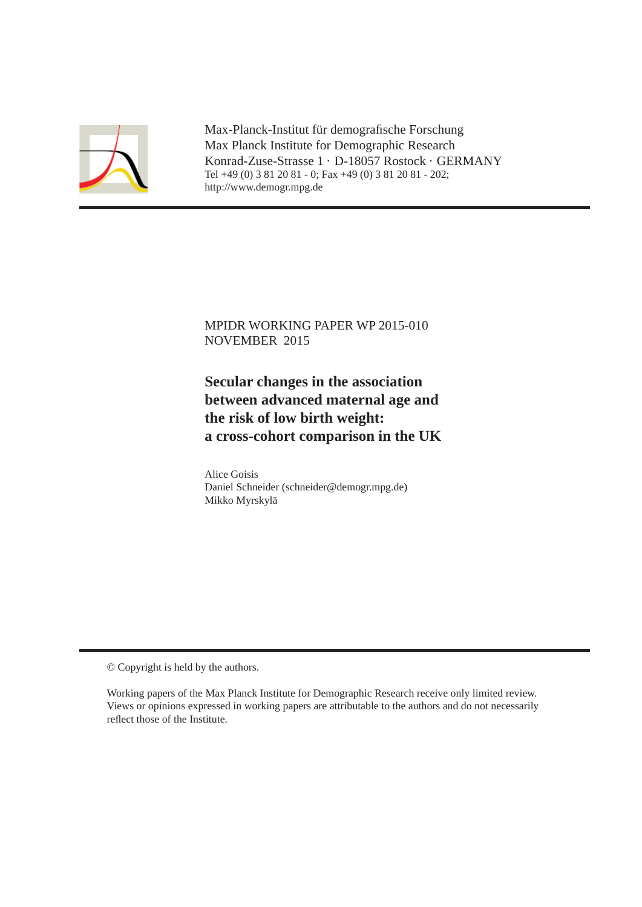Max-Planck-Institut für demografische Forschung
Max Planck Institute for Demographic Research
Konrad-Zuse-Strasse 1 · D-18057 Rostock · GERMANY
Tel +49 (0) 3 81 20 81 - 0; Fax +49 (0) 3 81 20 81 - 202;
http://www.demogr.mpg.de

MPIDR WORKING PAPER WP 2015-010
NOVEMBER 2015

# Secular changes in the association between advanced maternal age and the risk of low birth weight: a cross-cohort comparison in the UK

Alice Goisis
Daniel Schneider (schneider@demogr.mpg.de)
Mikko Myrskylä

© Copyright is held by the authors.

Working papers of the Max Planck Institute for Demographic Research receive only limited review. Views or opinions expressed in working papers are attributable to the authors and do not necessarily reflect those of the Institute.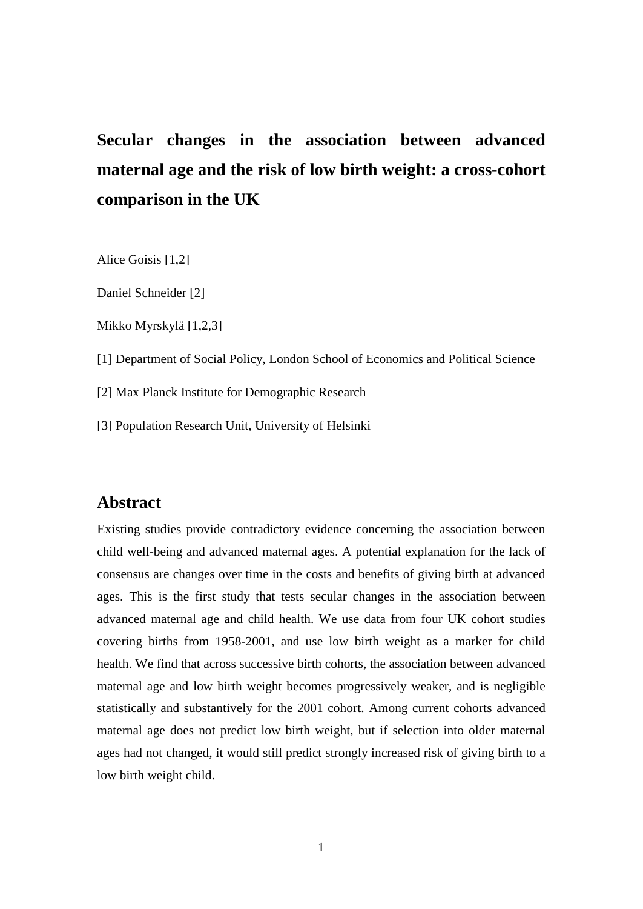# Secular changes in the association between advanced maternal age and the risk of low birth weight: a cross-cohort comparison in the UK

Alice Goisis [1,2]

Daniel Schneider [2]

Mikko Myrskylä [1,2,3]

[1] Department of Social Policy, London School of Economics and Political Science

[2] Max Planck Institute for Demographic Research

[3] Population Research Unit, University of Helsinki

## Abstract

Existing studies provide contradictory evidence concerning the association between child well-being and advanced maternal ages. A potential explanation for the lack of consensus are changes over time in the costs and benefits of giving birth at advanced ages. This is the first study that tests secular changes in the association between advanced maternal age and child health. We use data from four UK cohort studies covering births from 1958-2001, and use low birth weight as a marker for child health. We find that across successive birth cohorts, the association between advanced maternal age and low birth weight becomes progressively weaker, and is negligible statistically and substantively for the 2001 cohort. Among current cohorts advanced maternal age does not predict low birth weight, but if selection into older maternal ages had not changed, it would still predict strongly increased risk of giving birth to a low birth weight child.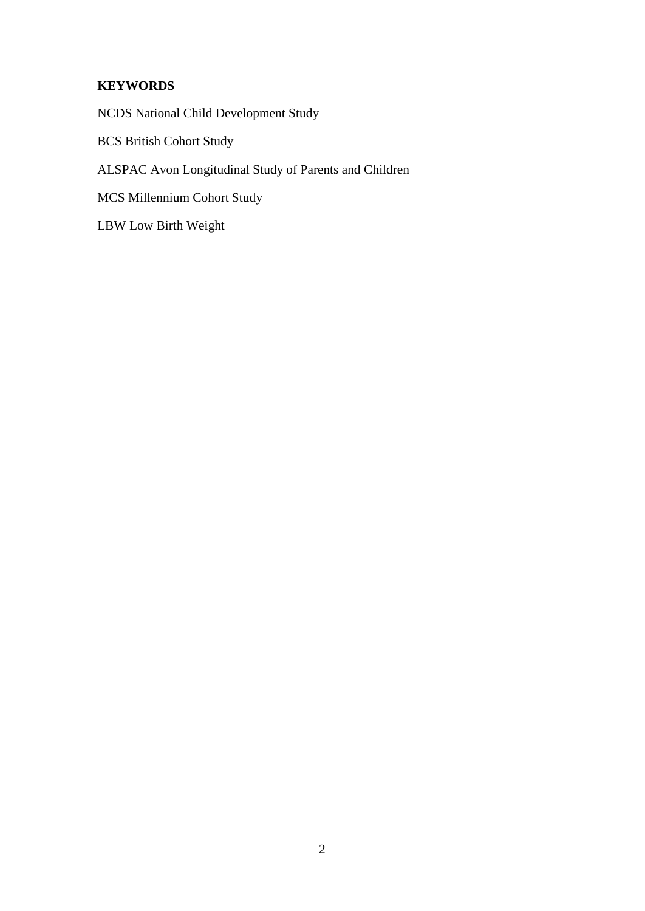**KEYWORDS**

NCDS National Child Development Study

BCS British Cohort Study

ALSPAC Avon Longitudinal Study of Parents and Children

MCS Millennium Cohort Study

LBW Low Birth Weight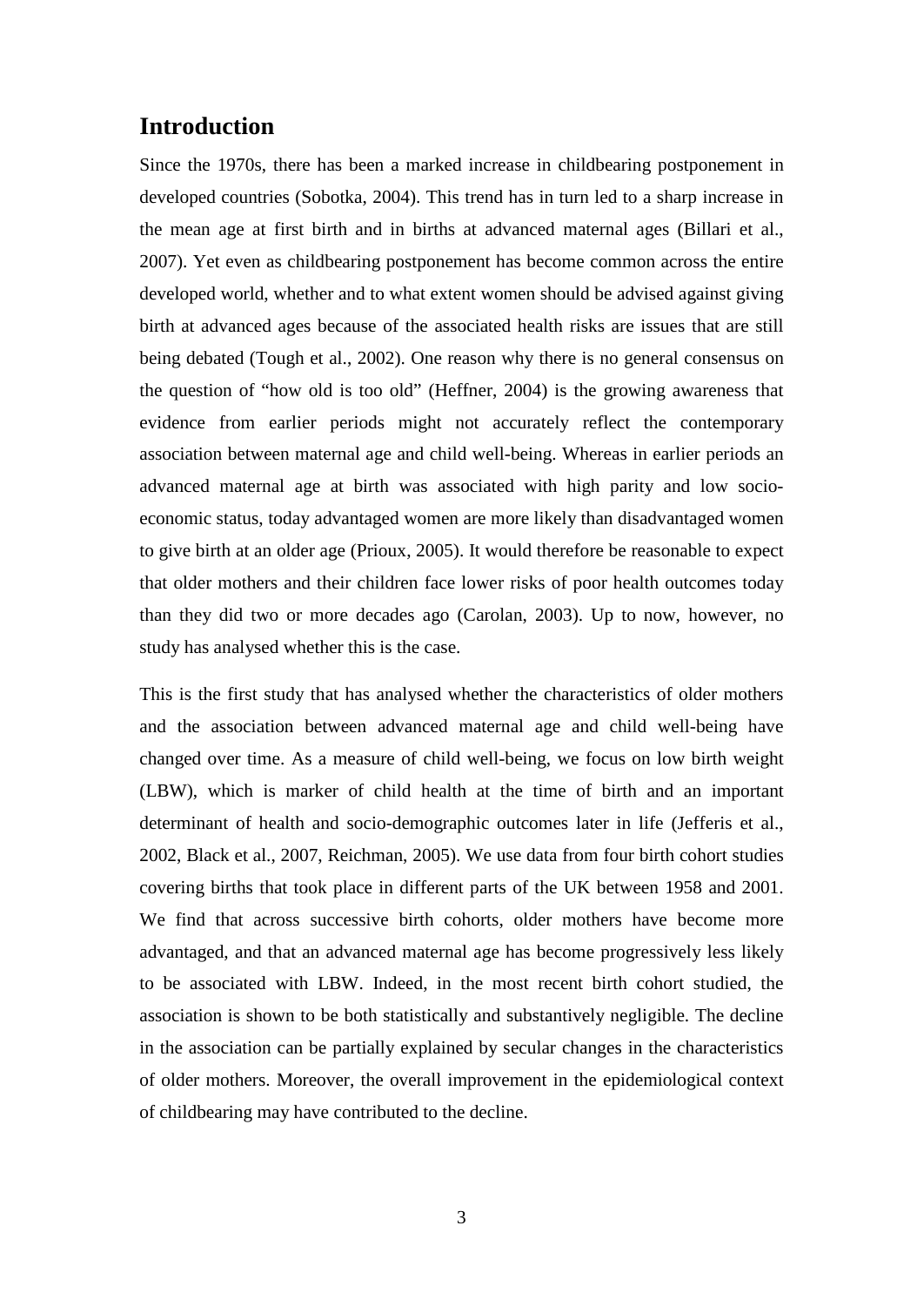## Introduction

Since the 1970s, there has been a marked increase in childbearing postponement in developed countries (Sobotka, 2004). This trend has in turn led to a sharp increase in the mean age at first birth and in births at advanced maternal ages (Billari et al., 2007). Yet even as childbearing postponement has become common across the entire developed world, whether and to what extent women should be advised against giving birth at advanced ages because of the associated health risks are issues that are still being debated (Tough et al., 2002). One reason why there is no general consensus on the question of "how old is too old" (Heffner, 2004) is the growing awareness that evidence from earlier periods might not accurately reflect the contemporary association between maternal age and child well-being. Whereas in earlier periods an advanced maternal age at birth was associated with high parity and low socio-economic status, today advantaged women are more likely than disadvantaged women to give birth at an older age (Prioux, 2005). It would therefore be reasonable to expect that older mothers and their children face lower risks of poor health outcomes today than they did two or more decades ago (Carolan, 2003). Up to now, however, no study has analysed whether this is the case.

This is the first study that has analysed whether the characteristics of older mothers and the association between advanced maternal age and child well-being have changed over time. As a measure of child well-being, we focus on low birth weight (LBW), which is marker of child health at the time of birth and an important determinant of health and socio-demographic outcomes later in life (Jefferis et al., 2002, Black et al., 2007, Reichman, 2005). We use data from four birth cohort studies covering births that took place in different parts of the UK between 1958 and 2001. We find that across successive birth cohorts, older mothers have become more advantaged, and that an advanced maternal age has become progressively less likely to be associated with LBW. Indeed, in the most recent birth cohort studied, the association is shown to be both statistically and substantively negligible. The decline in the association can be partially explained by secular changes in the characteristics of older mothers. Moreover, the overall improvement in the epidemiological context of childbearing may have contributed to the decline.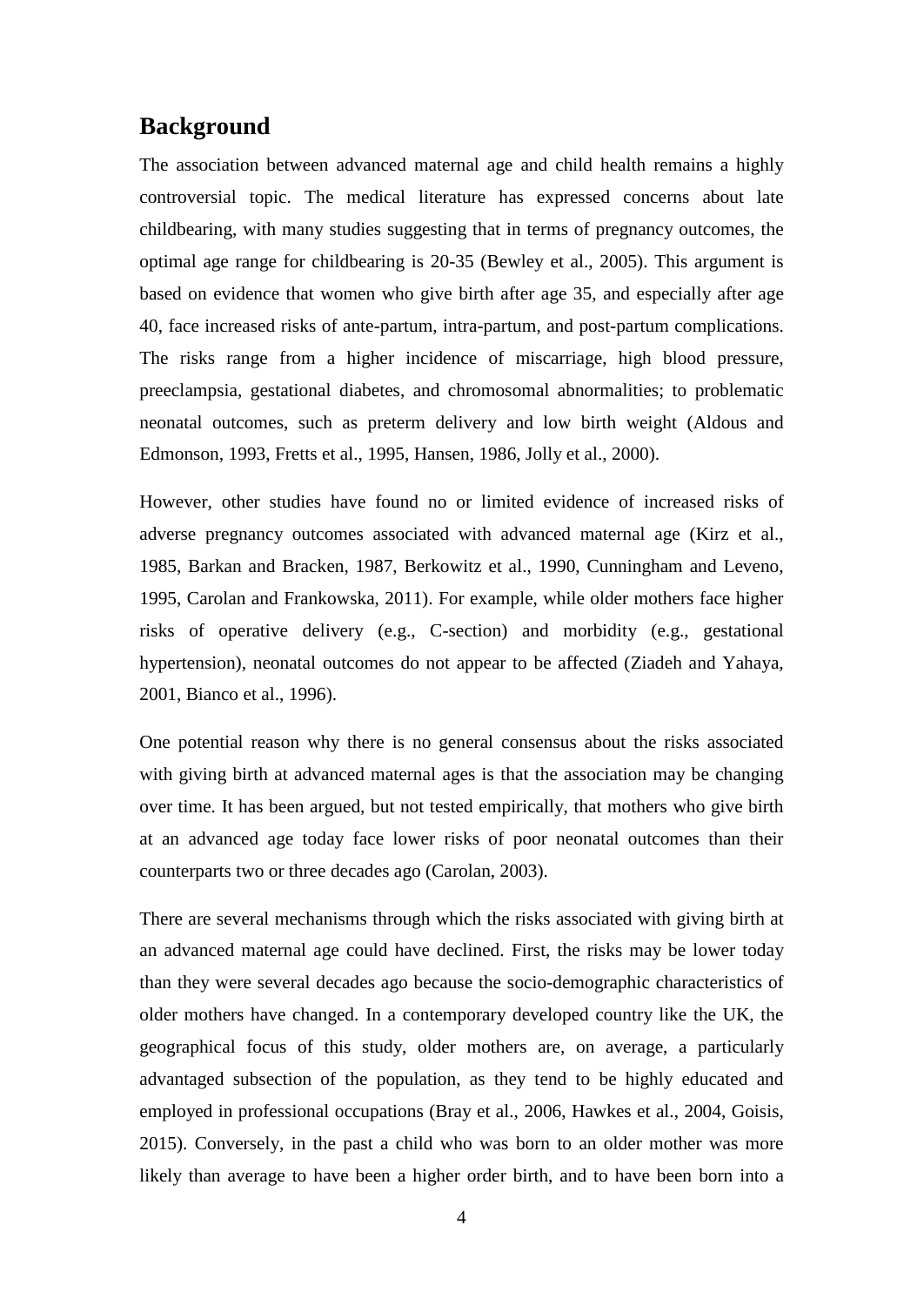## Background

The association between advanced maternal age and child health remains a highly controversial topic. The medical literature has expressed concerns about late childbearing, with many studies suggesting that in terms of pregnancy outcomes, the optimal age range for childbearing is 20-35 (Bewley et al., 2005). This argument is based on evidence that women who give birth after age 35, and especially after age 40, face increased risks of ante-partum, intra-partum, and post-partum complications. The risks range from a higher incidence of miscarriage, high blood pressure, preeclampsia, gestational diabetes, and chromosomal abnormalities; to problematic neonatal outcomes, such as preterm delivery and low birth weight (Aldous and Edmonson, 1993, Fretts et al., 1995, Hansen, 1986, Jolly et al., 2000).

However, other studies have found no or limited evidence of increased risks of adverse pregnancy outcomes associated with advanced maternal age (Kirz et al., 1985, Barkan and Bracken, 1987, Berkowitz et al., 1990, Cunningham and Leveno, 1995, Carolan and Frankowska, 2011). For example, while older mothers face higher risks of operative delivery (e.g., C-section) and morbidity (e.g., gestational hypertension), neonatal outcomes do not appear to be affected (Ziadeh and Yahaya, 2001, Bianco et al., 1996).

One potential reason why there is no general consensus about the risks associated with giving birth at advanced maternal ages is that the association may be changing over time. It has been argued, but not tested empirically, that mothers who give birth at an advanced age today face lower risks of poor neonatal outcomes than their counterparts two or three decades ago (Carolan, 2003).

There are several mechanisms through which the risks associated with giving birth at an advanced maternal age could have declined. First, the risks may be lower today than they were several decades ago because the socio-demographic characteristics of older mothers have changed. In a contemporary developed country like the UK, the geographical focus of this study, older mothers are, on average, a particularly advantaged subsection of the population, as they tend to be highly educated and employed in professional occupations (Bray et al., 2006, Hawkes et al., 2004, Goisis, 2015). Conversely, in the past a child who was born to an older mother was more likely than average to have been a higher order birth, and to have been born into a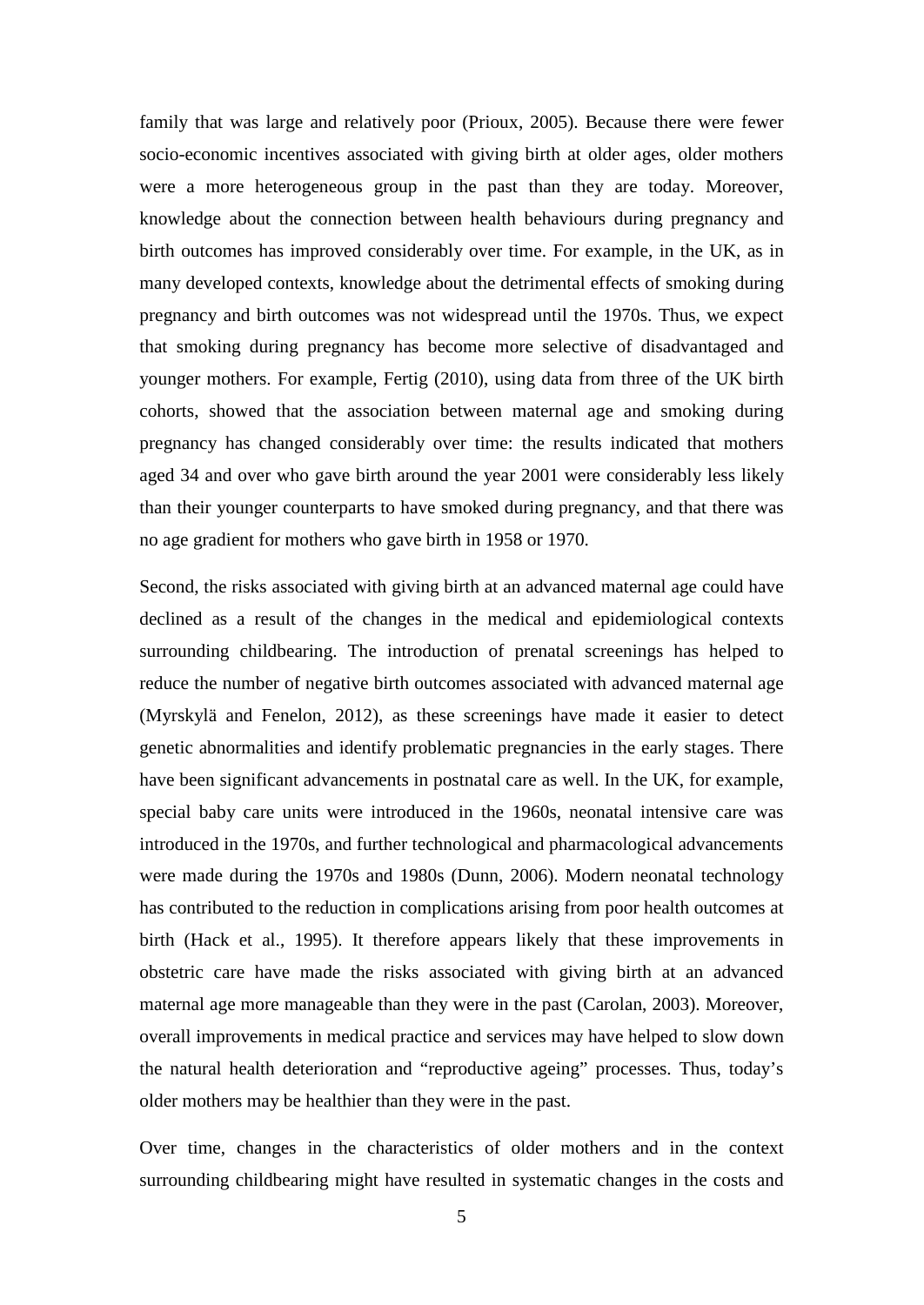family that was large and relatively poor (Prioux, 2005). Because there were fewer socio-economic incentives associated with giving birth at older ages, older mothers were a more heterogeneous group in the past than they are today. Moreover, knowledge about the connection between health behaviours during pregnancy and birth outcomes has improved considerably over time. For example, in the UK, as in many developed contexts, knowledge about the detrimental effects of smoking during pregnancy and birth outcomes was not widespread until the 1970s. Thus, we expect that smoking during pregnancy has become more selective of disadvantaged and younger mothers. For example, Fertig (2010), using data from three of the UK birth cohorts, showed that the association between maternal age and smoking during pregnancy has changed considerably over time: the results indicated that mothers aged 34 and over who gave birth around the year 2001 were considerably less likely than their younger counterparts to have smoked during pregnancy, and that there was no age gradient for mothers who gave birth in 1958 or 1970.

Second, the risks associated with giving birth at an advanced maternal age could have declined as a result of the changes in the medical and epidemiological contexts surrounding childbearing. The introduction of prenatal screenings has helped to reduce the number of negative birth outcomes associated with advanced maternal age (Myrskylä and Fenelon, 2012), as these screenings have made it easier to detect genetic abnormalities and identify problematic pregnancies in the early stages. There have been significant advancements in postnatal care as well. In the UK, for example, special baby care units were introduced in the 1960s, neonatal intensive care was introduced in the 1970s, and further technological and pharmacological advancements were made during the 1970s and 1980s (Dunn, 2006). Modern neonatal technology has contributed to the reduction in complications arising from poor health outcomes at birth (Hack et al., 1995). It therefore appears likely that these improvements in obstetric care have made the risks associated with giving birth at an advanced maternal age more manageable than they were in the past (Carolan, 2003). Moreover, overall improvements in medical practice and services may have helped to slow down the natural health deterioration and "reproductive ageing" processes. Thus, today's older mothers may be healthier than they were in the past.

Over time, changes in the characteristics of older mothers and in the context surrounding childbearing might have resulted in systematic changes in the costs and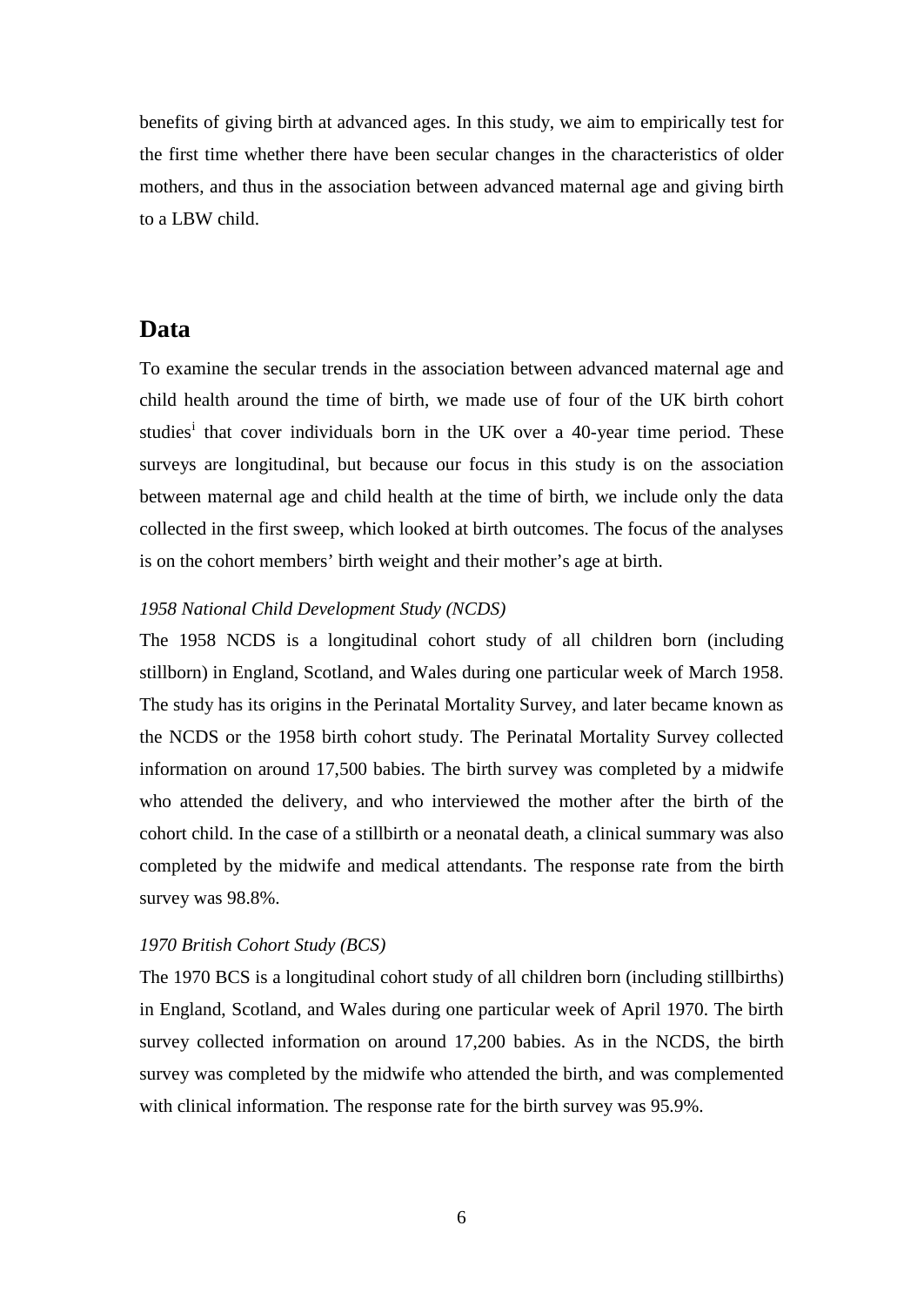benefits of giving birth at advanced ages. In this study, we aim to empirically test for the first time whether there have been secular changes in the characteristics of older mothers, and thus in the association between advanced maternal age and giving birth to a LBW child.

## Data

To examine the secular trends in the association between advanced maternal age and child health around the time of birth, we made use of four of the UK birth cohort studies[i] that cover individuals born in the UK over a 40-year time period. These surveys are longitudinal, but because our focus in this study is on the association between maternal age and child health at the time of birth, we include only the data collected in the first sweep, which looked at birth outcomes. The focus of the analyses is on the cohort members' birth weight and their mother's age at birth.

### *1958 National Child Development Study (NCDS)*

The 1958 NCDS is a longitudinal cohort study of all children born (including stillborn) in England, Scotland, and Wales during one particular week of March 1958. The study has its origins in the Perinatal Mortality Survey, and later became known as the NCDS or the 1958 birth cohort study. The Perinatal Mortality Survey collected information on around 17,500 babies. The birth survey was completed by a midwife who attended the delivery, and who interviewed the mother after the birth of the cohort child. In the case of a stillbirth or a neonatal death, a clinical summary was also completed by the midwife and medical attendants. The response rate from the birth survey was 98.8%.

### *1970 British Cohort Study (BCS)*

The 1970 BCS is a longitudinal cohort study of all children born (including stillbirths) in England, Scotland, and Wales during one particular week of April 1970. The birth survey collected information on around 17,200 babies. As in the NCDS, the birth survey was completed by the midwife who attended the birth, and was complemented with clinical information. The response rate for the birth survey was 95.9%.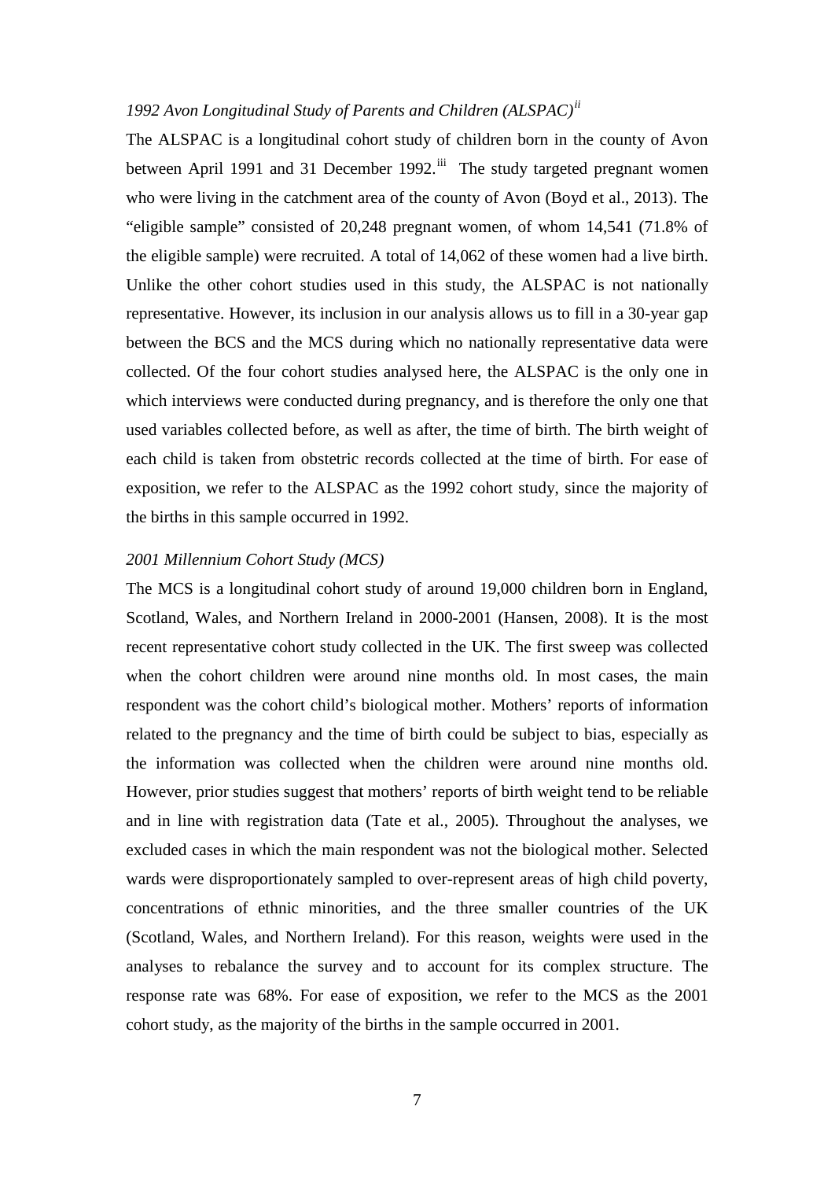*1992 Avon Longitudinal Study of Parents and Children (ALSPAC)[ii]*

The ALSPAC is a longitudinal cohort study of children born in the county of Avon between April 1991 and 31 December 1992.[iii] The study targeted pregnant women who were living in the catchment area of the county of Avon (Boyd et al., 2013). The "eligible sample" consisted of 20,248 pregnant women, of whom 14,541 (71.8% of the eligible sample) were recruited. A total of 14,062 of these women had a live birth. Unlike the other cohort studies used in this study, the ALSPAC is not nationally representative. However, its inclusion in our analysis allows us to fill in a 30-year gap between the BCS and the MCS during which no nationally representative data were collected. Of the four cohort studies analysed here, the ALSPAC is the only one in which interviews were conducted during pregnancy, and is therefore the only one that used variables collected before, as well as after, the time of birth. The birth weight of each child is taken from obstetric records collected at the time of birth. For ease of exposition, we refer to the ALSPAC as the 1992 cohort study, since the majority of the births in this sample occurred in 1992.

*2001 Millennium Cohort Study (MCS)*

The MCS is a longitudinal cohort study of around 19,000 children born in England, Scotland, Wales, and Northern Ireland in 2000-2001 (Hansen, 2008). It is the most recent representative cohort study collected in the UK. The first sweep was collected when the cohort children were around nine months old. In most cases, the main respondent was the cohort child's biological mother. Mothers' reports of information related to the pregnancy and the time of birth could be subject to bias, especially as the information was collected when the children were around nine months old. However, prior studies suggest that mothers' reports of birth weight tend to be reliable and in line with registration data (Tate et al., 2005). Throughout the analyses, we excluded cases in which the main respondent was not the biological mother. Selected wards were disproportionately sampled to over-represent areas of high child poverty, concentrations of ethnic minorities, and the three smaller countries of the UK (Scotland, Wales, and Northern Ireland). For this reason, weights were used in the analyses to rebalance the survey and to account for its complex structure. The response rate was 68%. For ease of exposition, we refer to the MCS as the 2001 cohort study, as the majority of the births in the sample occurred in 2001.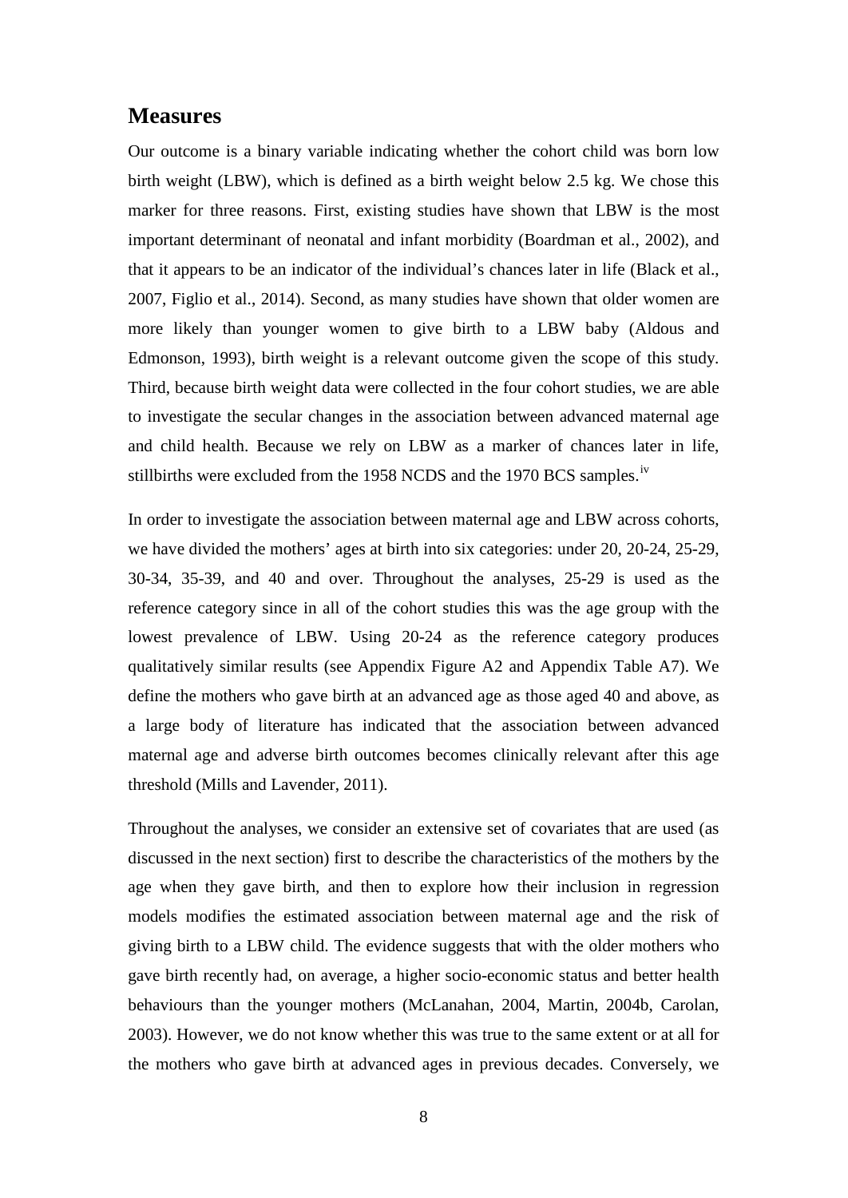## Measures

Our outcome is a binary variable indicating whether the cohort child was born low birth weight (LBW), which is defined as a birth weight below 2.5 kg. We chose this marker for three reasons. First, existing studies have shown that LBW is the most important determinant of neonatal and infant morbidity (Boardman et al., 2002), and that it appears to be an indicator of the individual's chances later in life (Black et al., 2007, Figlio et al., 2014). Second, as many studies have shown that older women are more likely than younger women to give birth to a LBW baby (Aldous and Edmonson, 1993), birth weight is a relevant outcome given the scope of this study. Third, because birth weight data were collected in the four cohort studies, we are able to investigate the secular changes in the association between advanced maternal age and child health. Because we rely on LBW as a marker of chances later in life, stillbirths were excluded from the 1958 NCDS and the 1970 BCS samples.[iv]

In order to investigate the association between maternal age and LBW across cohorts, we have divided the mothers' ages at birth into six categories: under 20, 20-24, 25-29, 30-34, 35-39, and 40 and over. Throughout the analyses, 25-29 is used as the reference category since in all of the cohort studies this was the age group with the lowest prevalence of LBW. Using 20-24 as the reference category produces qualitatively similar results (see Appendix Figure A2 and Appendix Table A7). We define the mothers who gave birth at an advanced age as those aged 40 and above, as a large body of literature has indicated that the association between advanced maternal age and adverse birth outcomes becomes clinically relevant after this age threshold (Mills and Lavender, 2011).

Throughout the analyses, we consider an extensive set of covariates that are used (as discussed in the next section) first to describe the characteristics of the mothers by the age when they gave birth, and then to explore how their inclusion in regression models modifies the estimated association between maternal age and the risk of giving birth to a LBW child. The evidence suggests that with the older mothers who gave birth recently had, on average, a higher socio-economic status and better health behaviours than the younger mothers (McLanahan, 2004, Martin, 2004b, Carolan, 2003). However, we do not know whether this was true to the same extent or at all for the mothers who gave birth at advanced ages in previous decades. Conversely, we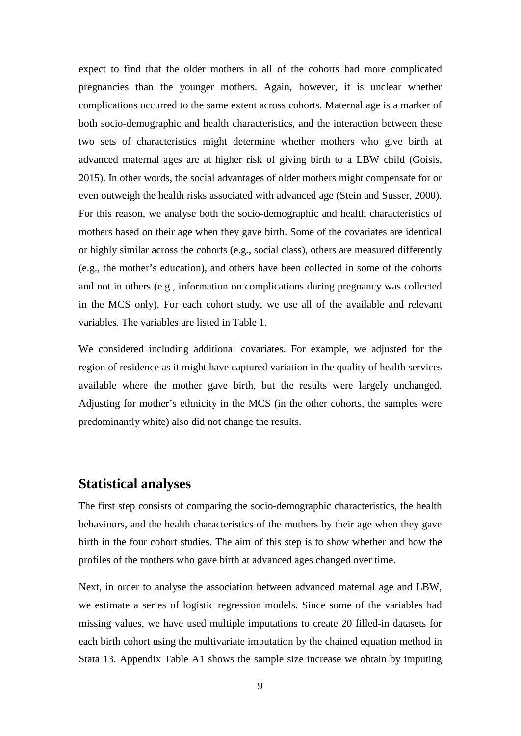expect to find that the older mothers in all of the cohorts had more complicated pregnancies than the younger mothers. Again, however, it is unclear whether complications occurred to the same extent across cohorts. Maternal age is a marker of both socio-demographic and health characteristics, and the interaction between these two sets of characteristics might determine whether mothers who give birth at advanced maternal ages are at higher risk of giving birth to a LBW child (Goisis, 2015). In other words, the social advantages of older mothers might compensate for or even outweigh the health risks associated with advanced age (Stein and Susser, 2000). For this reason, we analyse both the socio-demographic and health characteristics of mothers based on their age when they gave birth. Some of the covariates are identical or highly similar across the cohorts (e.g., social class), others are measured differently (e.g., the mother's education), and others have been collected in some of the cohorts and not in others (e.g., information on complications during pregnancy was collected in the MCS only). For each cohort study, we use all of the available and relevant variables. The variables are listed in Table 1.

We considered including additional covariates. For example, we adjusted for the region of residence as it might have captured variation in the quality of health services available where the mother gave birth, but the results were largely unchanged. Adjusting for mother's ethnicity in the MCS (in the other cohorts, the samples were predominantly white) also did not change the results.

## Statistical analyses

The first step consists of comparing the socio-demographic characteristics, the health behaviours, and the health characteristics of the mothers by their age when they gave birth in the four cohort studies. The aim of this step is to show whether and how the profiles of the mothers who gave birth at advanced ages changed over time.

Next, in order to analyse the association between advanced maternal age and LBW, we estimate a series of logistic regression models. Since some of the variables had missing values, we have used multiple imputations to create 20 filled-in datasets for each birth cohort using the multivariate imputation by the chained equation method in Stata 13. Appendix Table A1 shows the sample size increase we obtain by imputing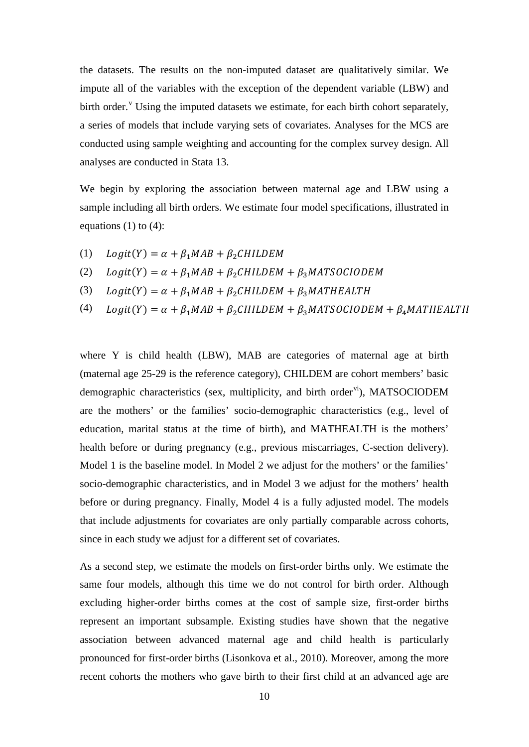the datasets. The results on the non-imputed dataset are qualitatively similar. We impute all of the variables with the exception of the dependent variable (LBW) and birth order.[v] Using the imputed datasets we estimate, for each birth cohort separately, a series of models that include varying sets of covariates. Analyses for the MCS are conducted using sample weighting and accounting for the complex survey design. All analyses are conducted in Stata 13.

We begin by exploring the association between maternal age and LBW using a sample including all birth orders. We estimate four model specifications, illustrated in equations (1) to (4):

(1) $Logit(Y) = \alpha + \beta_1 MAB + \beta_2 CHILDEM$

(2) $Logit(Y) = \alpha + \beta_1 MAB + \beta_2 CHILDEM + \beta_3 MATSOCIODEM$

(3) $Logit(Y) = \alpha + \beta_1 MAB + \beta_2 CHILDEM + \beta_3 MATHEALTH$

(4) $Logit(Y) = \alpha + \beta_1 MAB + \beta_2 CHILDEM + \beta_3 MATSOCIODEM + \beta_4 MATHEALTH$

where Y is child health (LBW), MAB are categories of maternal age at birth (maternal age 25-29 is the reference category), CHILDEM are cohort members' basic demographic characteristics (sex, multiplicity, and birth order[vi]), MATSOCIODEM are the mothers' or the families' socio-demographic characteristics (e.g., level of education, marital status at the time of birth), and MATHEALTH is the mothers' health before or during pregnancy (e.g., previous miscarriages, C-section delivery). Model 1 is the baseline model. In Model 2 we adjust for the mothers' or the families' socio-demographic characteristics, and in Model 3 we adjust for the mothers' health before or during pregnancy. Finally, Model 4 is a fully adjusted model. The models that include adjustments for covariates are only partially comparable across cohorts, since in each study we adjust for a different set of covariates.

As a second step, we estimate the models on first-order births only. We estimate the same four models, although this time we do not control for birth order. Although excluding higher-order births comes at the cost of sample size, first-order births represent an important subsample. Existing studies have shown that the negative association between advanced maternal age and child health is particularly pronounced for first-order births (Lisonkova et al., 2010). Moreover, among the more recent cohorts the mothers who gave birth to their first child at an advanced age are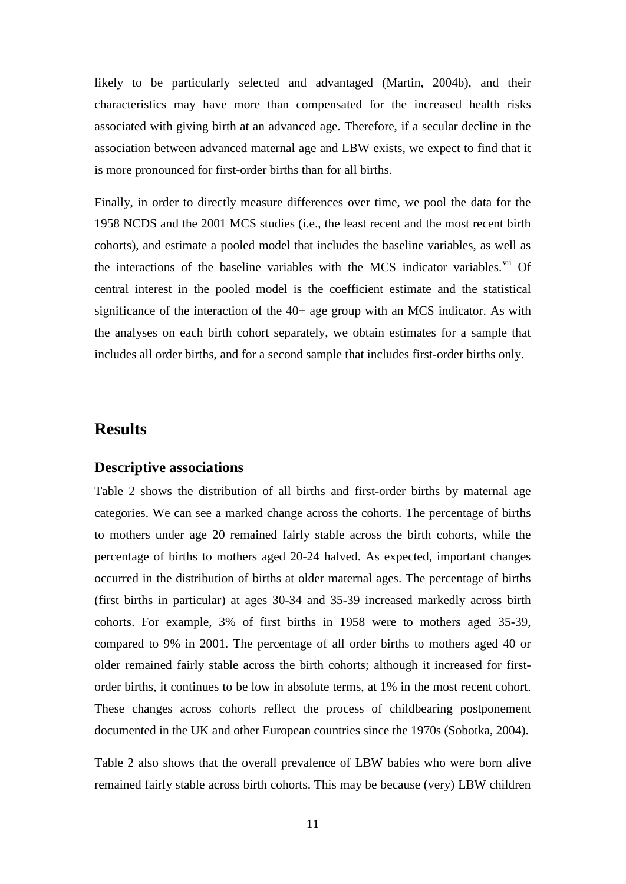likely to be particularly selected and advantaged (Martin, 2004b), and their characteristics may have more than compensated for the increased health risks associated with giving birth at an advanced age. Therefore, if a secular decline in the association between advanced maternal age and LBW exists, we expect to find that it is more pronounced for first-order births than for all births.

Finally, in order to directly measure differences over time, we pool the data for the 1958 NCDS and the 2001 MCS studies (i.e., the least recent and the most recent birth cohorts), and estimate a pooled model that includes the baseline variables, as well as the interactions of the baseline variables with the MCS indicator variables.[vii] Of central interest in the pooled model is the coefficient estimate and the statistical significance of the interaction of the 40+ age group with an MCS indicator. As with the analyses on each birth cohort separately, we obtain estimates for a sample that includes all order births, and for a second sample that includes first-order births only.

## Results

### Descriptive associations

Table 2 shows the distribution of all births and first-order births by maternal age categories. We can see a marked change across the cohorts. The percentage of births to mothers under age 20 remained fairly stable across the birth cohorts, while the percentage of births to mothers aged 20-24 halved. As expected, important changes occurred in the distribution of births at older maternal ages. The percentage of births (first births in particular) at ages 30-34 and 35-39 increased markedly across birth cohorts. For example, 3% of first births in 1958 were to mothers aged 35-39, compared to 9% in 2001. The percentage of all order births to mothers aged 40 or older remained fairly stable across the birth cohorts; although it increased for first-order births, it continues to be low in absolute terms, at 1% in the most recent cohort. These changes across cohorts reflect the process of childbearing postponement documented in the UK and other European countries since the 1970s (Sobotka, 2004).

Table 2 also shows that the overall prevalence of LBW babies who were born alive remained fairly stable across birth cohorts. This may be because (very) LBW children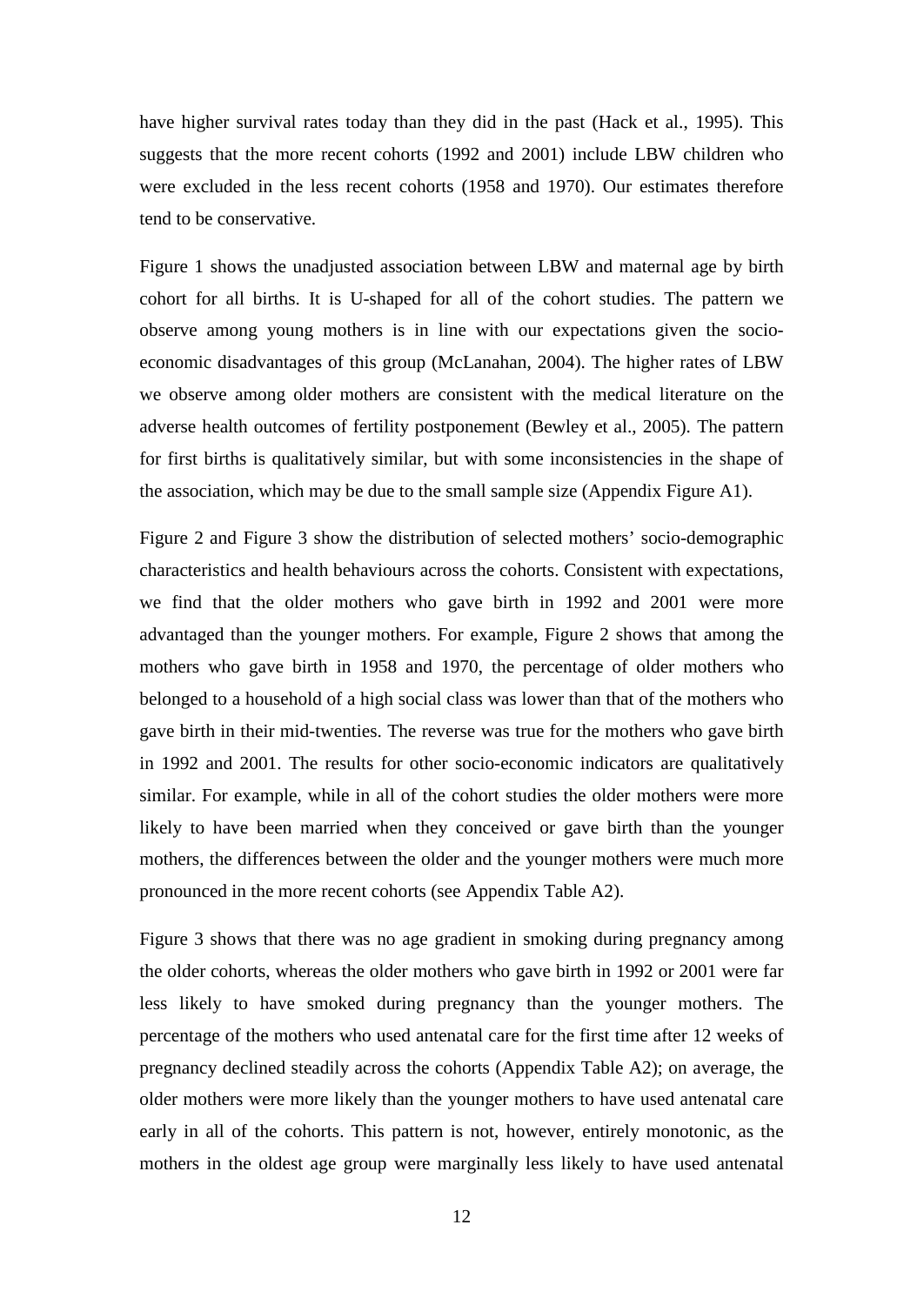have higher survival rates today than they did in the past (Hack et al., 1995). This suggests that the more recent cohorts (1992 and 2001) include LBW children who were excluded in the less recent cohorts (1958 and 1970). Our estimates therefore tend to be conservative.

Figure 1 shows the unadjusted association between LBW and maternal age by birth cohort for all births. It is U-shaped for all of the cohort studies. The pattern we observe among young mothers is in line with our expectations given the socio-economic disadvantages of this group (McLanahan, 2004). The higher rates of LBW we observe among older mothers are consistent with the medical literature on the adverse health outcomes of fertility postponement (Bewley et al., 2005). The pattern for first births is qualitatively similar, but with some inconsistencies in the shape of the association, which may be due to the small sample size (Appendix Figure A1).

Figure 2 and Figure 3 show the distribution of selected mothers' socio-demographic characteristics and health behaviours across the cohorts. Consistent with expectations, we find that the older mothers who gave birth in 1992 and 2001 were more advantaged than the younger mothers. For example, Figure 2 shows that among the mothers who gave birth in 1958 and 1970, the percentage of older mothers who belonged to a household of a high social class was lower than that of the mothers who gave birth in their mid-twenties. The reverse was true for the mothers who gave birth in 1992 and 2001. The results for other socio-economic indicators are qualitatively similar. For example, while in all of the cohort studies the older mothers were more likely to have been married when they conceived or gave birth than the younger mothers, the differences between the older and the younger mothers were much more pronounced in the more recent cohorts (see Appendix Table A2).

Figure 3 shows that there was no age gradient in smoking during pregnancy among the older cohorts, whereas the older mothers who gave birth in 1992 or 2001 were far less likely to have smoked during pregnancy than the younger mothers. The percentage of the mothers who used antenatal care for the first time after 12 weeks of pregnancy declined steadily across the cohorts (Appendix Table A2); on average, the older mothers were more likely than the younger mothers to have used antenatal care early in all of the cohorts. This pattern is not, however, entirely monotonic, as the mothers in the oldest age group were marginally less likely to have used antenatal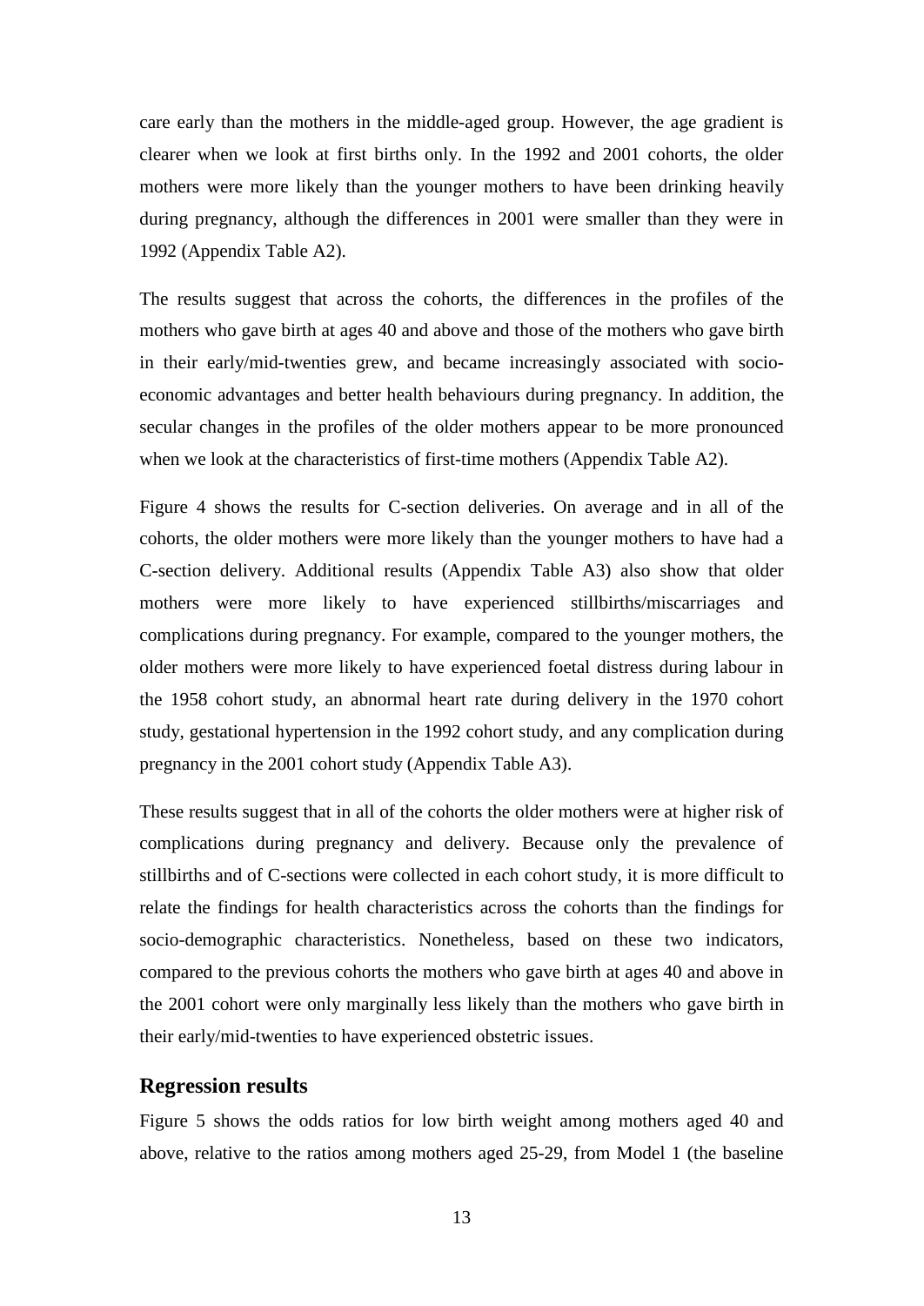care early than the mothers in the middle-aged group. However, the age gradient is clearer when we look at first births only. In the 1992 and 2001 cohorts, the older mothers were more likely than the younger mothers to have been drinking heavily during pregnancy, although the differences in 2001 were smaller than they were in 1992 (Appendix Table A2).

The results suggest that across the cohorts, the differences in the profiles of the mothers who gave birth at ages 40 and above and those of the mothers who gave birth in their early/mid-twenties grew, and became increasingly associated with socio-economic advantages and better health behaviours during pregnancy. In addition, the secular changes in the profiles of the older mothers appear to be more pronounced when we look at the characteristics of first-time mothers (Appendix Table A2).

Figure 4 shows the results for C-section deliveries. On average and in all of the cohorts, the older mothers were more likely than the younger mothers to have had a C-section delivery. Additional results (Appendix Table A3) also show that older mothers were more likely to have experienced stillbirths/miscarriages and complications during pregnancy. For example, compared to the younger mothers, the older mothers were more likely to have experienced foetal distress during labour in the 1958 cohort study, an abnormal heart rate during delivery in the 1970 cohort study, gestational hypertension in the 1992 cohort study, and any complication during pregnancy in the 2001 cohort study (Appendix Table A3).

These results suggest that in all of the cohorts the older mothers were at higher risk of complications during pregnancy and delivery. Because only the prevalence of stillbirths and of C-sections were collected in each cohort study, it is more difficult to relate the findings for health characteristics across the cohorts than the findings for socio-demographic characteristics. Nonetheless, based on these two indicators, compared to the previous cohorts the mothers who gave birth at ages 40 and above in the 2001 cohort were only marginally less likely than the mothers who gave birth in their early/mid-twenties to have experienced obstetric issues.

## Regression results

Figure 5 shows the odds ratios for low birth weight among mothers aged 40 and above, relative to the ratios among mothers aged 25-29, from Model 1 (the baseline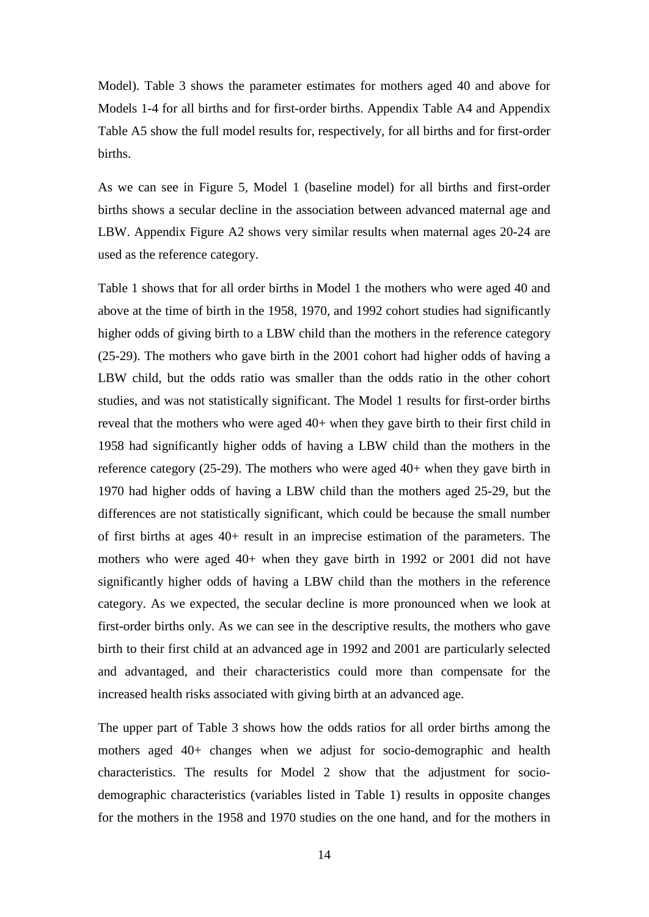Model). Table 3 shows the parameter estimates for mothers aged 40 and above for Models 1-4 for all births and for first-order births. Appendix Table A4 and Appendix Table A5 show the full model results for, respectively, for all births and for first-order births.

As we can see in Figure 5, Model 1 (baseline model) for all births and first-order births shows a secular decline in the association between advanced maternal age and LBW. Appendix Figure A2 shows very similar results when maternal ages 20-24 are used as the reference category.

Table 1 shows that for all order births in Model 1 the mothers who were aged 40 and above at the time of birth in the 1958, 1970, and 1992 cohort studies had significantly higher odds of giving birth to a LBW child than the mothers in the reference category (25-29). The mothers who gave birth in the 2001 cohort had higher odds of having a LBW child, but the odds ratio was smaller than the odds ratio in the other cohort studies, and was not statistically significant. The Model 1 results for first-order births reveal that the mothers who were aged 40+ when they gave birth to their first child in 1958 had significantly higher odds of having a LBW child than the mothers in the reference category (25-29). The mothers who were aged 40+ when they gave birth in 1970 had higher odds of having a LBW child than the mothers aged 25-29, but the differences are not statistically significant, which could be because the small number of first births at ages 40+ result in an imprecise estimation of the parameters. The mothers who were aged 40+ when they gave birth in 1992 or 2001 did not have significantly higher odds of having a LBW child than the mothers in the reference category. As we expected, the secular decline is more pronounced when we look at first-order births only. As we can see in the descriptive results, the mothers who gave birth to their first child at an advanced age in 1992 and 2001 are particularly selected and advantaged, and their characteristics could more than compensate for the increased health risks associated with giving birth at an advanced age.

The upper part of Table 3 shows how the odds ratios for all order births among the mothers aged 40+ changes when we adjust for socio-demographic and health characteristics. The results for Model 2 show that the adjustment for socio-demographic characteristics (variables listed in Table 1) results in opposite changes for the mothers in the 1958 and 1970 studies on the one hand, and for the mothers in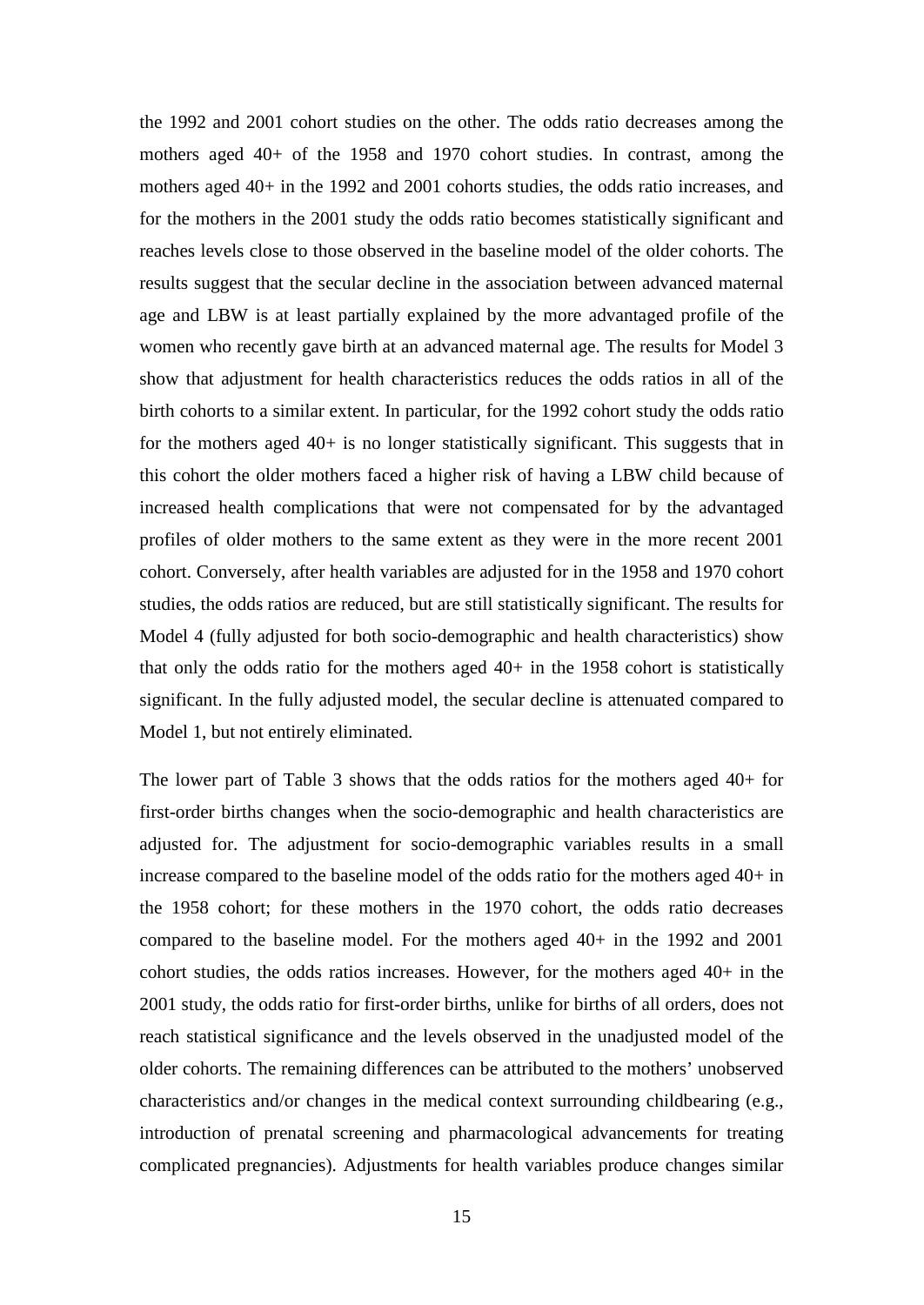the 1992 and 2001 cohort studies on the other. The odds ratio decreases among the mothers aged 40+ of the 1958 and 1970 cohort studies. In contrast, among the mothers aged 40+ in the 1992 and 2001 cohorts studies, the odds ratio increases, and for the mothers in the 2001 study the odds ratio becomes statistically significant and reaches levels close to those observed in the baseline model of the older cohorts. The results suggest that the secular decline in the association between advanced maternal age and LBW is at least partially explained by the more advantaged profile of the women who recently gave birth at an advanced maternal age. The results for Model 3 show that adjustment for health characteristics reduces the odds ratios in all of the birth cohorts to a similar extent. In particular, for the 1992 cohort study the odds ratio for the mothers aged 40+ is no longer statistically significant. This suggests that in this cohort the older mothers faced a higher risk of having a LBW child because of increased health complications that were not compensated for by the advantaged profiles of older mothers to the same extent as they were in the more recent 2001 cohort. Conversely, after health variables are adjusted for in the 1958 and 1970 cohort studies, the odds ratios are reduced, but are still statistically significant. The results for Model 4 (fully adjusted for both socio-demographic and health characteristics) show that only the odds ratio for the mothers aged 40+ in the 1958 cohort is statistically significant. In the fully adjusted model, the secular decline is attenuated compared to Model 1, but not entirely eliminated.

The lower part of Table 3 shows that the odds ratios for the mothers aged 40+ for first-order births changes when the socio-demographic and health characteristics are adjusted for. The adjustment for socio-demographic variables results in a small increase compared to the baseline model of the odds ratio for the mothers aged 40+ in the 1958 cohort; for these mothers in the 1970 cohort, the odds ratio decreases compared to the baseline model. For the mothers aged 40+ in the 1992 and 2001 cohort studies, the odds ratios increases. However, for the mothers aged 40+ in the 2001 study, the odds ratio for first-order births, unlike for births of all orders, does not reach statistical significance and the levels observed in the unadjusted model of the older cohorts. The remaining differences can be attributed to the mothers' unobserved characteristics and/or changes in the medical context surrounding childbearing (e.g., introduction of prenatal screening and pharmacological advancements for treating complicated pregnancies). Adjustments for health variables produce changes similar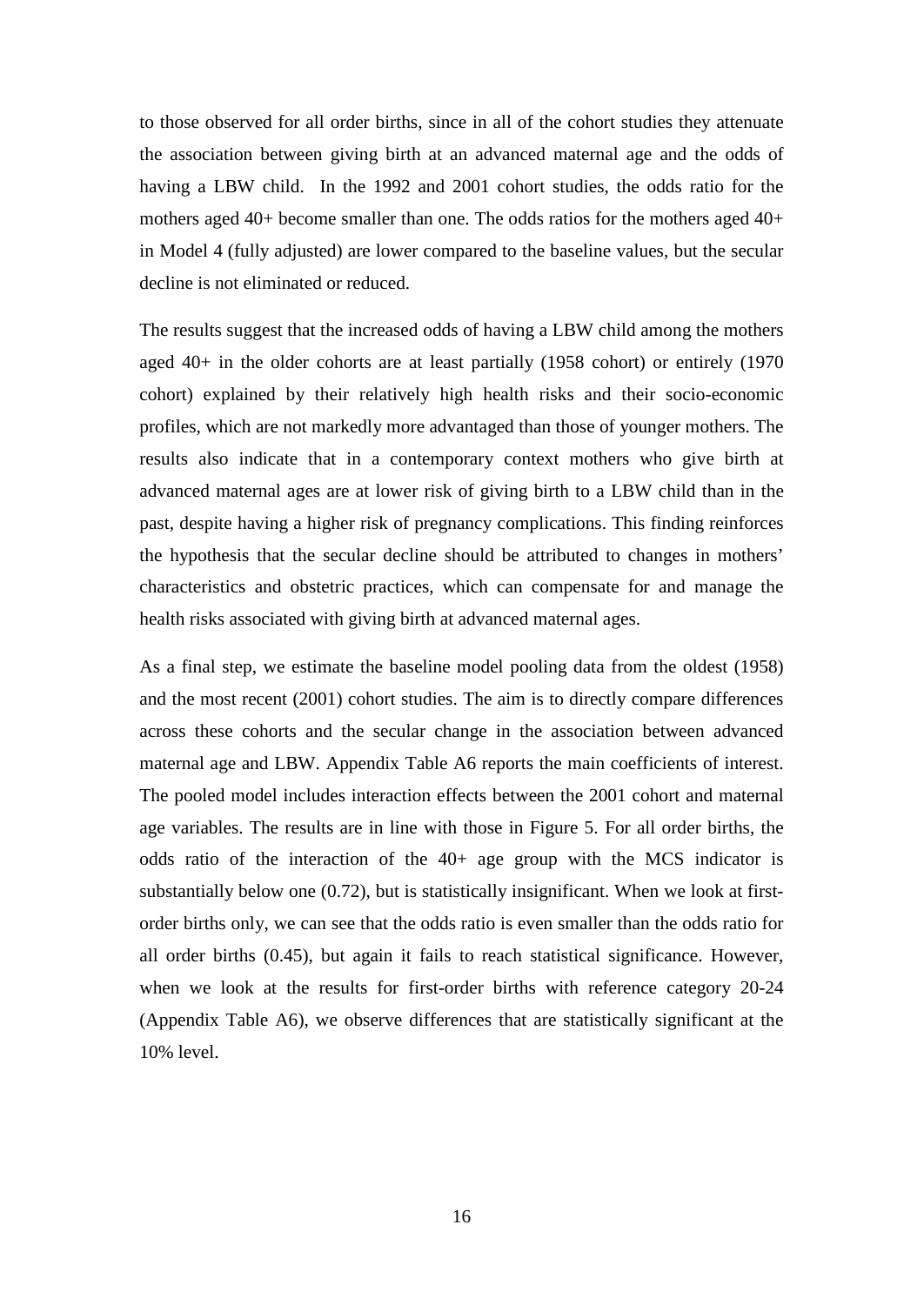to those observed for all order births, since in all of the cohort studies they attenuate the association between giving birth at an advanced maternal age and the odds of having a LBW child. In the 1992 and 2001 cohort studies, the odds ratio for the mothers aged 40+ become smaller than one. The odds ratios for the mothers aged 40+ in Model 4 (fully adjusted) are lower compared to the baseline values, but the secular decline is not eliminated or reduced.

The results suggest that the increased odds of having a LBW child among the mothers aged 40+ in the older cohorts are at least partially (1958 cohort) or entirely (1970 cohort) explained by their relatively high health risks and their socio-economic profiles, which are not markedly more advantaged than those of younger mothers. The results also indicate that in a contemporary context mothers who give birth at advanced maternal ages are at lower risk of giving birth to a LBW child than in the past, despite having a higher risk of pregnancy complications. This finding reinforces the hypothesis that the secular decline should be attributed to changes in mothers' characteristics and obstetric practices, which can compensate for and manage the health risks associated with giving birth at advanced maternal ages.

As a final step, we estimate the baseline model pooling data from the oldest (1958) and the most recent (2001) cohort studies. The aim is to directly compare differences across these cohorts and the secular change in the association between advanced maternal age and LBW. Appendix Table A6 reports the main coefficients of interest. The pooled model includes interaction effects between the 2001 cohort and maternal age variables. The results are in line with those in Figure 5. For all order births, the odds ratio of the interaction of the 40+ age group with the MCS indicator is substantially below one (0.72), but is statistically insignificant. When we look at first-order births only, we can see that the odds ratio is even smaller than the odds ratio for all order births (0.45), but again it fails to reach statistical significance. However, when we look at the results for first-order births with reference category 20-24 (Appendix Table A6), we observe differences that are statistically significant at the 10% level.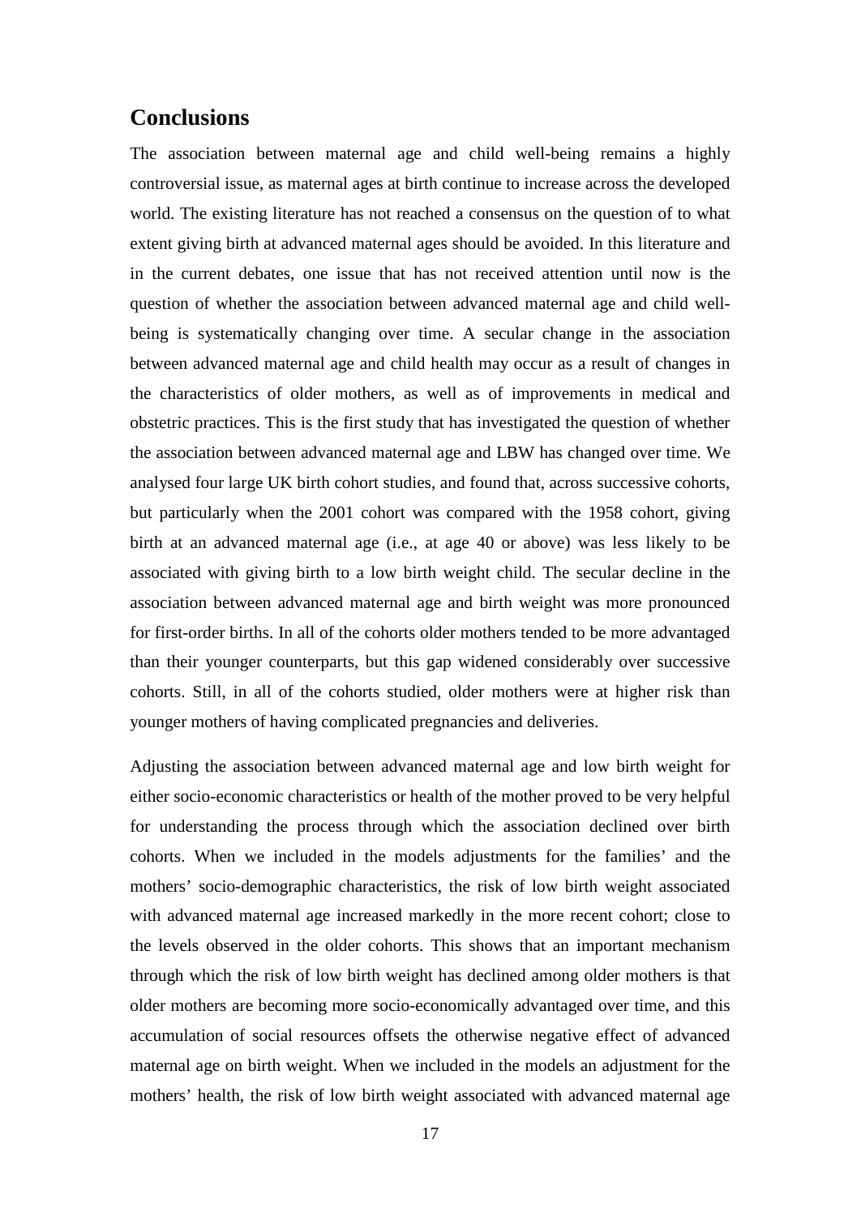## Conclusions

The association between maternal age and child well-being remains a highly controversial issue, as maternal ages at birth continue to increase across the developed world. The existing literature has not reached a consensus on the question of to what extent giving birth at advanced maternal ages should be avoided. In this literature and in the current debates, one issue that has not received attention until now is the question of whether the association between advanced maternal age and child well-being is systematically changing over time. A secular change in the association between advanced maternal age and child health may occur as a result of changes in the characteristics of older mothers, as well as of improvements in medical and obstetric practices. This is the first study that has investigated the question of whether the association between advanced maternal age and LBW has changed over time. We analysed four large UK birth cohort studies, and found that, across successive cohorts, but particularly when the 2001 cohort was compared with the 1958 cohort, giving birth at an advanced maternal age (i.e., at age 40 or above) was less likely to be associated with giving birth to a low birth weight child. The secular decline in the association between advanced maternal age and birth weight was more pronounced for first-order births. In all of the cohorts older mothers tended to be more advantaged than their younger counterparts, but this gap widened considerably over successive cohorts. Still, in all of the cohorts studied, older mothers were at higher risk than younger mothers of having complicated pregnancies and deliveries.

Adjusting the association between advanced maternal age and low birth weight for either socio-economic characteristics or health of the mother proved to be very helpful for understanding the process through which the association declined over birth cohorts. When we included in the models adjustments for the families' and the mothers' socio-demographic characteristics, the risk of low birth weight associated with advanced maternal age increased markedly in the more recent cohort; close to the levels observed in the older cohorts. This shows that an important mechanism through which the risk of low birth weight has declined among older mothers is that older mothers are becoming more socio-economically advantaged over time, and this accumulation of social resources offsets the otherwise negative effect of advanced maternal age on birth weight. When we included in the models an adjustment for the mothers' health, the risk of low birth weight associated with advanced maternal age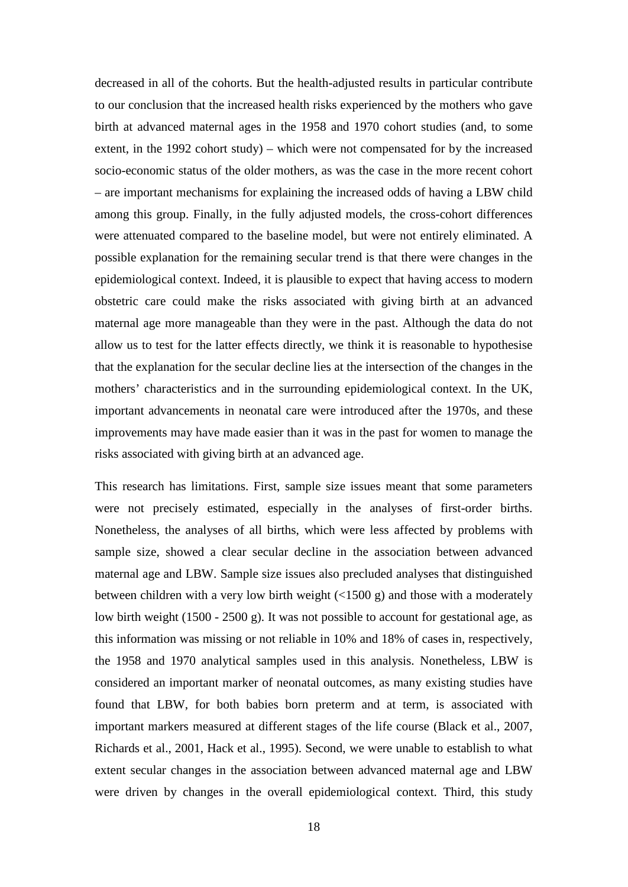decreased in all of the cohorts. But the health-adjusted results in particular contribute to our conclusion that the increased health risks experienced by the mothers who gave birth at advanced maternal ages in the 1958 and 1970 cohort studies (and, to some extent, in the 1992 cohort study) – which were not compensated for by the increased socio-economic status of the older mothers, as was the case in the more recent cohort – are important mechanisms for explaining the increased odds of having a LBW child among this group. Finally, in the fully adjusted models, the cross-cohort differences were attenuated compared to the baseline model, but were not entirely eliminated. A possible explanation for the remaining secular trend is that there were changes in the epidemiological context. Indeed, it is plausible to expect that having access to modern obstetric care could make the risks associated with giving birth at an advanced maternal age more manageable than they were in the past. Although the data do not allow us to test for the latter effects directly, we think it is reasonable to hypothesise that the explanation for the secular decline lies at the intersection of the changes in the mothers' characteristics and in the surrounding epidemiological context. In the UK, important advancements in neonatal care were introduced after the 1970s, and these improvements may have made easier than it was in the past for women to manage the risks associated with giving birth at an advanced age.

This research has limitations. First, sample size issues meant that some parameters were not precisely estimated, especially in the analyses of first-order births. Nonetheless, the analyses of all births, which were less affected by problems with sample size, showed a clear secular decline in the association between advanced maternal age and LBW. Sample size issues also precluded analyses that distinguished between children with a very low birth weight (<1500 g) and those with a moderately low birth weight (1500 - 2500 g). It was not possible to account for gestational age, as this information was missing or not reliable in 10% and 18% of cases in, respectively, the 1958 and 1970 analytical samples used in this analysis. Nonetheless, LBW is considered an important marker of neonatal outcomes, as many existing studies have found that LBW, for both babies born preterm and at term, is associated with important markers measured at different stages of the life course (Black et al., 2007, Richards et al., 2001, Hack et al., 1995). Second, we were unable to establish to what extent secular changes in the association between advanced maternal age and LBW were driven by changes in the overall epidemiological context. Third, this study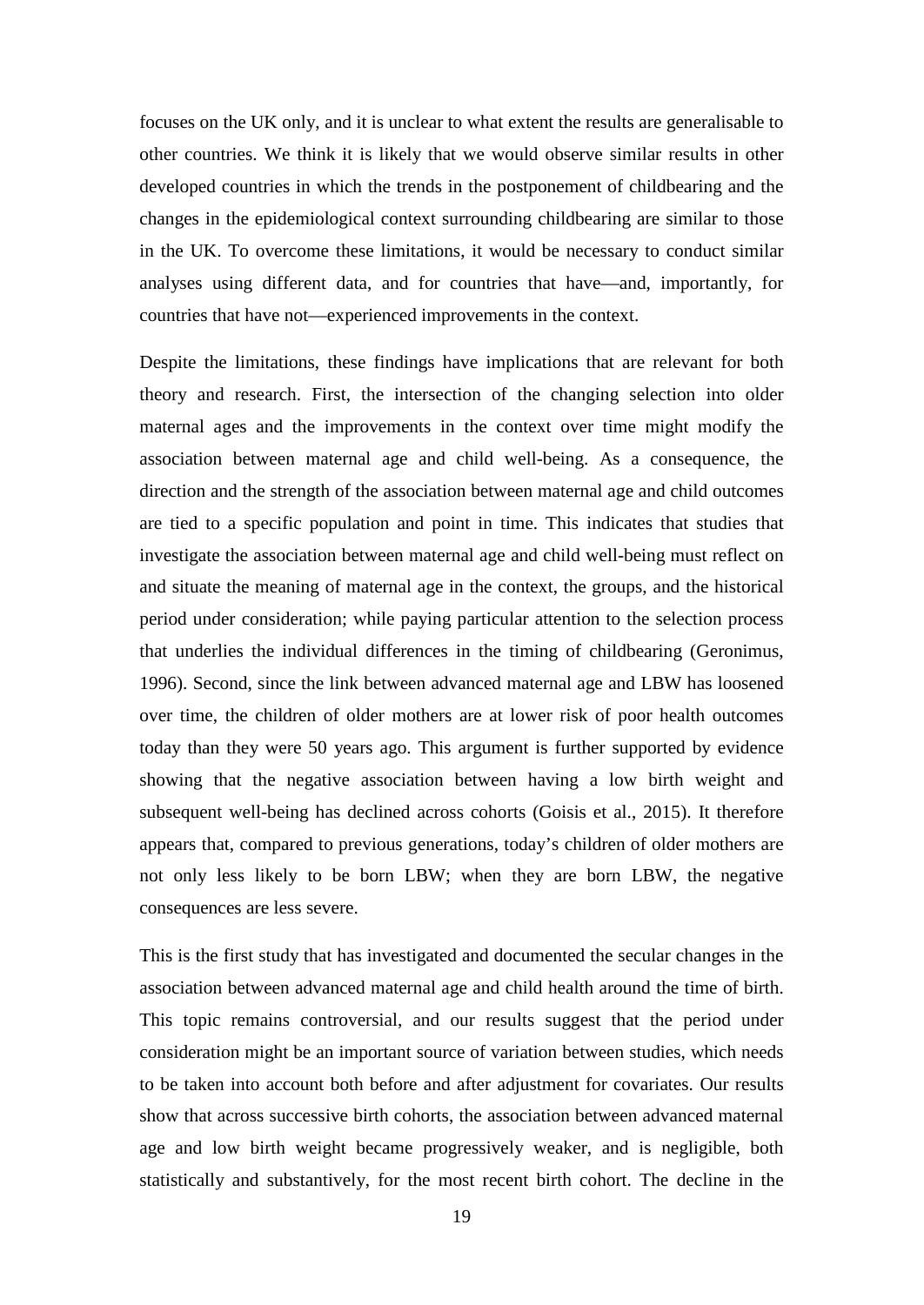focuses on the UK only, and it is unclear to what extent the results are generalisable to other countries. We think it is likely that we would observe similar results in other developed countries in which the trends in the postponement of childbearing and the changes in the epidemiological context surrounding childbearing are similar to those in the UK. To overcome these limitations, it would be necessary to conduct similar analyses using different data, and for countries that have—and, importantly, for countries that have not—experienced improvements in the context.

Despite the limitations, these findings have implications that are relevant for both theory and research. First, the intersection of the changing selection into older maternal ages and the improvements in the context over time might modify the association between maternal age and child well-being. As a consequence, the direction and the strength of the association between maternal age and child outcomes are tied to a specific population and point in time. This indicates that studies that investigate the association between maternal age and child well-being must reflect on and situate the meaning of maternal age in the context, the groups, and the historical period under consideration; while paying particular attention to the selection process that underlies the individual differences in the timing of childbearing (Geronimus, 1996). Second, since the link between advanced maternal age and LBW has loosened over time, the children of older mothers are at lower risk of poor health outcomes today than they were 50 years ago. This argument is further supported by evidence showing that the negative association between having a low birth weight and subsequent well-being has declined across cohorts (Goisis et al., 2015). It therefore appears that, compared to previous generations, today's children of older mothers are not only less likely to be born LBW; when they are born LBW, the negative consequences are less severe.

This is the first study that has investigated and documented the secular changes in the association between advanced maternal age and child health around the time of birth. This topic remains controversial, and our results suggest that the period under consideration might be an important source of variation between studies, which needs to be taken into account both before and after adjustment for covariates. Our results show that across successive birth cohorts, the association between advanced maternal age and low birth weight became progressively weaker, and is negligible, both statistically and substantively, for the most recent birth cohort. The decline in the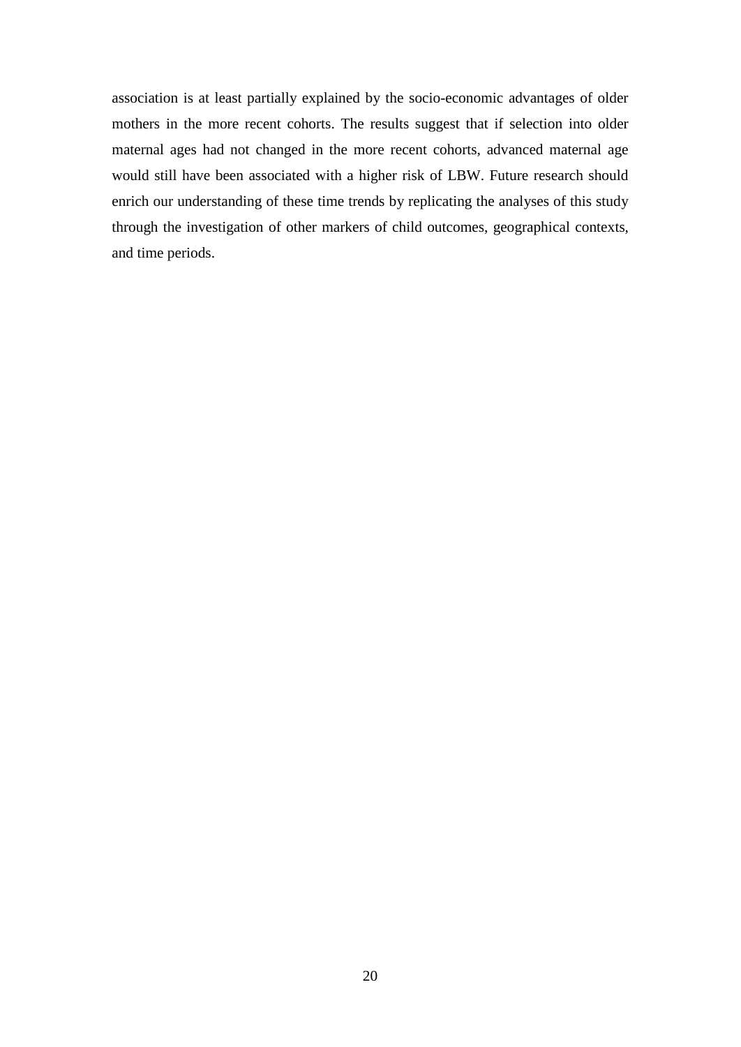association is at least partially explained by the socio-economic advantages of older mothers in the more recent cohorts. The results suggest that if selection into older maternal ages had not changed in the more recent cohorts, advanced maternal age would still have been associated with a higher risk of LBW. Future research should enrich our understanding of these time trends by replicating the analyses of this study through the investigation of other markers of child outcomes, geographical contexts, and time periods.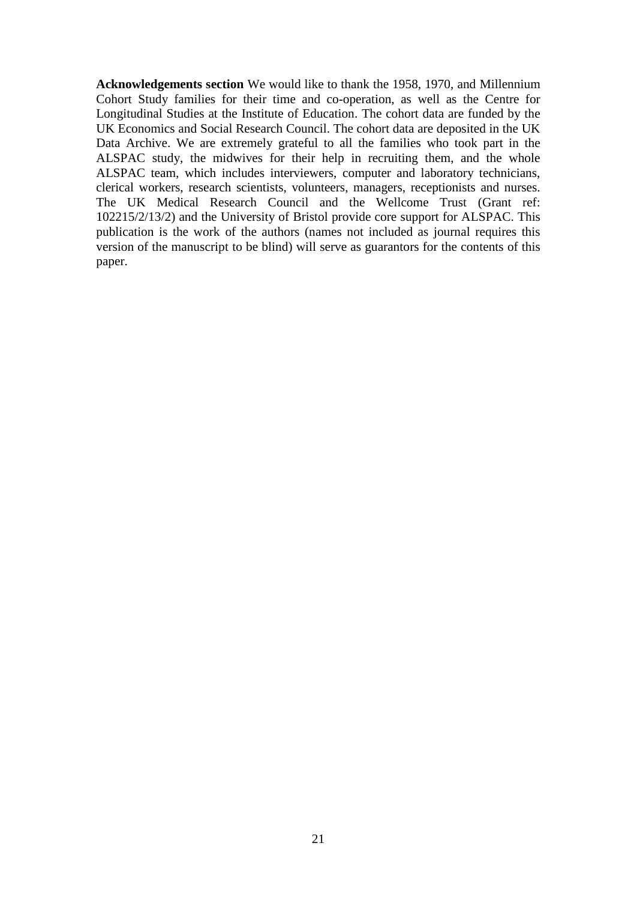**Acknowledgements section** We would like to thank the 1958, 1970, and Millennium Cohort Study families for their time and co-operation, as well as the Centre for Longitudinal Studies at the Institute of Education. The cohort data are funded by the UK Economics and Social Research Council. The cohort data are deposited in the UK Data Archive. We are extremely grateful to all the families who took part in the ALSPAC study, the midwives for their help in recruiting them, and the whole ALSPAC team, which includes interviewers, computer and laboratory technicians, clerical workers, research scientists, volunteers, managers, receptionists and nurses. The UK Medical Research Council and the Wellcome Trust (Grant ref: 102215/2/13/2) and the University of Bristol provide core support for ALSPAC. This publication is the work of the authors (names not included as journal requires this version of the manuscript to be blind) will serve as guarantors for the contents of this paper.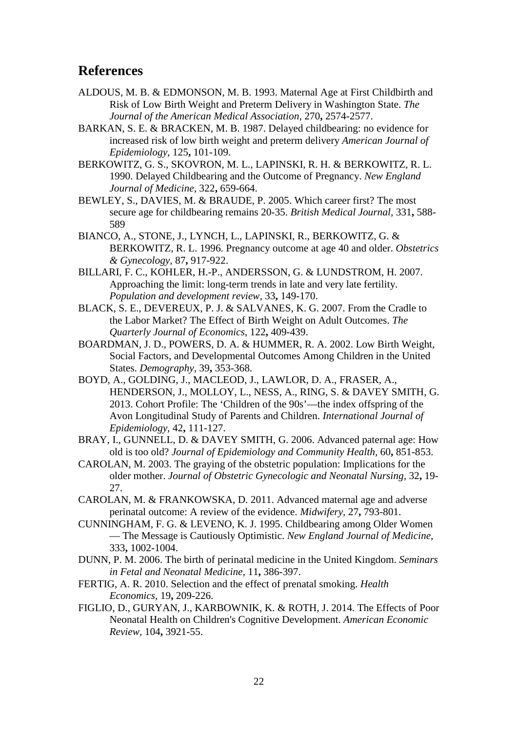## References

ALDOUS, M. B. & EDMONSON, M. B. 1993. Maternal Age at First Childbirth and Risk of Low Birth Weight and Preterm Delivery in Washington State. *The Journal of the American Medical Association,* 270**,** 2574-2577.

BARKAN, S. E. & BRACKEN, M. B. 1987. Delayed childbearing: no evidence for increased risk of low birth weight and preterm delivery *American Journal of Epidemiology,* 125**,** 101-109.

BERKOWITZ, G. S., SKOVRON, M. L., LAPINSKI, R. H. & BERKOWITZ, R. L. 1990. Delayed Childbearing and the Outcome of Pregnancy. *New England Journal of Medicine,* 322**,** 659-664.

BEWLEY, S., DAVIES, M. & BRAUDE, P. 2005. Which career first? The most secure age for childbearing remains 20-35. *British Medical Journal,* 331**,** 588-589

BIANCO, A., STONE, J., LYNCH, L., LAPINSKI, R., BERKOWITZ, G. & BERKOWITZ, R. L. 1996. Pregnancy outcome at age 40 and older. *Obstetrics & Gynecology,* 87**,** 917-922.

BILLARI, F. C., KOHLER, H.-P., ANDERSSON, G. & LUNDSTROM, H. 2007. Approaching the limit: long-term trends in late and very late fertility. *Population and development review,* 33**,** 149-170.

BLACK, S. E., DEVEREUX, P. J. & SALVANES, K. G. 2007. From the Cradle to the Labor Market? The Effect of Birth Weight on Adult Outcomes. *The Quarterly Journal of Economics,* 122**,** 409-439.

BOARDMAN, J. D., POWERS, D. A. & HUMMER, R. A. 2002. Low Birth Weight, Social Factors, and Developmental Outcomes Among Children in the United States. *Demography,* 39**,** 353-368.

BOYD, A., GOLDING, J., MACLEOD, J., LAWLOR, D. A., FRASER, A., HENDERSON, J., MOLLOY, L., NESS, A., RING, S. & DAVEY SMITH, G. 2013. Cohort Profile: The 'Children of the 90s'—the index offspring of the Avon Longitudinal Study of Parents and Children. *International Journal of Epidemiology,* 42**,** 111-127.

BRAY, I., GUNNELL, D. & DAVEY SMITH, G. 2006. Advanced paternal age: How old is too old? *Journal of Epidemiology and Community Health,* 60**,** 851-853.

CAROLAN, M. 2003. The graying of the obstetric population: Implications for the older mother. *Journal of Obstetric Gynecologic and Neonatal Nursing,* 32**,** 19-27.

CAROLAN, M. & FRANKOWSKA, D. 2011. Advanced maternal age and adverse perinatal outcome: A review of the evidence. *Midwifery,* 27**,** 793-801.

CUNNINGHAM, F. G. & LEVENO, K. J. 1995. Childbearing among Older Women — The Message is Cautiously Optimistic. *New England Journal of Medicine,* 333**,** 1002-1004.

DUNN, P. M. 2006. The birth of perinatal medicine in the United Kingdom. *Seminars in Fetal and Neonatal Medicine,* 11**,** 386-397.

FERTIG, A. R. 2010. Selection and the effect of prenatal smoking. *Health Economics,* 19**,** 209-226.

FIGLIO, D., GURYAN, J., KARBOWNIK, K. & ROTH, J. 2014. The Effects of Poor Neonatal Health on Children's Cognitive Development. *American Economic Review,* 104**,** 3921-55.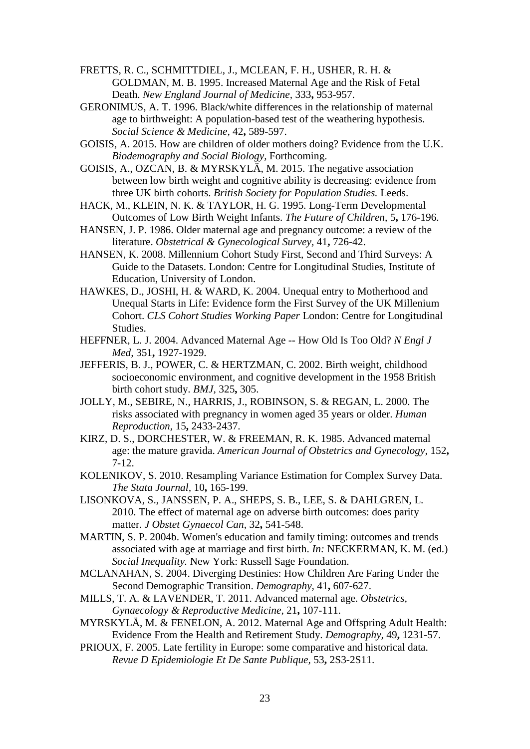FRETTS, R. C., SCHMITTDIEL, J., MCLEAN, F. H., USHER, R. H. & GOLDMAN, M. B. 1995. Increased Maternal Age and the Risk of Fetal Death. *New England Journal of Medicine,* 333**,** 953-957.

GERONIMUS, A. T. 1996. Black/white differences in the relationship of maternal age to birthweight: A population-based test of the weathering hypothesis. *Social Science & Medicine,* 42**,** 589-597.

GOISIS, A. 2015. How are children of older mothers doing? Evidence from the U.K. *Biodemography and Social Biology,* Forthcoming.

GOISIS, A., OZCAN, B. & MYRSKYLÄ, M. 2015. The negative association between low birth weight and cognitive ability is decreasing: evidence from three UK birth cohorts. *British Society for Population Studies.* Leeds.

HACK, M., KLEIN, N. K. & TAYLOR, H. G. 1995. Long-Term Developmental Outcomes of Low Birth Weight Infants. *The Future of Children,* 5**,** 176-196.

HANSEN, J. P. 1986. Older maternal age and pregnancy outcome: a review of the literature. *Obstetrical & Gynecological Survey,* 41**,** 726-42.

HANSEN, K. 2008. Millennium Cohort Study First, Second and Third Surveys: A Guide to the Datasets. London: Centre for Longitudinal Studies, Institute of Education, University of London.

HAWKES, D., JOSHI, H. & WARD, K. 2004. Unequal entry to Motherhood and Unequal Starts in Life: Evidence form the First Survey of the UK Millenium Cohort. *CLS Cohort Studies Working Paper* London: Centre for Longitudinal Studies.

HEFFNER, L. J. 2004. Advanced Maternal Age -- How Old Is Too Old? *N Engl J Med,* 351**,** 1927-1929.

JEFFERIS, B. J., POWER, C. & HERTZMAN, C. 2002. Birth weight, childhood socioeconomic environment, and cognitive development in the 1958 British birth cohort study. *BMJ,* 325**,** 305.

JOLLY, M., SEBIRE, N., HARRIS, J., ROBINSON, S. & REGAN, L. 2000. The risks associated with pregnancy in women aged 35 years or older. *Human Reproduction,* 15**,** 2433-2437.

KIRZ, D. S., DORCHESTER, W. & FREEMAN, R. K. 1985. Advanced maternal age: the mature gravida. *American Journal of Obstetrics and Gynecology,* 152**,** 7-12.

KOLENIKOV, S. 2010. Resampling Variance Estimation for Complex Survey Data. *The Stata Journal,* 10**,** 165-199.

LISONKOVA, S., JANSSEN, P. A., SHEPS, S. B., LEE, S. & DAHLGREN, L. 2010. The effect of maternal age on adverse birth outcomes: does parity matter. *J Obstet Gynaecol Can,* 32**,** 541-548.

MARTIN, S. P. 2004b. Women's education and family timing: outcomes and trends associated with age at marriage and first birth. *In:* NECKERMAN, K. M. (ed.) *Social Inequality.* New York: Russell Sage Foundation.

MCLANAHAN, S. 2004. Diverging Destinies: How Children Are Faring Under the Second Demographic Transition. *Demography,* 41**,** 607-627.

MILLS, T. A. & LAVENDER, T. 2011. Advanced maternal age. *Obstetrics, Gynaecology & Reproductive Medicine,* 21**,** 107-111.

MYRSKYLÄ, M. & FENELON, A. 2012. Maternal Age and Offspring Adult Health: Evidence From the Health and Retirement Study. *Demography,* 49**,** 1231-57.

PRIOUX, F. 2005. Late fertility in Europe: some comparative and historical data. *Revue D Epidemiologie Et De Sante Publique,* 53**,** 2S3-2S11.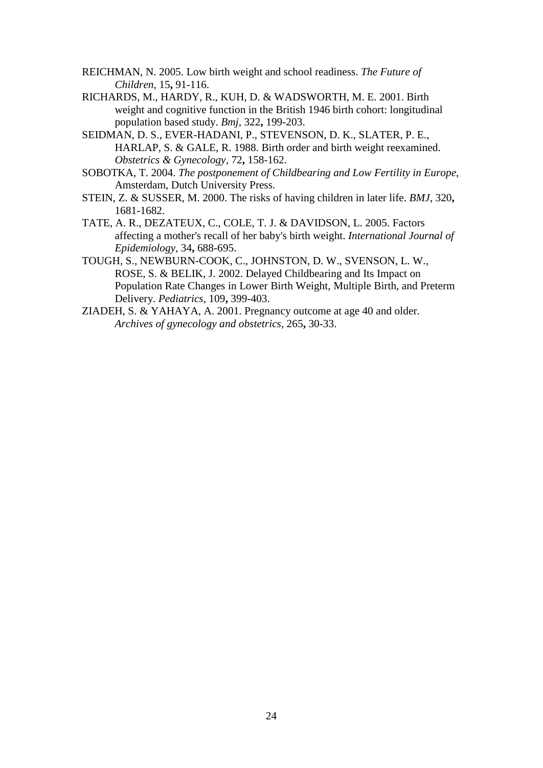REICHMAN, N. 2005. Low birth weight and school readiness. *The Future of Children,* 15**,** 91-116.

RICHARDS, M., HARDY, R., KUH, D. & WADSWORTH, M. E. 2001. Birth weight and cognitive function in the British 1946 birth cohort: longitudinal population based study. *Bmj,* 322**,** 199-203.

SEIDMAN, D. S., EVER-HADANI, P., STEVENSON, D. K., SLATER, P. E., HARLAP, S. & GALE, R. 1988. Birth order and birth weight reexamined. *Obstetrics & Gynecology,* 72**,** 158-162.

SOBOTKA, T. 2004. *The postponement of Childbearing and Low Fertility in Europe,* Amsterdam, Dutch University Press.

STEIN, Z. & SUSSER, M. 2000. The risks of having children in later life. *BMJ,* 320**,** 1681-1682.

TATE, A. R., DEZATEUX, C., COLE, T. J. & DAVIDSON, L. 2005. Factors affecting a mother's recall of her baby's birth weight. *International Journal of Epidemiology,* 34**,** 688-695.

TOUGH, S., NEWBURN-COOK, C., JOHNSTON, D. W., SVENSON, L. W., ROSE, S. & BELIK, J. 2002. Delayed Childbearing and Its Impact on Population Rate Changes in Lower Birth Weight, Multiple Birth, and Preterm Delivery. *Pediatrics,* 109**,** 399-403.

ZIADEH, S. & YAHAYA, A. 2001. Pregnancy outcome at age 40 and older. *Archives of gynecology and obstetrics,* 265**,** 30-33.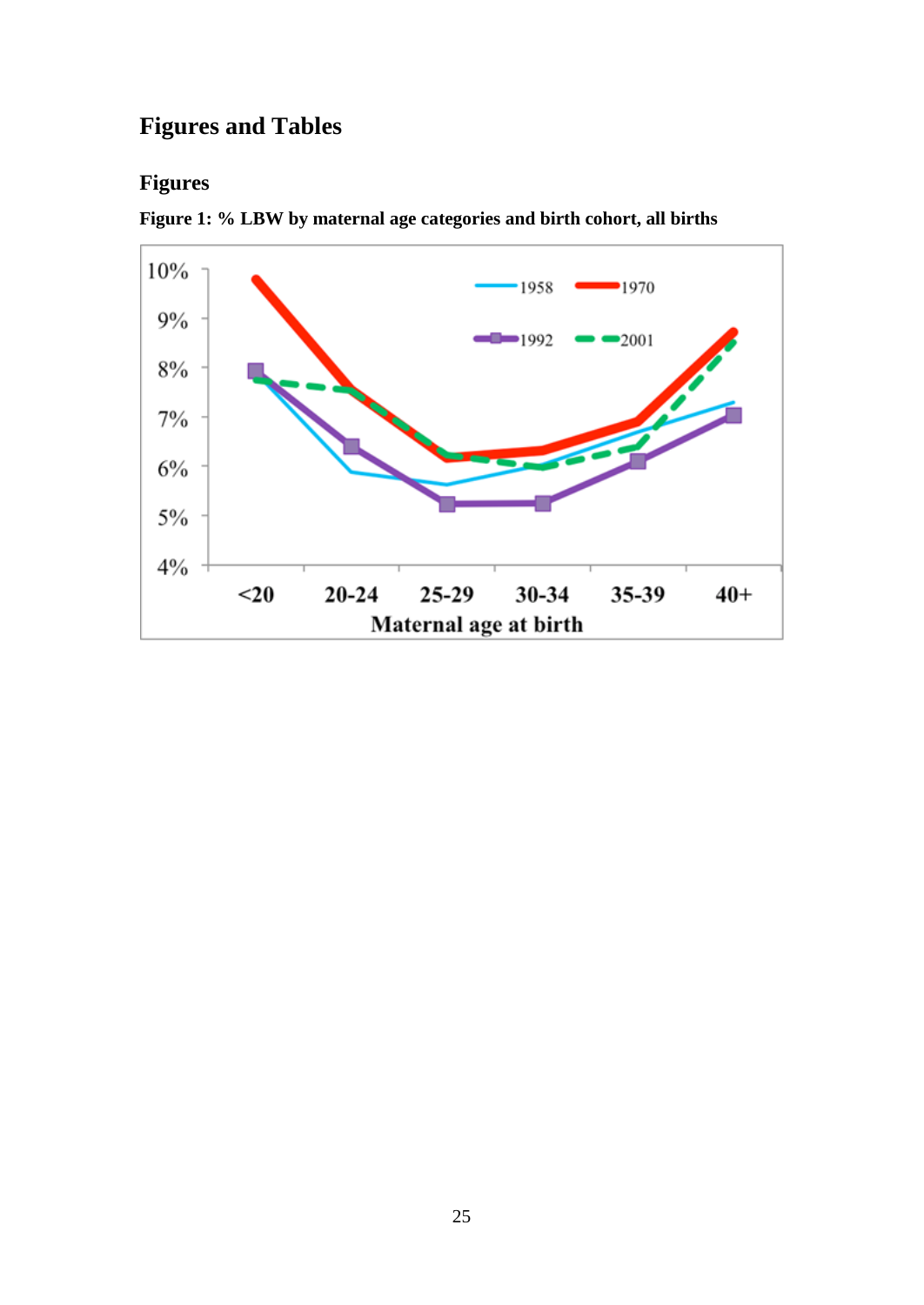# Figures and Tables

## Figures

**Figure 1: % LBW by maternal age categories and birth cohort, all births**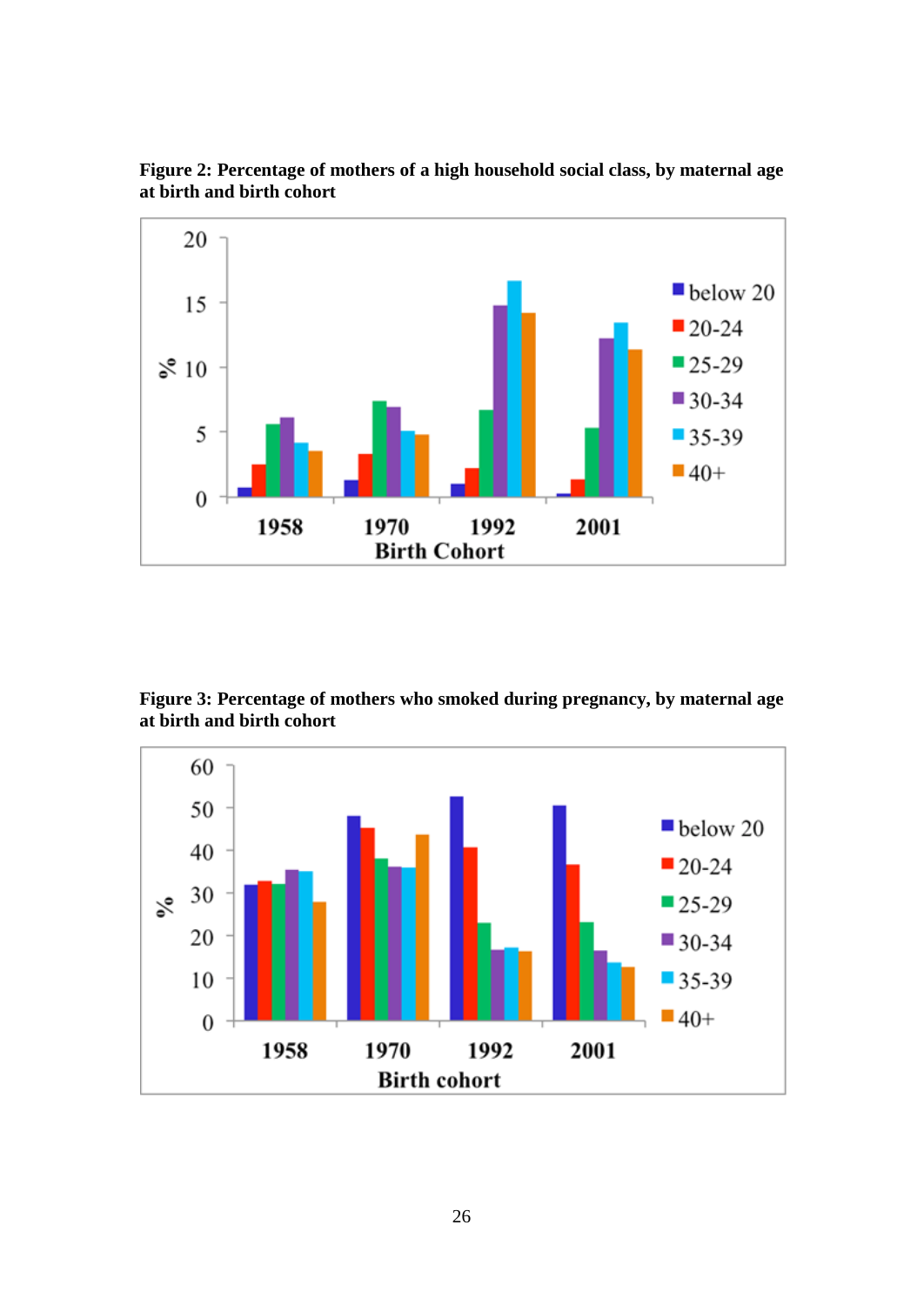**Figure 2: Percentage of mothers of a high household social class, by maternal age at birth and birth cohort**

**Figure 3: Percentage of mothers who smoked during pregnancy, by maternal age at birth and birth cohort**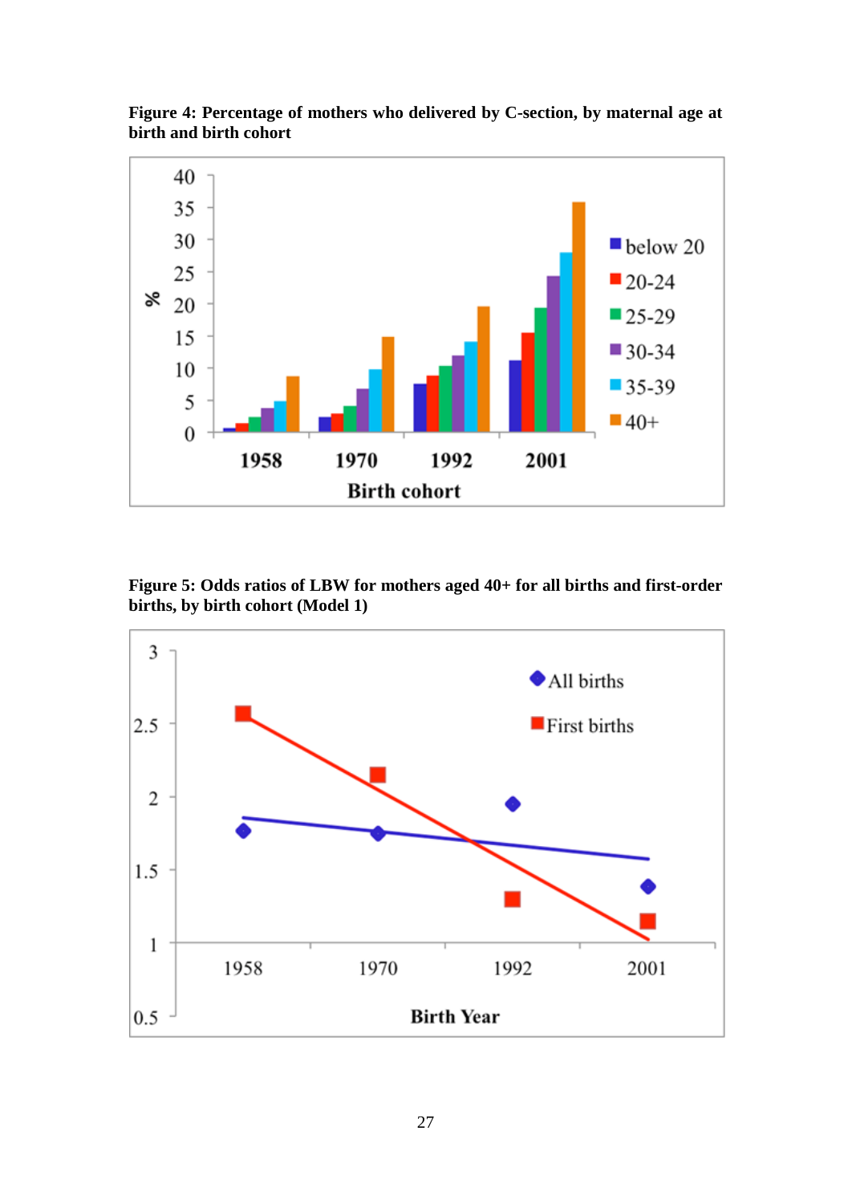**Figure 4: Percentage of mothers who delivered by C-section, by maternal age at birth and birth cohort**

**Figure 5: Odds ratios of LBW for mothers aged 40+ for all births and first-order births, by birth cohort (Model 1)**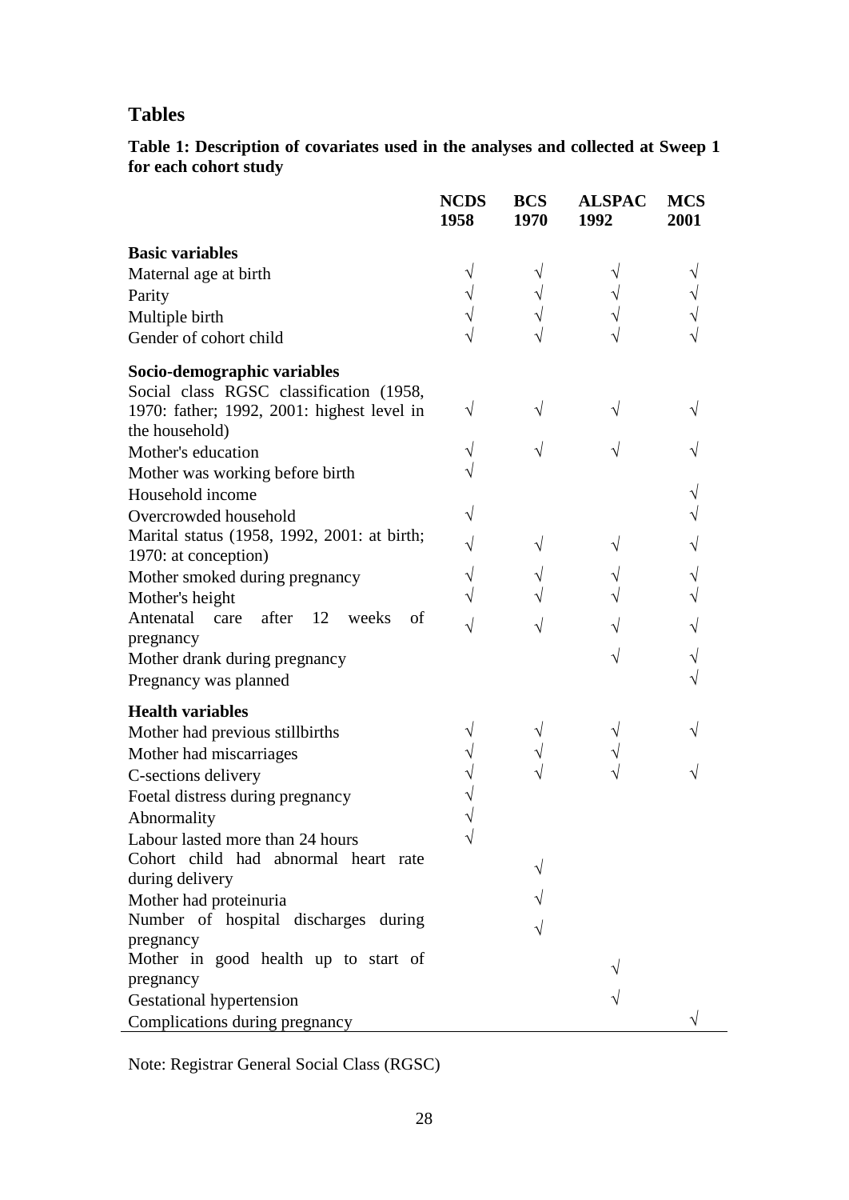# Tables

**Table 1: Description of covariates used in the analyses and collected at Sweep 1 for each cohort study**

| | NCDS 1958 | BCS 1970 | ALSPAC 1992 | MCS 2001 |
|---|---|---|---|---|
| **Basic variables** | | | | |
| Maternal age at birth | √ | √ | √ | √ |
| Parity | √ | √ | √ | √ |
| Multiple birth | √ | √ | √ | √ |
| Gender of cohort child | √ | √ | √ | √ |
| **Socio-demographic variables** | | | | |
| Social class RGSC classification (1958, 1970: father; 1992, 2001: highest level in the household) | √ | √ | √ | √ |
| Mother's education | √ | √ | √ | √ |
| Mother was working before birth | √ | | | |
| Household income | | | | √ |
| Overcrowded household | √ | | | √ |
| Marital status (1958, 1992, 2001: at birth; 1970: at conception) | √ | √ | √ | √ |
| Mother smoked during pregnancy | √ | √ | √ | √ |
| Mother's height | √ | √ | √ | √ |
| Antenatal care after 12 weeks of pregnancy | √ | √ | √ | √ |
| Mother drank during pregnancy | | | √ | √ |
| Pregnancy was planned | | | | √ |
| **Health variables** | | | | |
| Mother had previous stillbirths | √ | √ | √ | √ |
| Mother had miscarriages | √ | √ | √ | |
| C-sections delivery | √ | √ | √ | √ |
| Foetal distress during pregnancy | √ | | | |
| Abnormality | √ | | | |
| Labour lasted more than 24 hours | √ | | | |
| Cohort child had abnormal heart rate during delivery | | √ | | |
| Mother had proteinuria | | √ | | |
| Number of hospital discharges during pregnancy | | √ | | |
| Mother in good health up to start of pregnancy | | | √ | |
| Gestational hypertension | | | √ | |
| Complications during pregnancy | | | | √ |

Note: Registrar General Social Class (RGSC)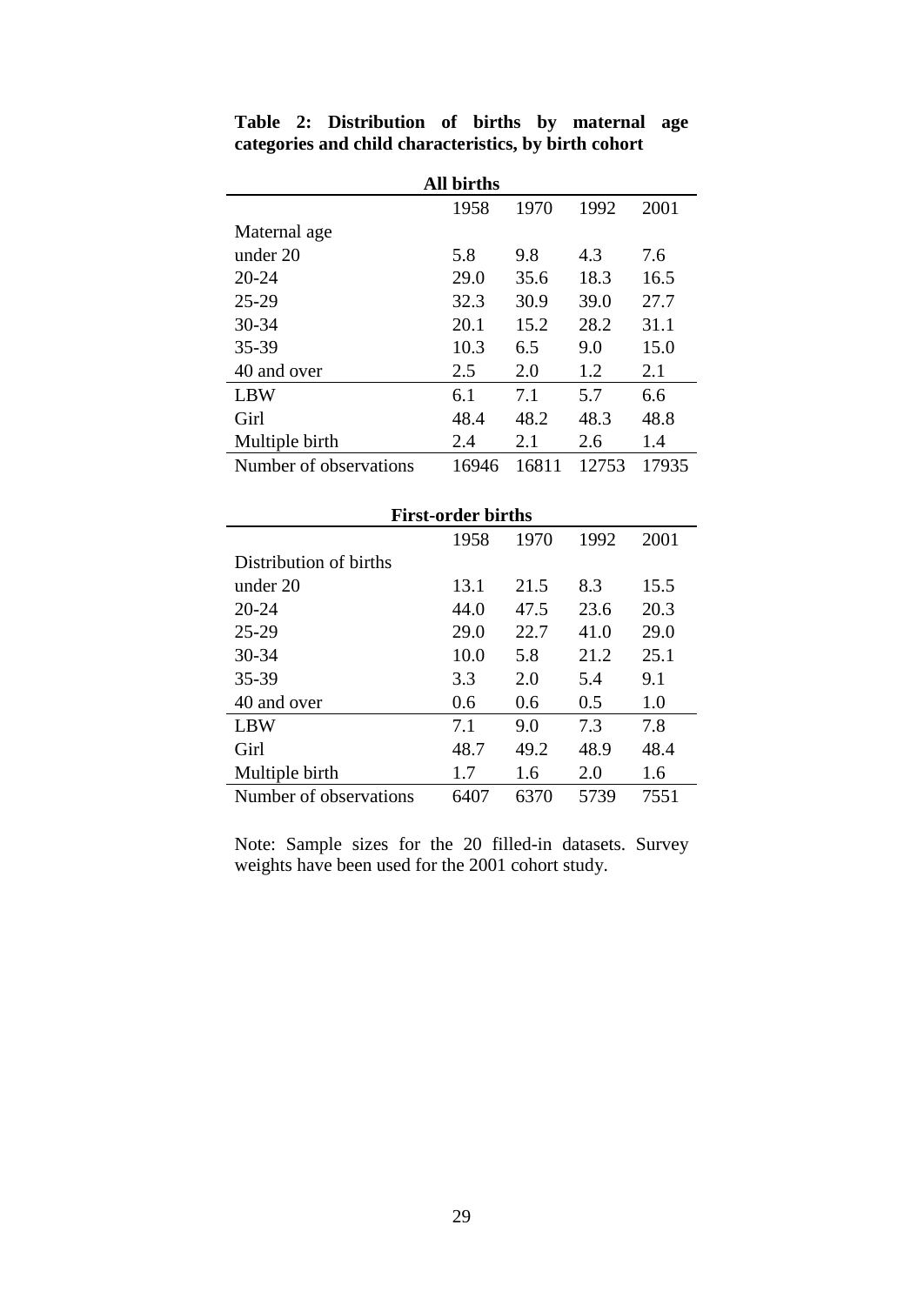**Table 2: Distribution of births by maternal age categories and child characteristics, by birth cohort**

| All births | 1958 | 1970 | 1992 | 2001 |
|---|---|---|---|---|
| Maternal age | | | | |
| under 20 | 5.8 | 9.8 | 4.3 | 7.6 |
| 20-24 | 29.0 | 35.6 | 18.3 | 16.5 |
| 25-29 | 32.3 | 30.9 | 39.0 | 27.7 |
| 30-34 | 20.1 | 15.2 | 28.2 | 31.1 |
| 35-39 | 10.3 | 6.5 | 9.0 | 15.0 |
| 40 and over | 2.5 | 2.0 | 1.2 | 2.1 |
| LBW | 6.1 | 7.1 | 5.7 | 6.6 |
| Girl | 48.4 | 48.2 | 48.3 | 48.8 |
| Multiple birth | 2.4 | 2.1 | 2.6 | 1.4 |
| Number of observations | 16946 | 16811 | 12753 | 17935 |

| First-order births | 1958 | 1970 | 1992 | 2001 |
|---|---|---|---|---|
| Distribution of births | | | | |
| under 20 | 13.1 | 21.5 | 8.3 | 15.5 |
| 20-24 | 44.0 | 47.5 | 23.6 | 20.3 |
| 25-29 | 29.0 | 22.7 | 41.0 | 29.0 |
| 30-34 | 10.0 | 5.8 | 21.2 | 25.1 |
| 35-39 | 3.3 | 2.0 | 5.4 | 9.1 |
| 40 and over | 0.6 | 0.6 | 0.5 | 1.0 |
| LBW | 7.1 | 9.0 | 7.3 | 7.8 |
| Girl | 48.7 | 49.2 | 48.9 | 48.4 |
| Multiple birth | 1.7 | 1.6 | 2.0 | 1.6 |
| Number of observations | 6407 | 6370 | 5739 | 7551 |

Note: Sample sizes for the 20 filled-in datasets. Survey weights have been used for the 2001 cohort study.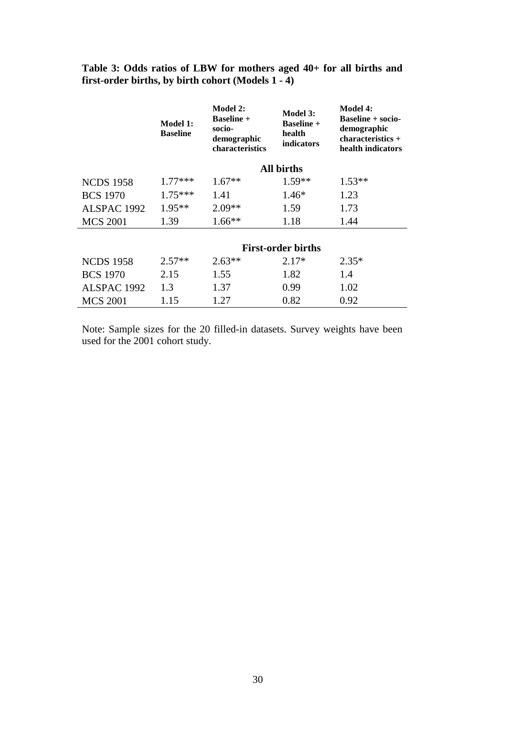**Table 3: Odds ratios of LBW for mothers aged 40+ for all births and first-order births, by birth cohort (Models 1 - 4)**

| | Model 1: Baseline | Model 2: Baseline + socio-demographic characteristics | Model 3: Baseline + health indicators | Model 4: Baseline + socio-demographic characteristics + health indicators |
|---|---|---|---|---|
| | | | **All births** | |
| NCDS 1958 | 1.77*** | 1.67** | 1.59** | 1.53** |
| BCS 1970 | 1.75*** | 1.41 | 1.46* | 1.23 |
| ALSPAC 1992 | 1.95** | 2.09** | 1.59 | 1.73 |
| MCS 2001 | 1.39 | 1.66** | 1.18 | 1.44 |
| | | | **First-order births** | |
| NCDS 1958 | 2.57** | 2.63** | 2.17* | 2.35* |
| BCS 1970 | 2.15 | 1.55 | 1.82 | 1.4 |
| ALSPAC 1992 | 1.3 | 1.37 | 0.99 | 1.02 |
| MCS 2001 | 1.15 | 1.27 | 0.82 | 0.92 |

Note: Sample sizes for the 20 filled-in datasets. Survey weights have been used for the 2001 cohort study.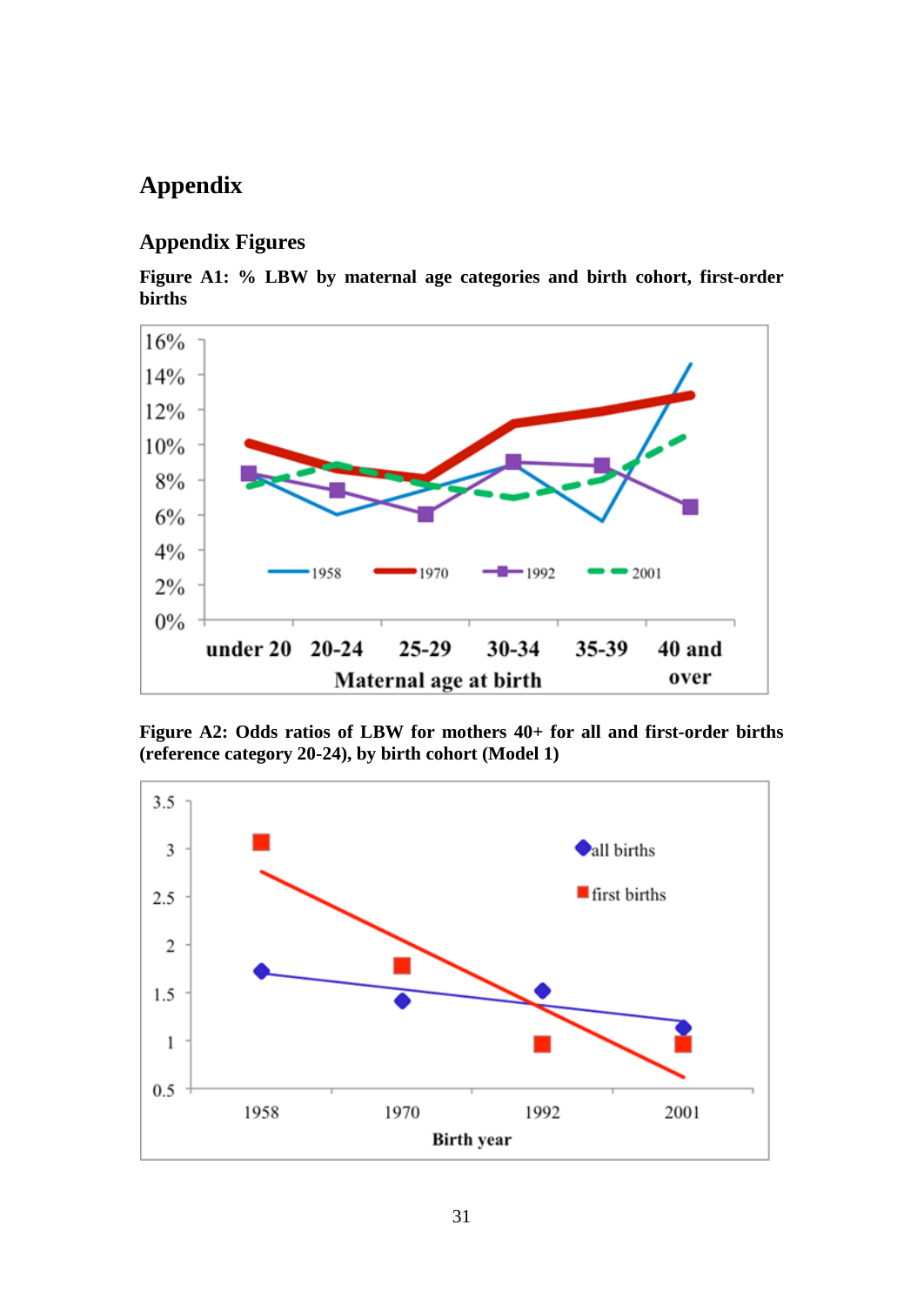# Appendix

## Appendix Figures

**Figure A1: % LBW by maternal age categories and birth cohort, first-order births**

**Figure A2: Odds ratios of LBW for mothers 40+ for all and first-order births (reference category 20-24), by birth cohort (Model 1)**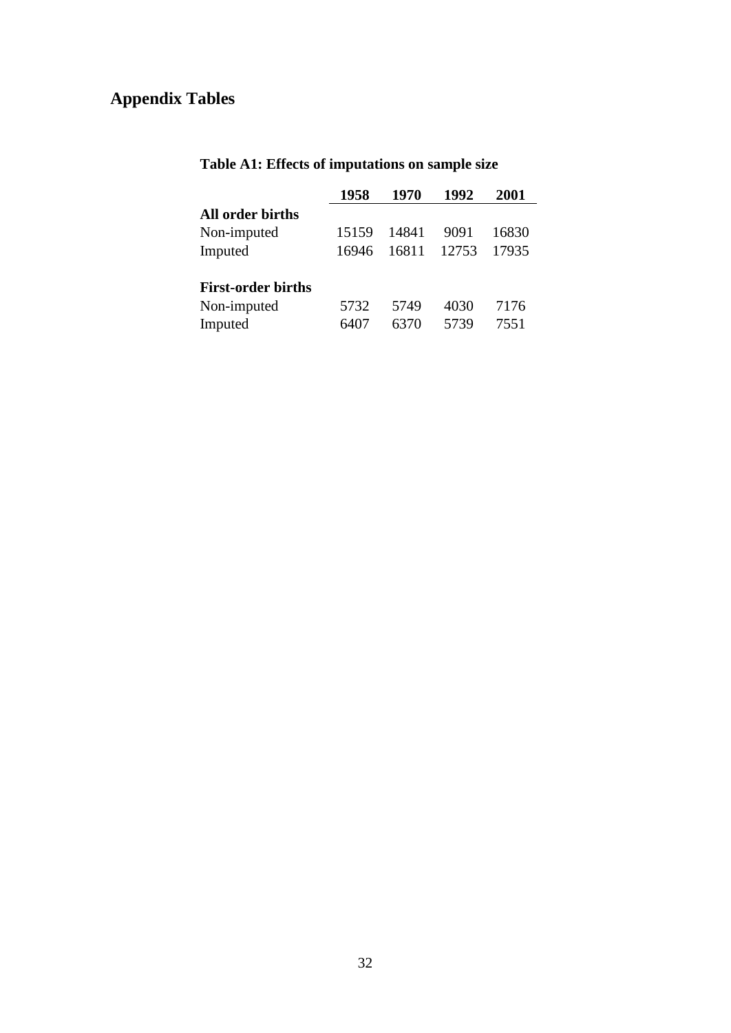# Appendix Tables

**Table A1: Effects of imputations on sample size**

| | 1958 | 1970 | 1992 | 2001 |
|---|---|---|---|---|
| **All order births** | | | | |
| Non-imputed | 15159 | 14841 | 9091 | 16830 |
| Imputed | 16946 | 16811 | 12753 | 17935 |
| | | | | |
| **First-order births** | | | | |
| Non-imputed | 5732 | 5749 | 4030 | 7176 |
| Imputed | 6407 | 6370 | 5739 | 7551 |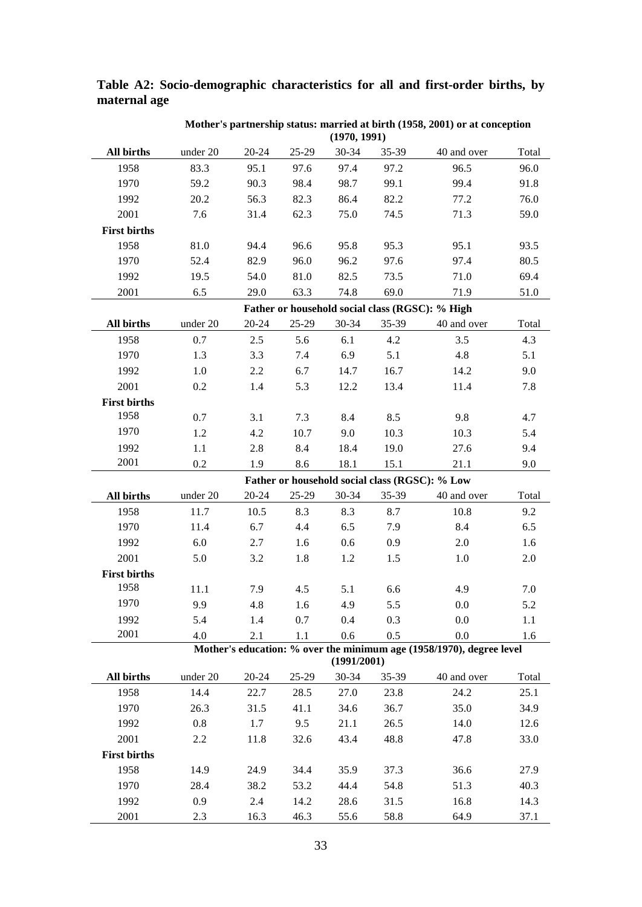## Table A2: Socio-demographic characteristics for all and first-order births, by maternal age

| | Mother's partnership status: married at birth (1958, 2001) or at conception (1970, 1991) | | | | | | |
|---|---|---|---|---|---|---|---|
| **All births** | under 20 | 20-24 | 25-29 | 30-34 | 35-39 | 40 and over | Total |
| 1958 | 83.3 | 95.1 | 97.6 | 97.4 | 97.2 | 96.5 | 96.0 |
| 1970 | 59.2 | 90.3 | 98.4 | 98.7 | 99.1 | 99.4 | 91.8 |
| 1992 | 20.2 | 56.3 | 82.3 | 86.4 | 82.2 | 77.2 | 76.0 |
| 2001 | 7.6 | 31.4 | 62.3 | 75.0 | 74.5 | 71.3 | 59.0 |
| **First births** | | | | | | | |
| 1958 | 81.0 | 94.4 | 96.6 | 95.8 | 95.3 | 95.1 | 93.5 |
| 1970 | 52.4 | 82.9 | 96.0 | 96.2 | 97.6 | 97.4 | 80.5 |
| 1992 | 19.5 | 54.0 | 81.0 | 82.5 | 73.5 | 71.0 | 69.4 |
| 2001 | 6.5 | 29.0 | 63.3 | 74.8 | 69.0 | 71.9 | 51.0 |
| | **Father or household social class (RGSC): % High** | | | | | | |
| **All births** | under 20 | 20-24 | 25-29 | 30-34 | 35-39 | 40 and over | Total |
| 1958 | 0.7 | 2.5 | 5.6 | 6.1 | 4.2 | 3.5 | 4.3 |
| 1970 | 1.3 | 3.3 | 7.4 | 6.9 | 5.1 | 4.8 | 5.1 |
| 1992 | 1.0 | 2.2 | 6.7 | 14.7 | 16.7 | 14.2 | 9.0 |
| 2001 | 0.2 | 1.4 | 5.3 | 12.2 | 13.4 | 11.4 | 7.8 |
| **First births** | | | | | | | |
| 1958 | 0.7 | 3.1 | 7.3 | 8.4 | 8.5 | 9.8 | 4.7 |
| 1970 | 1.2 | 4.2 | 10.7 | 9.0 | 10.3 | 10.3 | 5.4 |
| 1992 | 1.1 | 2.8 | 8.4 | 18.4 | 19.0 | 27.6 | 9.4 |
| 2001 | 0.2 | 1.9 | 8.6 | 18.1 | 15.1 | 21.1 | 9.0 |
| | **Father or household social class (RGSC): % Low** | | | | | | |
| **All births** | under 20 | 20-24 | 25-29 | 30-34 | 35-39 | 40 and over | Total |
| 1958 | 11.7 | 10.5 | 8.3 | 8.3 | 8.7 | 10.8 | 9.2 |
| 1970 | 11.4 | 6.7 | 4.4 | 6.5 | 7.9 | 8.4 | 6.5 |
| 1992 | 6.0 | 2.7 | 1.6 | 0.6 | 0.9 | 2.0 | 1.6 |
| 2001 | 5.0 | 3.2 | 1.8 | 1.2 | 1.5 | 1.0 | 2.0 |
| **First births** | | | | | | | |
| 1958 | 11.1 | 7.9 | 4.5 | 5.1 | 6.6 | 4.9 | 7.0 |
| 1970 | 9.9 | 4.8 | 1.6 | 4.9 | 5.5 | 0.0 | 5.2 |
| 1992 | 5.4 | 1.4 | 0.7 | 0.4 | 0.3 | 0.0 | 1.1 |
| 2001 | 4.0 | 2.1 | 1.1 | 0.6 | 0.5 | 0.0 | 1.6 |
| | **Mother's education: % over the minimum age (1958/1970), degree level (1991/2001)** | | | | | | |
| **All births** | under 20 | 20-24 | 25-29 | 30-34 | 35-39 | 40 and over | Total |
| 1958 | 14.4 | 22.7 | 28.5 | 27.0 | 23.8 | 24.2 | 25.1 |
| 1970 | 26.3 | 31.5 | 41.1 | 34.6 | 36.7 | 35.0 | 34.9 |
| 1992 | 0.8 | 1.7 | 9.5 | 21.1 | 26.5 | 14.0 | 12.6 |
| 2001 | 2.2 | 11.8 | 32.6 | 43.4 | 48.8 | 47.8 | 33.0 |
| **First births** | | | | | | | |
| 1958 | 14.9 | 24.9 | 34.4 | 35.9 | 37.3 | 36.6 | 27.9 |
| 1970 | 28.4 | 38.2 | 53.2 | 44.4 | 54.8 | 51.3 | 40.3 |
| 1992 | 0.9 | 2.4 | 14.2 | 28.6 | 31.5 | 16.8 | 14.3 |
| 2001 | 2.3 | 16.3 | 46.3 | 55.6 | 58.8 | 64.9 | 37.1 |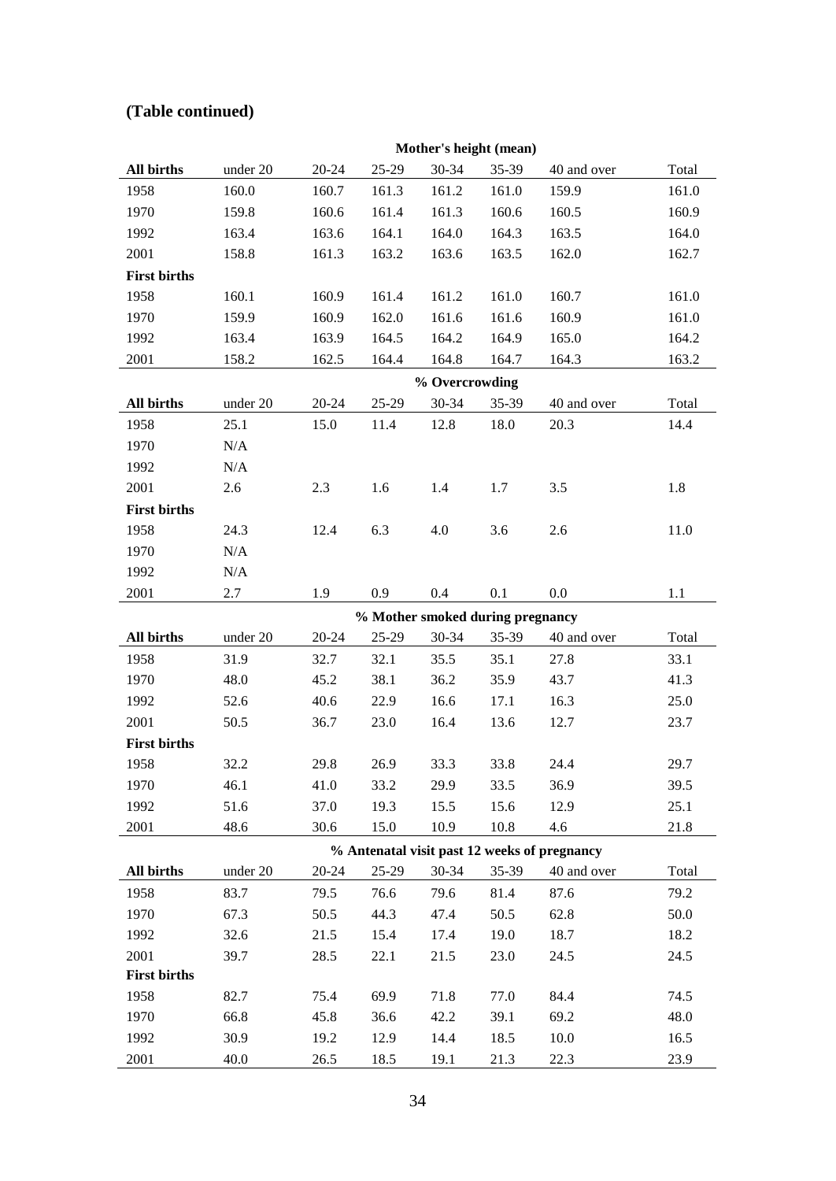**(Table continued)**

| | Mother's height (mean) | | | | | | |
|---|---|---|---|---|---|---|---|
| **All births** | under 20 | 20-24 | 25-29 | 30-34 | 35-39 | 40 and over | Total |
| 1958 | 160.0 | 160.7 | 161.3 | 161.2 | 161.0 | 159.9 | 161.0 |
| 1970 | 159.8 | 160.6 | 161.4 | 161.3 | 160.6 | 160.5 | 160.9 |
| 1992 | 163.4 | 163.6 | 164.1 | 164.0 | 164.3 | 163.5 | 164.0 |
| 2001 | 158.8 | 161.3 | 163.2 | 163.6 | 163.5 | 162.0 | 162.7 |
| **First births** | | | | | | | |
| 1958 | 160.1 | 160.9 | 161.4 | 161.2 | 161.0 | 160.7 | 161.0 |
| 1970 | 159.9 | 160.9 | 162.0 | 161.6 | 161.6 | 160.9 | 161.0 |
| 1992 | 163.4 | 163.9 | 164.5 | 164.2 | 164.9 | 165.0 | 164.2 |
| 2001 | 158.2 | 162.5 | 164.4 | 164.8 | 164.7 | 164.3 | 163.2 |
| | **% Overcrowding** | | | | | | |
| **All births** | under 20 | 20-24 | 25-29 | 30-34 | 35-39 | 40 and over | Total |
| 1958 | 25.1 | 15.0 | 11.4 | 12.8 | 18.0 | 20.3 | 14.4 |
| 1970 | N/A | | | | | | |
| 1992 | N/A | | | | | | |
| 2001 | 2.6 | 2.3 | 1.6 | 1.4 | 1.7 | 3.5 | 1.8 |
| **First births** | | | | | | | |
| 1958 | 24.3 | 12.4 | 6.3 | 4.0 | 3.6 | 2.6 | 11.0 |
| 1970 | N/A | | | | | | |
| 1992 | N/A | | | | | | |
| 2001 | 2.7 | 1.9 | 0.9 | 0.4 | 0.1 | 0.0 | 1.1 |
| | **% Mother smoked during pregnancy** | | | | | | |
| **All births** | under 20 | 20-24 | 25-29 | 30-34 | 35-39 | 40 and over | Total |
| 1958 | 31.9 | 32.7 | 32.1 | 35.5 | 35.1 | 27.8 | 33.1 |
| 1970 | 48.0 | 45.2 | 38.1 | 36.2 | 35.9 | 43.7 | 41.3 |
| 1992 | 52.6 | 40.6 | 22.9 | 16.6 | 17.1 | 16.3 | 25.0 |
| 2001 | 50.5 | 36.7 | 23.0 | 16.4 | 13.6 | 12.7 | 23.7 |
| **First births** | | | | | | | |
| 1958 | 32.2 | 29.8 | 26.9 | 33.3 | 33.8 | 24.4 | 29.7 |
| 1970 | 46.1 | 41.0 | 33.2 | 29.9 | 33.5 | 36.9 | 39.5 |
| 1992 | 51.6 | 37.0 | 19.3 | 15.5 | 15.6 | 12.9 | 25.1 |
| 2001 | 48.6 | 30.6 | 15.0 | 10.9 | 10.8 | 4.6 | 21.8 |
| | **% Antenatal visit past 12 weeks of pregnancy** | | | | | | |
| **All births** | under 20 | 20-24 | 25-29 | 30-34 | 35-39 | 40 and over | Total |
| 1958 | 83.7 | 79.5 | 76.6 | 79.6 | 81.4 | 87.6 | 79.2 |
| 1970 | 67.3 | 50.5 | 44.3 | 47.4 | 50.5 | 62.8 | 50.0 |
| 1992 | 32.6 | 21.5 | 15.4 | 17.4 | 19.0 | 18.7 | 18.2 |
| 2001 | 39.7 | 28.5 | 22.1 | 21.5 | 23.0 | 24.5 | 24.5 |
| **First births** | | | | | | | |
| 1958 | 82.7 | 75.4 | 69.9 | 71.8 | 77.0 | 84.4 | 74.5 |
| 1970 | 66.8 | 45.8 | 36.6 | 42.2 | 39.1 | 69.2 | 48.0 |
| 1992 | 30.9 | 19.2 | 12.9 | 14.4 | 18.5 | 10.0 | 16.5 |
| 2001 | 40.0 | 26.5 | 18.5 | 19.1 | 21.3 | 22.3 | 23.9 |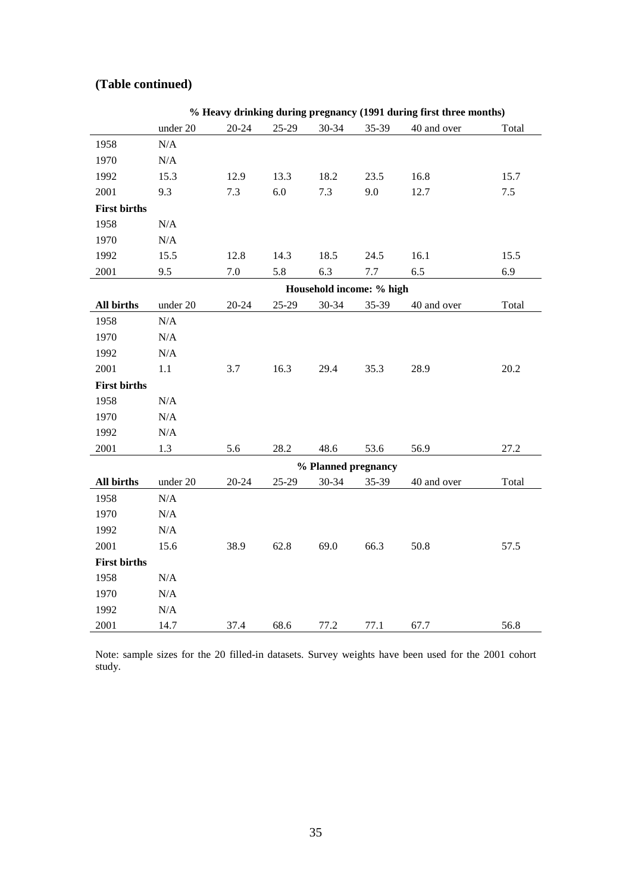## (Table continued)

| | % Heavy drinking during pregnancy (1991 during first three months) | | | | | | |
|---|---|---|---|---|---|---|---|
| | under 20 | 20-24 | 25-29 | 30-34 | 35-39 | 40 and over | Total |
| 1958 | N/A | | | | | | |
| 1970 | N/A | | | | | | |
| 1992 | 15.3 | 12.9 | 13.3 | 18.2 | 23.5 | 16.8 | 15.7 |
| 2001 | 9.3 | 7.3 | 6.0 | 7.3 | 9.0 | 12.7 | 7.5 |
| **First births** | | | | | | | |
| 1958 | N/A | | | | | | |
| 1970 | N/A | | | | | | |
| 1992 | 15.5 | 12.8 | 14.3 | 18.5 | 24.5 | 16.1 | 15.5 |
| 2001 | 9.5 | 7.0 | 5.8 | 6.3 | 7.7 | 6.5 | 6.9 |
| | **Household income: % high** | | | | | | |
| **All births** | under 20 | 20-24 | 25-29 | 30-34 | 35-39 | 40 and over | Total |
| 1958 | N/A | | | | | | |
| 1970 | N/A | | | | | | |
| 1992 | N/A | | | | | | |
| 2001 | 1.1 | 3.7 | 16.3 | 29.4 | 35.3 | 28.9 | 20.2 |
| **First births** | | | | | | | |
| 1958 | N/A | | | | | | |
| 1970 | N/A | | | | | | |
| 1992 | N/A | | | | | | |
| 2001 | 1.3 | 5.6 | 28.2 | 48.6 | 53.6 | 56.9 | 27.2 |
| | **% Planned pregnancy** | | | | | | |
| **All births** | under 20 | 20-24 | 25-29 | 30-34 | 35-39 | 40 and over | Total |
| 1958 | N/A | | | | | | |
| 1970 | N/A | | | | | | |
| 1992 | N/A | | | | | | |
| 2001 | 15.6 | 38.9 | 62.8 | 69.0 | 66.3 | 50.8 | 57.5 |
| **First births** | | | | | | | |
| 1958 | N/A | | | | | | |
| 1970 | N/A | | | | | | |
| 1992 | N/A | | | | | | |
| 2001 | 14.7 | 37.4 | 68.6 | 77.2 | 77.1 | 67.7 | 56.8 |

Note: sample sizes for the 20 filled-in datasets. Survey weights have been used for the 2001 cohort study.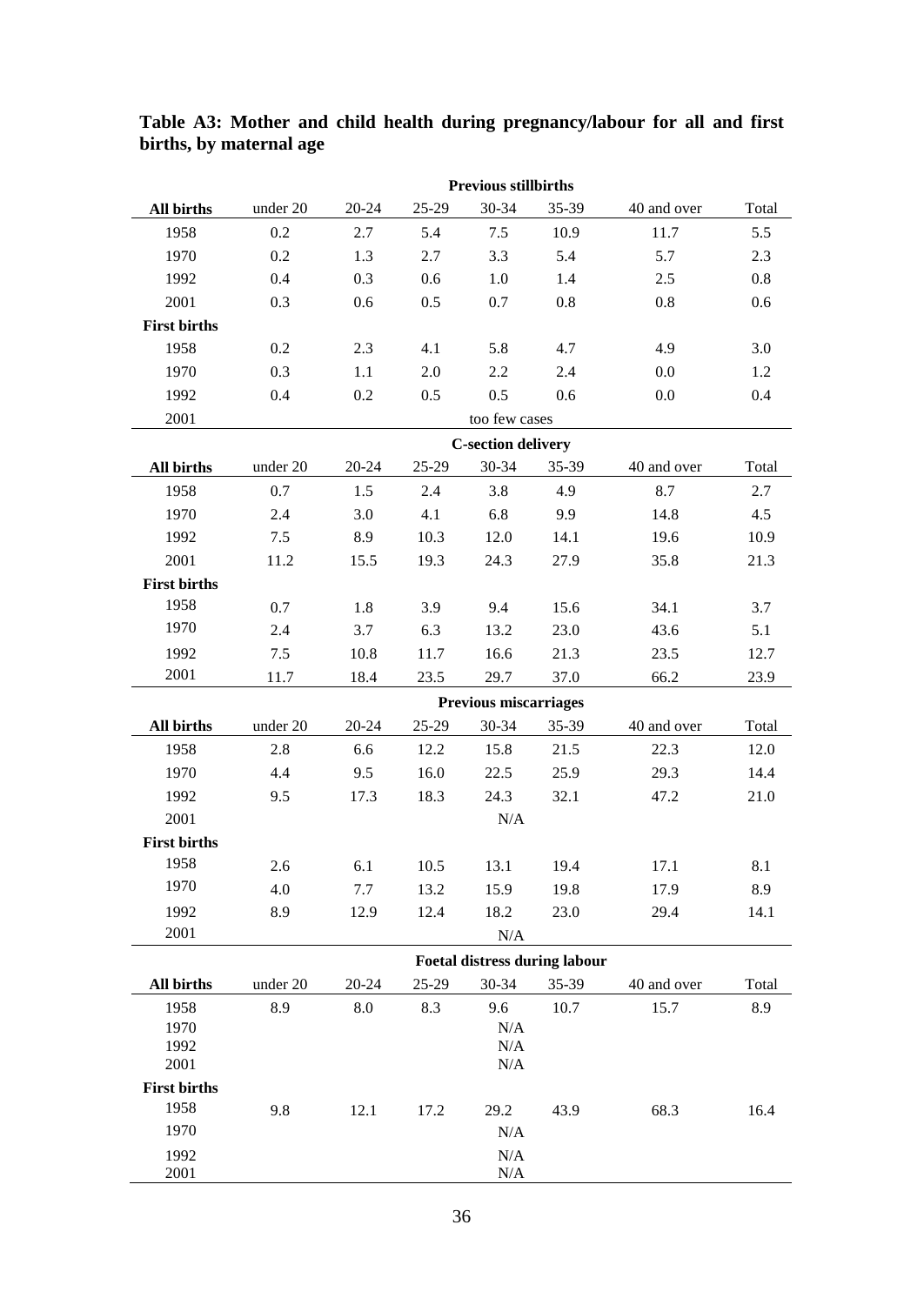**Table A3: Mother and child health during pregnancy/labour for all and first births, by maternal age**

| | Previous stillbirths | | | | | | |
|---|---|---|---|---|---|---|---|
| **All births** | under 20 | 20-24 | 25-29 | 30-34 | 35-39 | 40 and over | Total |
| 1958 | 0.2 | 2.7 | 5.4 | 7.5 | 10.9 | 11.7 | 5.5 |
| 1970 | 0.2 | 1.3 | 2.7 | 3.3 | 5.4 | 5.7 | 2.3 |
| 1992 | 0.4 | 0.3 | 0.6 | 1.0 | 1.4 | 2.5 | 0.8 |
| 2001 | 0.3 | 0.6 | 0.5 | 0.7 | 0.8 | 0.8 | 0.6 |
| **First births** | | | | | | | |
| 1958 | 0.2 | 2.3 | 4.1 | 5.8 | 4.7 | 4.9 | 3.0 |
| 1970 | 0.3 | 1.1 | 2.0 | 2.2 | 2.4 | 0.0 | 1.2 |
| 1992 | 0.4 | 0.2 | 0.5 | 0.5 | 0.6 | 0.0 | 0.4 |
| 2001 | | | | too few cases | | | |
| | | | | **C-section delivery** | | | |
| **All births** | under 20 | 20-24 | 25-29 | 30-34 | 35-39 | 40 and over | Total |
| 1958 | 0.7 | 1.5 | 2.4 | 3.8 | 4.9 | 8.7 | 2.7 |
| 1970 | 2.4 | 3.0 | 4.1 | 6.8 | 9.9 | 14.8 | 4.5 |
| 1992 | 7.5 | 8.9 | 10.3 | 12.0 | 14.1 | 19.6 | 10.9 |
| 2001 | 11.2 | 15.5 | 19.3 | 24.3 | 27.9 | 35.8 | 21.3 |
| **First births** | | | | | | | |
| 1958 | 0.7 | 1.8 | 3.9 | 9.4 | 15.6 | 34.1 | 3.7 |
| 1970 | 2.4 | 3.7 | 6.3 | 13.2 | 23.0 | 43.6 | 5.1 |
| 1992 | 7.5 | 10.8 | 11.7 | 16.6 | 21.3 | 23.5 | 12.7 |
| 2001 | 11.7 | 18.4 | 23.5 | 29.7 | 37.0 | 66.2 | 23.9 |
| | | | | **Previous miscarriages** | | | |
| **All births** | under 20 | 20-24 | 25-29 | 30-34 | 35-39 | 40 and over | Total |
| 1958 | 2.8 | 6.6 | 12.2 | 15.8 | 21.5 | 22.3 | 12.0 |
| 1970 | 4.4 | 9.5 | 16.0 | 22.5 | 25.9 | 29.3 | 14.4 |
| 1992 | 9.5 | 17.3 | 18.3 | 24.3 | 32.1 | 47.2 | 21.0 |
| 2001 | | | | N/A | | | |
| **First births** | | | | | | | |
| 1958 | 2.6 | 6.1 | 10.5 | 13.1 | 19.4 | 17.1 | 8.1 |
| 1970 | 4.0 | 7.7 | 13.2 | 15.9 | 19.8 | 17.9 | 8.9 |
| 1992 | 8.9 | 12.9 | 12.4 | 18.2 | 23.0 | 29.4 | 14.1 |
| 2001 | | | | N/A | | | |
| | | | | **Foetal distress during labour** | | | |
| **All births** | under 20 | 20-24 | 25-29 | 30-34 | 35-39 | 40 and over | Total |
| 1958 | 8.9 | 8.0 | 8.3 | 9.6 | 10.7 | 15.7 | 8.9 |
| 1970 | | | | N/A | | | |
| 1992 | | | | N/A | | | |
| 2001 | | | | N/A | | | |
| **First births** | | | | | | | |
| 1958 | 9.8 | 12.1 | 17.2 | 29.2 | 43.9 | 68.3 | 16.4 |
| 1970 | | | | N/A | | | |
| 1992 | | | | N/A | | | |
| 2001 | | | | N/A | | | |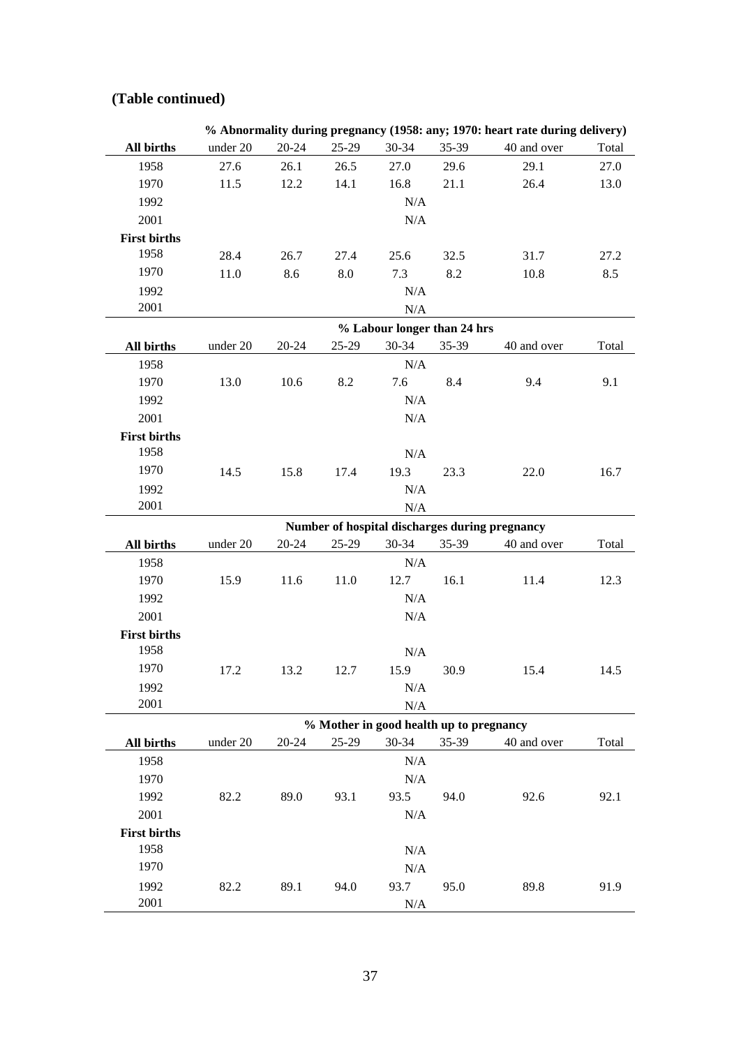**(Table continued)**

| | % Abnormality during pregnancy (1958: any; 1970: heart rate during delivery) | | | | | | |
|---|---|---|---|---|---|---|---|
| **All births** | under 20 | 20-24 | 25-29 | 30-34 | 35-39 | 40 and over | Total |
| 1958 | 27.6 | 26.1 | 26.5 | 27.0 | 29.6 | 29.1 | 27.0 |
| 1970 | 11.5 | 12.2 | 14.1 | 16.8 | 21.1 | 26.4 | 13.0 |
| 1992 | | | | N/A | | | |
| 2001 | | | | N/A | | | |
| **First births** | | | | | | | |
| 1958 | 28.4 | 26.7 | 27.4 | 25.6 | 32.5 | 31.7 | 27.2 |
| 1970 | 11.0 | 8.6 | 8.0 | 7.3 | 8.2 | 10.8 | 8.5 |
| 1992 | | | | N/A | | | |
| 2001 | | | | N/A | | | |

| | % Labour longer than 24 hrs | | | | | | |
|---|---|---|---|---|---|---|---|
| **All births** | under 20 | 20-24 | 25-29 | 30-34 | 35-39 | 40 and over | Total |
| 1958 | | | | N/A | | | |
| 1970 | 13.0 | 10.6 | 8.2 | 7.6 | 8.4 | 9.4 | 9.1 |
| 1992 | | | | N/A | | | |
| 2001 | | | | N/A | | | |
| **First births** | | | | | | | |
| 1958 | | | | N/A | | | |
| 1970 | 14.5 | 15.8 | 17.4 | 19.3 | 23.3 | 22.0 | 16.7 |
| 1992 | | | | N/A | | | |
| 2001 | | | | N/A | | | |

| | Number of hospital discharges during pregnancy | | | | | | |
|---|---|---|---|---|---|---|---|
| **All births** | under 20 | 20-24 | 25-29 | 30-34 | 35-39 | 40 and over | Total |
| 1958 | | | | N/A | | | |
| 1970 | 15.9 | 11.6 | 11.0 | 12.7 | 16.1 | 11.4 | 12.3 |
| 1992 | | | | N/A | | | |
| 2001 | | | | N/A | | | |
| **First births** | | | | | | | |
| 1958 | | | | N/A | | | |
| 1970 | 17.2 | 13.2 | 12.7 | 15.9 | 30.9 | 15.4 | 14.5 |
| 1992 | | | | N/A | | | |
| 2001 | | | | N/A | | | |

| | % Mother in good health up to pregnancy | | | | | | |
|---|---|---|---|---|---|---|---|
| **All births** | under 20 | 20-24 | 25-29 | 30-34 | 35-39 | 40 and over | Total |
| 1958 | | | | N/A | | | |
| 1970 | | | | N/A | | | |
| 1992 | 82.2 | 89.0 | 93.1 | 93.5 | 94.0 | 92.6 | 92.1 |
| 2001 | | | | N/A | | | |
| **First births** | | | | | | | |
| 1958 | | | | N/A | | | |
| 1970 | | | | N/A | | | |
| 1992 | 82.2 | 89.1 | 94.0 | 93.7 | 95.0 | 89.8 | 91.9 |
| 2001 | | | | N/A | | | |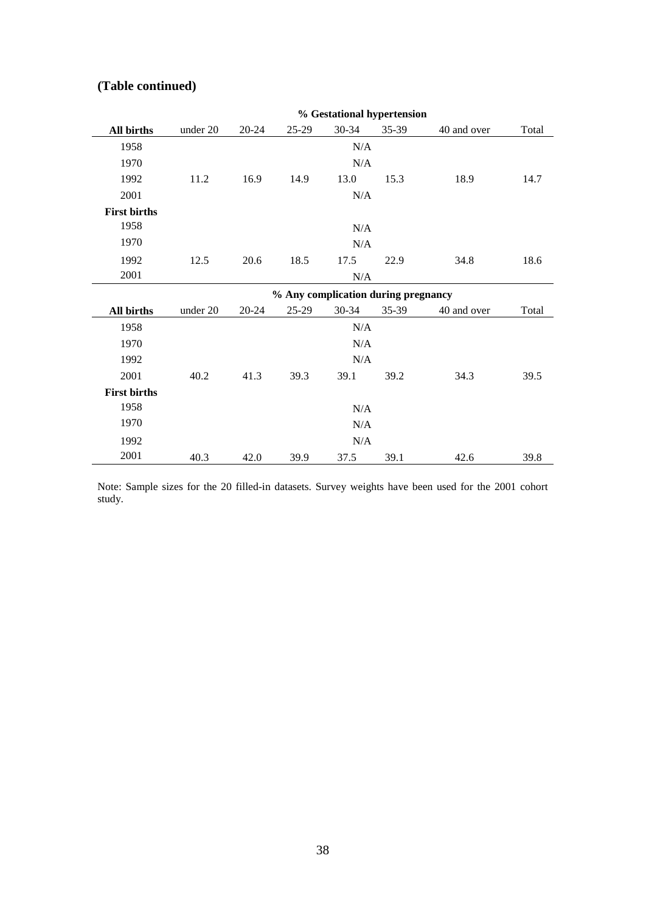## (Table continued)

| | % Gestational hypertension | | | | | | |
|---|---|---|---|---|---|---|---|
| **All births** | under 20 | 20-24 | 25-29 | 30-34 | 35-39 | 40 and over | Total |
| 1958 | | | | N/A | | | |
| 1970 | | | | N/A | | | |
| 1992 | 11.2 | 16.9 | 14.9 | 13.0 | 15.3 | 18.9 | 14.7 |
| 2001 | | | | N/A | | | |
| **First births** | | | | | | | |
| 1958 | | | | N/A | | | |
| 1970 | | | | N/A | | | |
| 1992 | 12.5 | 20.6 | 18.5 | 17.5 | 22.9 | 34.8 | 18.6 |
| 2001 | | | | N/A | | | |

| | % Any complication during pregnancy | | | | | | |
|---|---|---|---|---|---|---|---|
| **All births** | under 20 | 20-24 | 25-29 | 30-34 | 35-39 | 40 and over | Total |
| 1958 | | | | N/A | | | |
| 1970 | | | | N/A | | | |
| 1992 | | | | N/A | | | |
| 2001 | 40.2 | 41.3 | 39.3 | 39.1 | 39.2 | 34.3 | 39.5 |
| **First births** | | | | | | | |
| 1958 | | | | N/A | | | |
| 1970 | | | | N/A | | | |
| 1992 | | | | N/A | | | |
| 2001 | 40.3 | 42.0 | 39.9 | 37.5 | 39.1 | 42.6 | 39.8 |

Note: Sample sizes for the 20 filled-in datasets. Survey weights have been used for the 2001 cohort study.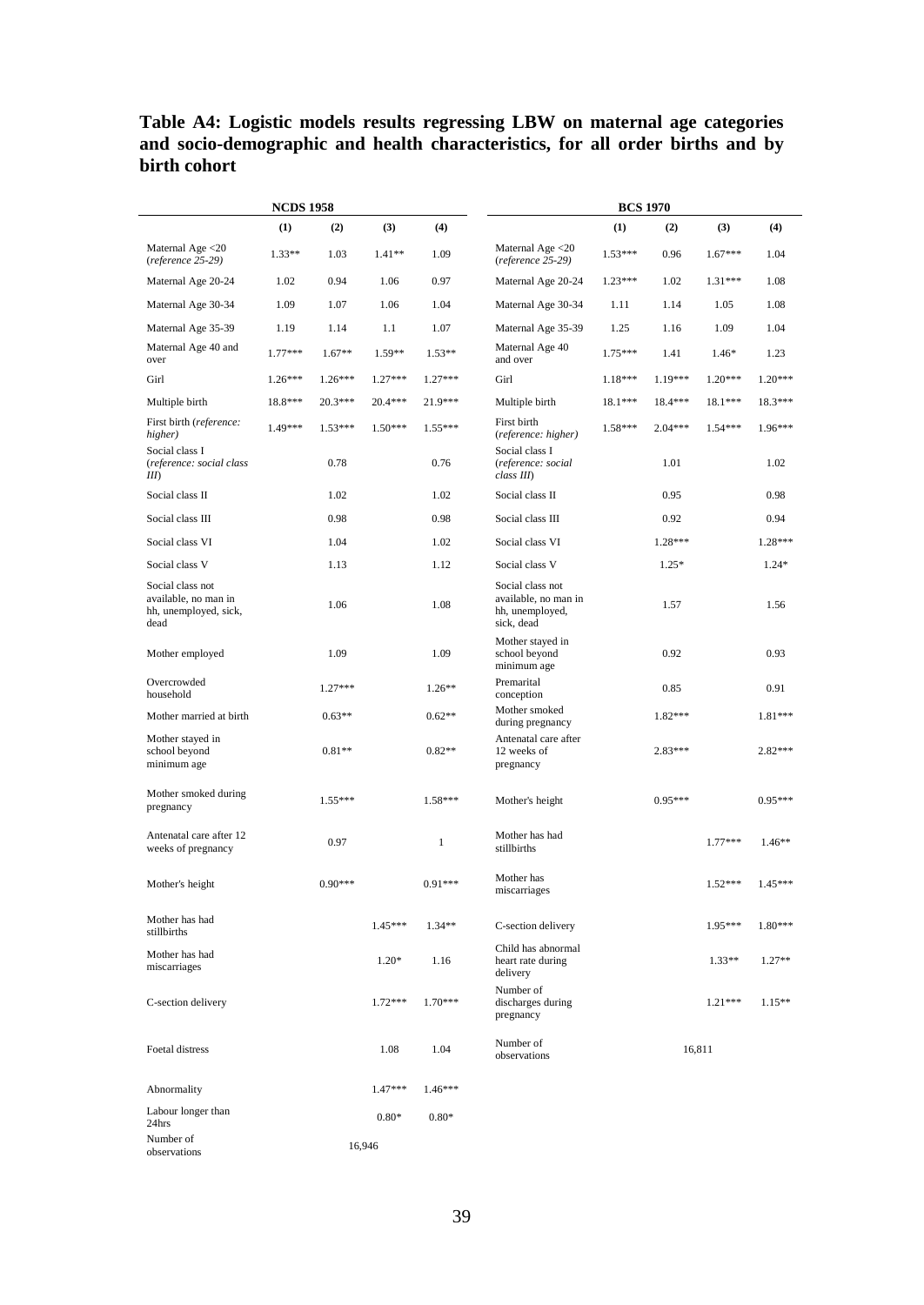**Table A4: Logistic models results regressing LBW on maternal age categories and socio-demographic and health characteristics, for all order births and by birth cohort**

**NCDS 1958**

| | (1) | (2) | (3) | (4) |
|---|---|---|---|---|
| Maternal Age <20 (*reference 25-29*) | 1.33** | 1.03 | 1.41** | 1.09 |
| Maternal Age 20-24 | 1.02 | 0.94 | 1.06 | 0.97 |
| Maternal Age 30-34 | 1.09 | 1.07 | 1.06 | 1.04 |
| Maternal Age 35-39 | 1.19 | 1.14 | 1.1 | 1.07 |
| Maternal Age 40 and over | 1.77*** | 1.67** | 1.59** | 1.53** |
| Girl | 1.26*** | 1.26*** | 1.27*** | 1.27*** |
| Multiple birth | 18.8*** | 20.3*** | 20.4*** | 21.9*** |
| First birth (*reference: higher*) | 1.49*** | 1.53*** | 1.50*** | 1.55*** |
| Social class I (*reference: social class III*) | | 0.78 | | 0.76 |
| Social class II | | 1.02 | | 1.02 |
| Social class III | | 0.98 | | 0.98 |
| Social class VI | | 1.04 | | 1.02 |
| Social class V | | 1.13 | | 1.12 |
| Social class not available, no man in hh, unemployed, sick, dead | | 1.06 | | 1.08 |
| Mother employed | | 1.09 | | 1.09 |
| Overcrowded household | | 1.27*** | | 1.26** |
| Mother married at birth | | 0.63** | | 0.62** |
| Mother stayed in school beyond minimum age | | 0.81** | | 0.82** |
| Mother smoked during pregnancy | | 1.55*** | | 1.58*** |
| Antenatal care after 12 weeks of pregnancy | | 0.97 | | 1 |
| Mother's height | | 0.90*** | | 0.91*** |
| Mother has had stillbirths | | | 1.45*** | 1.34** |
| Mother has had miscarriages | | | 1.20* | 1.16 |
| C-section delivery | | | 1.72*** | 1.70*** |
| Foetal distress | | | 1.08 | 1.04 |
| Abnormality | | | 1.47*** | 1.46*** |
| Labour longer than 24hrs | | | 0.80* | 0.80* |
| Number of observations | 16,946 | | | |

**BCS 1970**

| | (1) | (2) | (3) | (4) |
|---|---|---|---|---|
| Maternal Age <20 (*reference 25-29*) | 1.53*** | 0.96 | 1.67*** | 1.04 |
| Maternal Age 20-24 | 1.23*** | 1.02 | 1.31*** | 1.08 |
| Maternal Age 30-34 | 1.11 | 1.14 | 1.05 | 1.08 |
| Maternal Age 35-39 | 1.25 | 1.16 | 1.09 | 1.04 |
| Maternal Age 40 and over | 1.75*** | 1.41 | 1.46* | 1.23 |
| Girl | 1.18*** | 1.19*** | 1.20*** | 1.20*** |
| Multiple birth | 18.1*** | 18.4*** | 18.1*** | 18.3*** |
| First birth (*reference: higher*) | 1.58*** | 2.04*** | 1.54*** | 1.96*** |
| Social class I (*reference: social class III*) | | 1.01 | | 1.02 |
| Social class II | | 0.95 | | 0.98 |
| Social class III | | 0.92 | | 0.94 |
| Social class VI | | 1.28*** | | 1.28*** |
| Social class V | | 1.25* | | 1.24* |
| Social class not available, no man in hh, unemployed, sick, dead | | 1.57 | | 1.56 |
| Mother stayed in school beyond minimum age | | 0.92 | | 0.93 |
| Premarital conception | | 0.85 | | 0.91 |
| Mother smoked during pregnancy | | 1.82*** | | 1.81*** |
| Antenatal care after 12 weeks of pregnancy | | 2.83*** | | 2.82*** |
| Mother's height | | 0.95*** | | 0.95*** |
| Mother has had stillbirths | | | 1.77*** | 1.46** |
| Mother has miscarriages | | | 1.52*** | 1.45*** |
| C-section delivery | | | 1.95*** | 1.80*** |
| Child has abnormal heart rate during delivery | | | 1.33** | 1.27** |
| Number of discharges during pregnancy | | | 1.21*** | 1.15** |
| Number of observations | 16,811 | | | |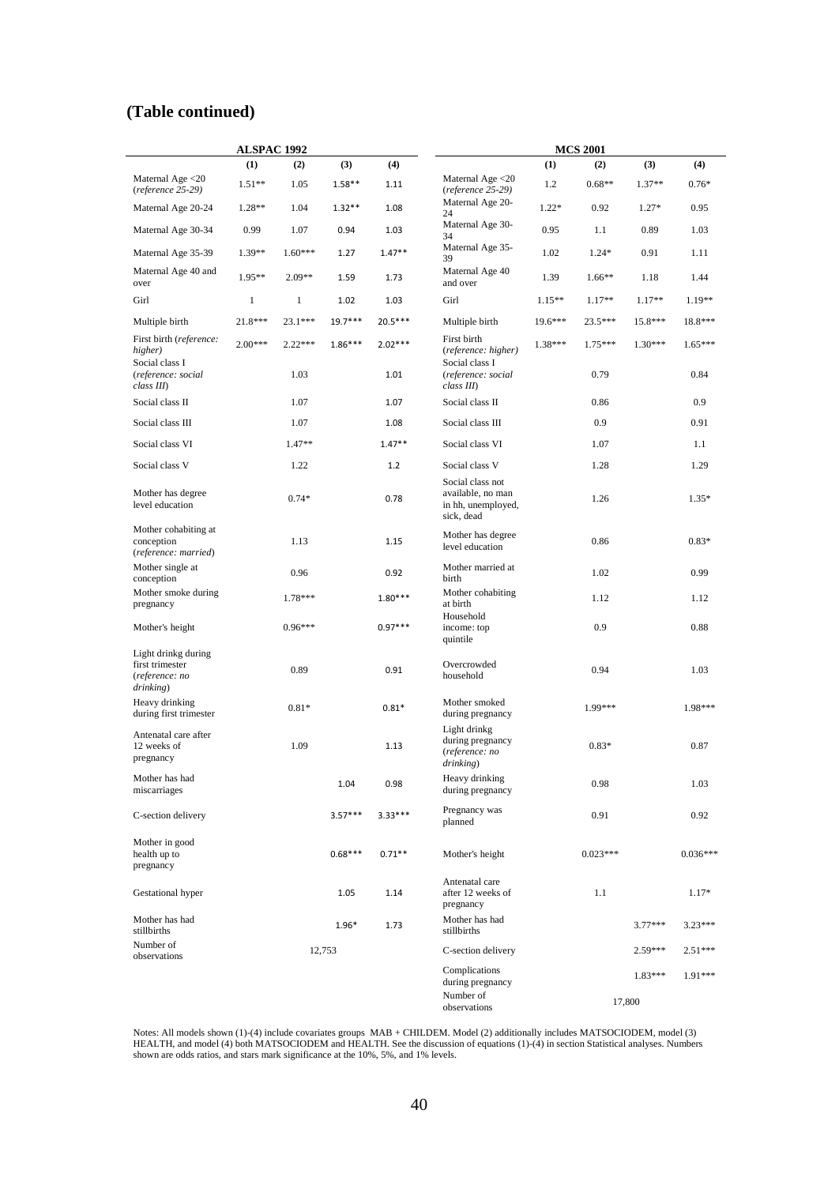## (Table continued)

| ALSPAC 1992 | (1) | (2) | (3) | (4) | MCS 2001 | (1) | (2) | (3) | (4) |
|---|---|---|---|---|---|---|---|---|---|
| Maternal Age <20 (*reference 25-29*) | 1.51** | 1.05 | 1.58** | 1.11 | Maternal Age <20 (*reference 25-29*) | 1.2 | 0.68** | 1.37** | 0.76* |
| Maternal Age 20-24 | 1.28** | 1.04 | 1.32** | 1.08 | Maternal Age 20-24 | 1.22* | 0.92 | 1.27* | 0.95 |
| Maternal Age 30-34 | 0.99 | 1.07 | 0.94 | 1.03 | Maternal Age 30-34 | 0.95 | 1.1 | 0.89 | 1.03 |
| Maternal Age 35-39 | 1.39** | 1.60*** | 1.27 | 1.47** | Maternal Age 35-39 | 1.02 | 1.24* | 0.91 | 1.11 |
| Maternal Age 40 and over | 1.95** | 2.09** | 1.59 | 1.73 | Maternal Age 40 and over | 1.39 | 1.66** | 1.18 | 1.44 |
| Girl | 1 | 1 | 1.02 | 1.03 | Girl | 1.15** | 1.17** | 1.17** | 1.19** |
| Multiple birth | 21.8*** | 23.1*** | 19.7*** | 20.5*** | Multiple birth | 19.6*** | 23.5*** | 15.8*** | 18.8*** |
| First birth (*reference: higher*) | 2.00*** | 2.22*** | 1.86*** | 2.02*** | First birth (*reference: higher*) | 1.38*** | 1.75*** | 1.30*** | 1.65*** |
| Social class I (*reference: social class III*) | | 1.03 | | 1.01 | Social class I (*reference: social class III*) | | 0.79 | | 0.84 |
| Social class II | | 1.07 | | 1.07 | Social class II | | 0.86 | | 0.9 |
| Social class III | | 1.07 | | 1.08 | Social class III | | 0.9 | | 0.91 |
| Social class VI | | 1.47** | | 1.47** | Social class VI | | 1.07 | | 1.1 |
| Social class V | | 1.22 | | 1.2 | Social class V | | 1.28 | | 1.29 |
| Mother has degree level education | | 0.74* | | 0.78 | Social class not available, no man in hh, unemployed, sick, dead | | 1.26 | | 1.35* |
| Mother cohabiting at conception (*reference: married*) | | 1.13 | | 1.15 | Mother has degree level education | | 0.86 | | 0.83* |
| Mother single at conception | | 0.96 | | 0.92 | Mother married at birth | | 1.02 | | 0.99 |
| Mother smoke during pregnancy | | 1.78*** | | 1.80*** | Mother cohabiting at birth | | 1.12 | | 1.12 |
| Mother's height | | 0.96*** | | 0.97*** | Household income: top quintile | | 0.9 | | 0.88 |
| Light drinkg during first trimester (*reference: no drinking*) | | 0.89 | | 0.91 | Overcrowded household | | 0.94 | | 1.03 |
| Heavy drinking during first trimester | | 0.81* | | 0.81* | Mother smoked during pregnancy | | 1.99*** | | 1.98*** |
| Antenatal care after 12 weeks of pregnancy | | 1.09 | | 1.13 | Light drinkg during pregnancy (*reference: no drinking*) | | 0.83* | | 0.87 |
| Mother has had miscarriages | | | 1.04 | 0.98 | Heavy drinking during pregnancy | | 0.98 | | 1.03 |
| C-section delivery | | | 3.57*** | 3.33*** | Pregnancy was planned | | 0.91 | | 0.92 |
| Mother in good health up to pregnancy | | | 0.68*** | 0.71** | Mother's height | | 0.023*** | | 0.036*** |
| Gestational hyper | | | 1.05 | 1.14 | Antenatal care after 12 weeks of pregnancy | | 1.1 | | 1.17* |
| Mother has had stillbirths | | | 1.96* | 1.73 | Mother has had stillbirths | | | 3.77*** | 3.23*** |
| Number of observations | | 12,753 | | | C-section delivery | | | 2.59*** | 2.51*** |
| | | | | | Complications during pregnancy | | | 1.83*** | 1.91*** |
| | | | | | Number of observations | | 17,800 | | |

Notes: All models shown (1)-(4) include covariates groups MAB + CHILDEM. Model (2) additionally includes MATSOCIODEM, model (3) HEALTH, and model (4) both MATSOCIODEM and HEALTH. See the discussion of equations (1)-(4) in section Statistical analyses. Numbers shown are odds ratios, and stars mark significance at the 10%, 5%, and 1% levels.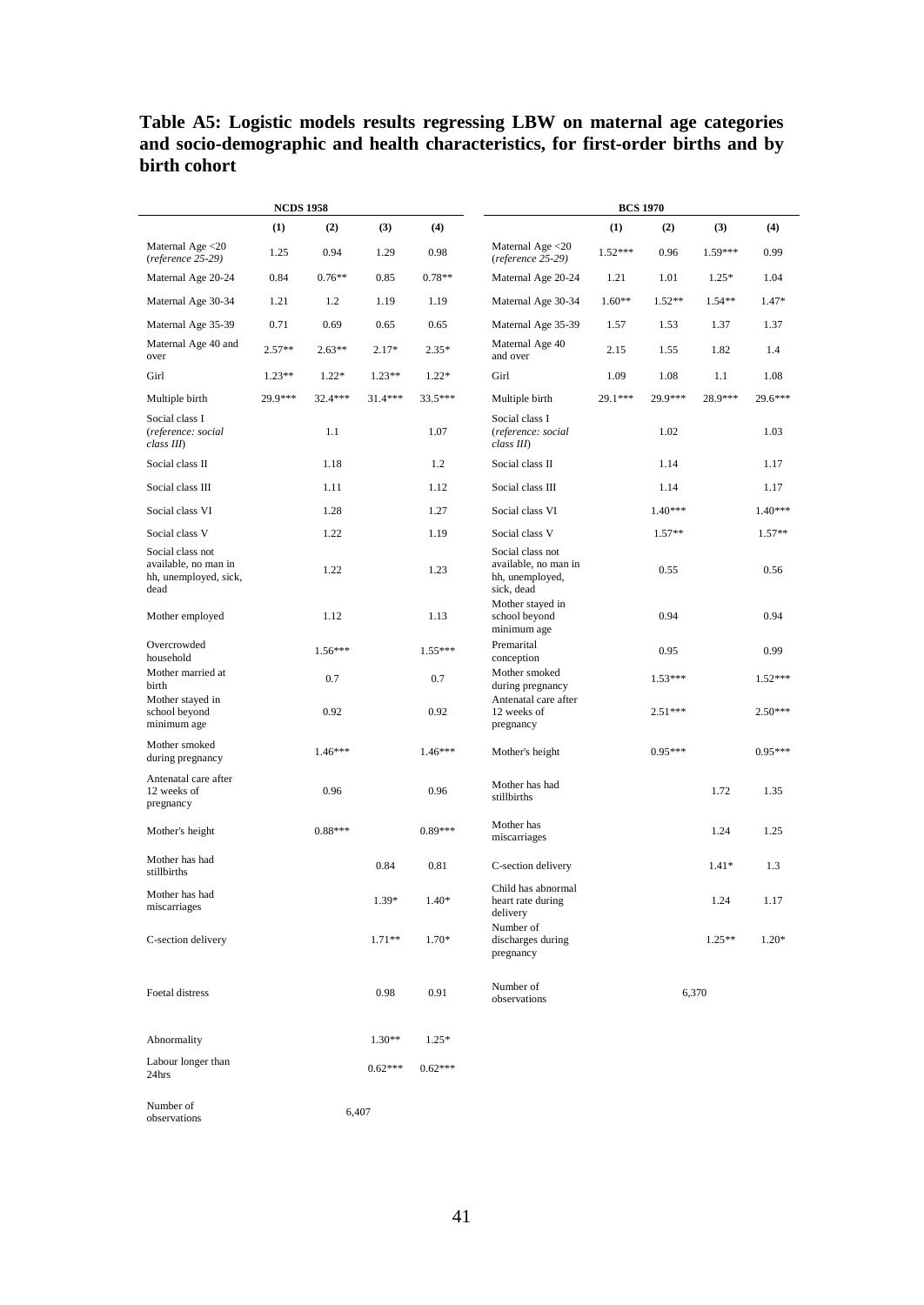**Table A5: Logistic models results regressing LBW on maternal age categories and socio-demographic and health characteristics, for first-order births and by birth cohort**

| NCDS 1958 | | | | | BCS 1970 | | | | |
|---|---|---|---|---|---|---|---|---|---|
| | (1) | (2) | (3) | (4) | | (1) | (2) | (3) | (4) |
| Maternal Age <20 (*reference 25-29*) | 1.25 | 0.94 | 1.29 | 0.98 | Maternal Age <20 (*reference 25-29*) | 1.52*** | 0.96 | 1.59*** | 0.99 |
| Maternal Age 20-24 | 0.84 | 0.76** | 0.85 | 0.78** | Maternal Age 20-24 | 1.21 | 1.01 | 1.25* | 1.04 |
| Maternal Age 30-34 | 1.21 | 1.2 | 1.19 | 1.19 | Maternal Age 30-34 | 1.60** | 1.52** | 1.54** | 1.47* |
| Maternal Age 35-39 | 0.71 | 0.69 | 0.65 | 0.65 | Maternal Age 35-39 | 1.57 | 1.53 | 1.37 | 1.37 |
| Maternal Age 40 and over | 2.57** | 2.63** | 2.17* | 2.35* | Maternal Age 40 and over | 2.15 | 1.55 | 1.82 | 1.4 |
| Girl | 1.23** | 1.22* | 1.23** | 1.22* | Girl | 1.09 | 1.08 | 1.1 | 1.08 |
| Multiple birth | 29.9*** | 32.4*** | 31.4*** | 33.5*** | Multiple birth | 29.1*** | 29.9*** | 28.9*** | 29.6*** |
| Social class I (*reference: social class III*) | | 1.1 | | 1.07 | Social class I (*reference: social class III*) | | 1.02 | | 1.03 |
| Social class II | | 1.18 | | 1.2 | Social class II | | 1.14 | | 1.17 |
| Social class III | | 1.11 | | 1.12 | Social class III | | 1.14 | | 1.17 |
| Social class VI | | 1.28 | | 1.27 | Social class VI | | 1.40*** | | 1.40*** |
| Social class V | | 1.22 | | 1.19 | Social class V | | 1.57** | | 1.57** |
| Social class not available, no man in hh, unemployed, sick, dead | | 1.22 | | 1.23 | Social class not available, no man in hh, unemployed, sick, dead | | 0.55 | | 0.56 |
| Mother employed | | 1.12 | | 1.13 | Mother stayed in school beyond minimum age | | 0.94 | | 0.94 |
| Overcrowded household | | 1.56*** | | 1.55*** | Premarital conception | | 0.95 | | 0.99 |
| Mother married at birth | | 0.7 | | 0.7 | Mother smoked during pregnancy | | 1.53*** | | 1.52*** |
| Mother stayed in school beyond minimum age | | 0.92 | | 0.92 | Antenatal care after 12 weeks of pregnancy | | 2.51*** | | 2.50*** |
| Mother smoked during pregnancy | | 1.46*** | | 1.46*** | Mother's height | | 0.95*** | | 0.95*** |
| Antenatal care after 12 weeks of pregnancy | | 0.96 | | 0.96 | Mother has had stillbirths | | | 1.72 | 1.35 |
| Mother's height | | 0.88*** | | 0.89*** | Mother has miscarriages | | | 1.24 | 1.25 |
| Mother has had stillbirths | | | 0.84 | 0.81 | C-section delivery | | | 1.41* | 1.3 |
| Mother has had miscarriages | | | 1.39* | 1.40* | Child has abnormal heart rate during delivery | | | 1.24 | 1.17 |
| C-section delivery | | | 1.71** | 1.70* | Number of discharges during pregnancy | | | 1.25** | 1.20* |
| Foetal distress | | | 0.98 | 0.91 | Number of observations | | 6,370 | | |
| Abnormality | | | 1.30** | 1.25* | | | | | |
| Labour longer than 24hrs | | | 0.62*** | 0.62*** | | | | | |
| Number of observations | | 6,407 | | | | | | | |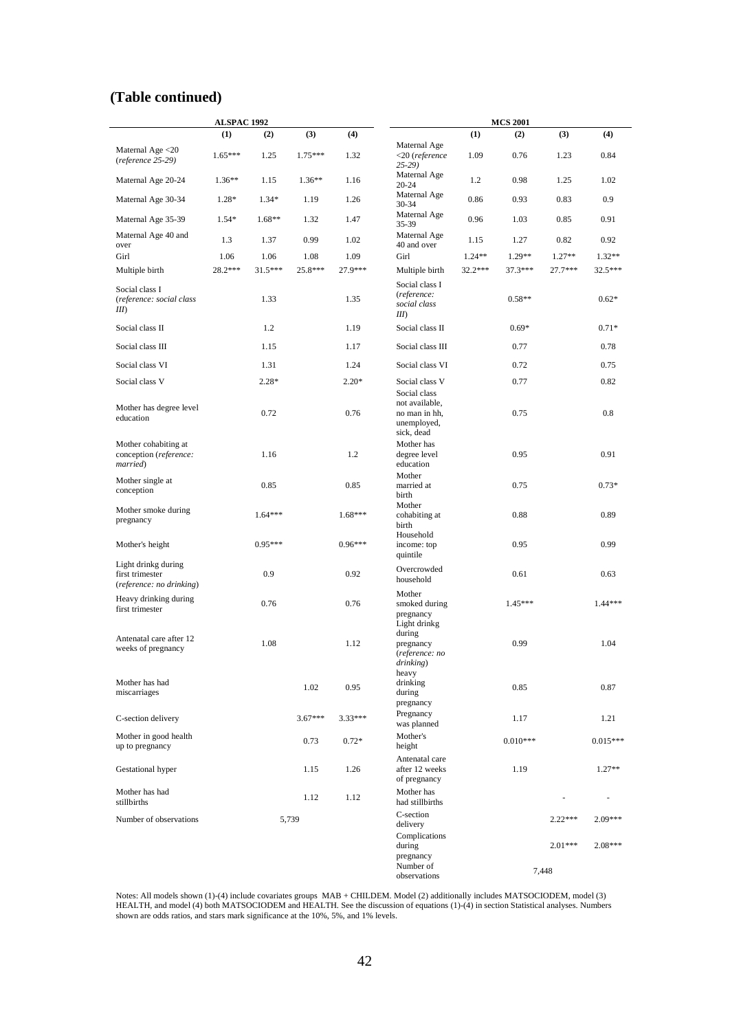## (Table continued)

| ALSPAC 1992 | (1) | (2) | (3) | (4) |
|---|---|---|---|---|
| Maternal Age <20 (*reference 25-29*) | 1.65*** | 1.25 | 1.75*** | 1.32 |
| Maternal Age 20-24 | 1.36** | 1.15 | 1.36** | 1.16 |
| Maternal Age 30-34 | 1.28* | 1.34* | 1.19 | 1.26 |
| Maternal Age 35-39 | 1.54* | 1.68** | 1.32 | 1.47 |
| Maternal Age 40 and over | 1.3 | 1.37 | 0.99 | 1.02 |
| Girl | 1.06 | 1.06 | 1.08 | 1.09 |
| Multiple birth | 28.2*** | 31.5*** | 25.8*** | 27.9*** |
| Social class I (*reference: social class III*) | | 1.33 | | 1.35 |
| Social class II | | 1.2 | | 1.19 |
| Social class III | | 1.15 | | 1.17 |
| Social class VI | | 1.31 | | 1.24 |
| Social class V | | 2.28* | | 2.20* |
| Mother has degree level education | | 0.72 | | 0.76 |
| Mother cohabiting at conception (*reference: married*) | | 1.16 | | 1.2 |
| Mother single at conception | | 0.85 | | 0.85 |
| Mother smoke during pregnancy | | 1.64*** | | 1.68*** |
| Mother's height | | 0.95*** | | 0.96*** |
| Light drinkg during first trimester (*reference: no drinking*) | | 0.9 | | 0.92 |
| Heavy drinking during first trimester | | 0.76 | | 0.76 |
| Antenatal care after 12 weeks of pregnancy | | 1.08 | | 1.12 |
| Mother has had miscarriages | | | 1.02 | 0.95 |
| C-section delivery | | | 3.67*** | 3.33*** |
| Mother in good health up to pregnancy | | | 0.73 | 0.72* |
| Gestational hyper | | | 1.15 | 1.26 |
| Mother has had stillbirths | | | 1.12 | 1.12 |
| Number of observations | 5,739 | | | |

| MCS 2001 | (1) | (2) | (3) | (4) |
|---|---|---|---|---|
| Maternal Age <20 (*reference 25-29*) | 1.09 | 0.76 | 1.23 | 0.84 |
| Maternal Age 20-24 | 1.2 | 0.98 | 1.25 | 1.02 |
| Maternal Age 30-34 | 0.86 | 0.93 | 0.83 | 0.9 |
| Maternal Age 35-39 | 0.96 | 1.03 | 0.85 | 0.91 |
| Maternal Age 40 and over | 1.15 | 1.27 | 0.82 | 0.92 |
| Girl | 1.24** | 1.29** | 1.27** | 1.32** |
| Multiple birth | 32.2*** | 37.3*** | 27.7*** | 32.5*** |
| Social class I (*reference: social class III*) | | 0.58** | | 0.62* |
| Social class II | | 0.69* | | 0.71* |
| Social class III | | 0.77 | | 0.78 |
| Social class VI | | 0.72 | | 0.75 |
| Social class V | | 0.77 | | 0.82 |
| Social class not available, no man in hh, unemployed, sick, dead | | 0.75 | | 0.8 |
| Mother has degree level education | | 0.95 | | 0.91 |
| Mother married at birth | | 0.75 | | 0.73* |
| Mother cohabiting at birth | | 0.88 | | 0.89 |
| Household income: top quintile | | 0.95 | | 0.99 |
| Overcrowded household | | 0.61 | | 0.63 |
| Mother smoked during pregnancy | | 1.45*** | | 1.44*** |
| Light drinkg during pregnancy (*reference: no drinking*) | | 0.99 | | 1.04 |
| heavy drinking during pregnancy | | 0.85 | | 0.87 |
| Pregnancy was planned | | 1.17 | | 1.21 |
| Mother's height | | 0.010*** | | 0.015*** |
| Antenatal care after 12 weeks of pregnancy | | 1.19 | | 1.27** |
| Mother has had stillbirths | | | - | - |
| C-section delivery | | | 2.22*** | 2.09*** |
| Complications during pregnancy | | | 2.01*** | 2.08*** |
| Number of observations | 7,448 | | | |

Notes: All models shown (1)-(4) include covariates groups MAB + CHILDEM. Model (2) additionally includes MATSOCIODEM, model (3) HEALTH, and model (4) both MATSOCIODEM and HEALTH. See the discussion of equations (1)-(4) in section Statistical analyses. Numbers shown are odds ratios, and stars mark significance at the 10%, 5%, and 1% levels.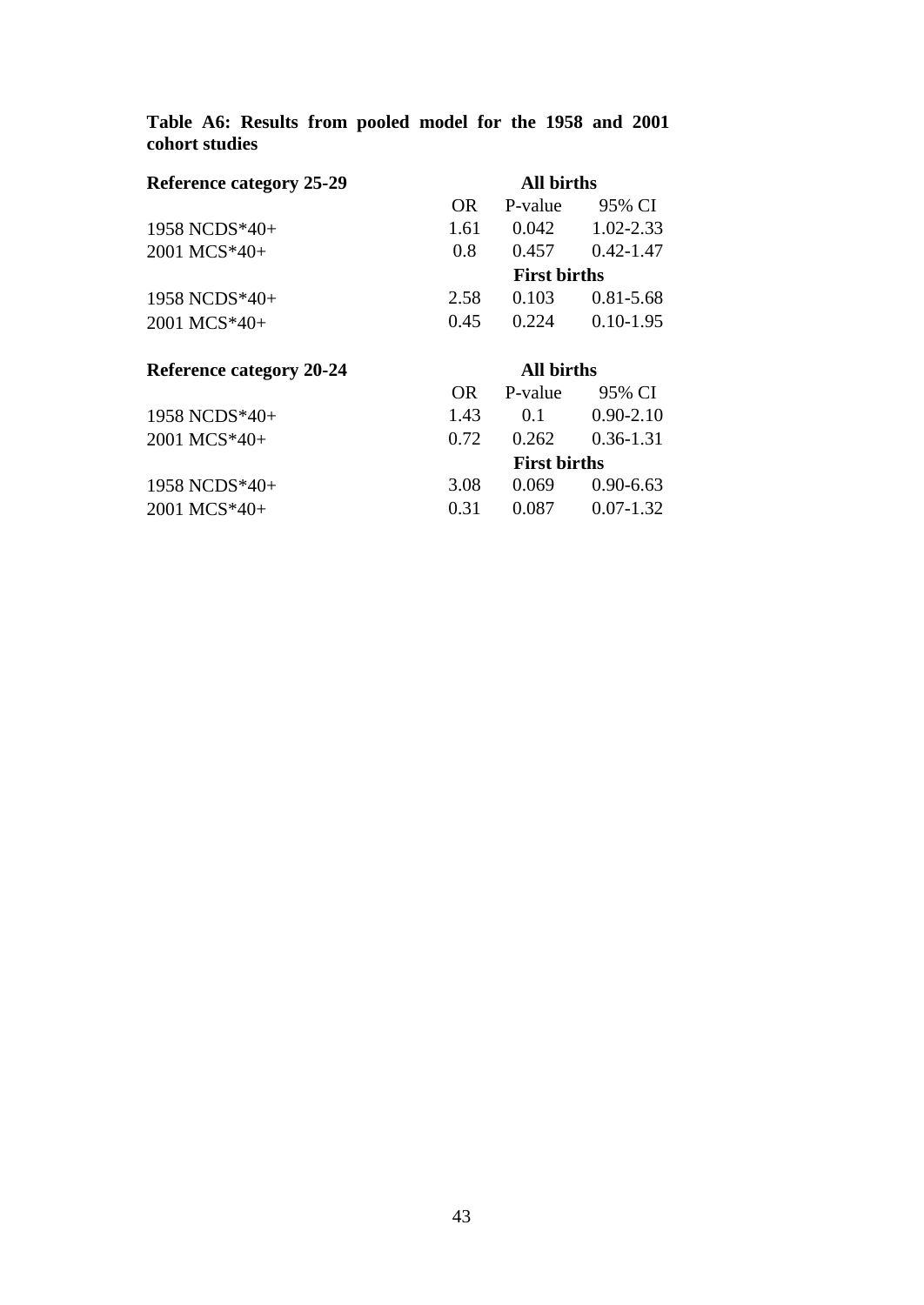**Table A6: Results from pooled model for the 1958 and 2001 cohort studies**

| **Reference category 25-29** | **All births** | | |
|---|---|---|---|
| | OR | P-value | 95% CI |
| 1958 NCDS*40+ | 1.61 | 0.042 | 1.02-2.33 |
| 2001 MCS*40+ | 0.8 | 0.457 | 0.42-1.47 |
| | **First births** | | |
| 1958 NCDS*40+ | 2.58 | 0.103 | 0.81-5.68 |
| 2001 MCS*40+ | 0.45 | 0.224 | 0.10-1.95 |

| **Reference category 20-24** | **All births** | | |
|---|---|---|---|
| | OR | P-value | 95% CI |
| 1958 NCDS*40+ | 1.43 | 0.1 | 0.90-2.10 |
| 2001 MCS*40+ | 0.72 | 0.262 | 0.36-1.31 |
| | **First births** | | |
| 1958 NCDS*40+ | 3.08 | 0.069 | 0.90-6.63 |
| 2001 MCS*40+ | 0.31 | 0.087 | 0.07-1.32 |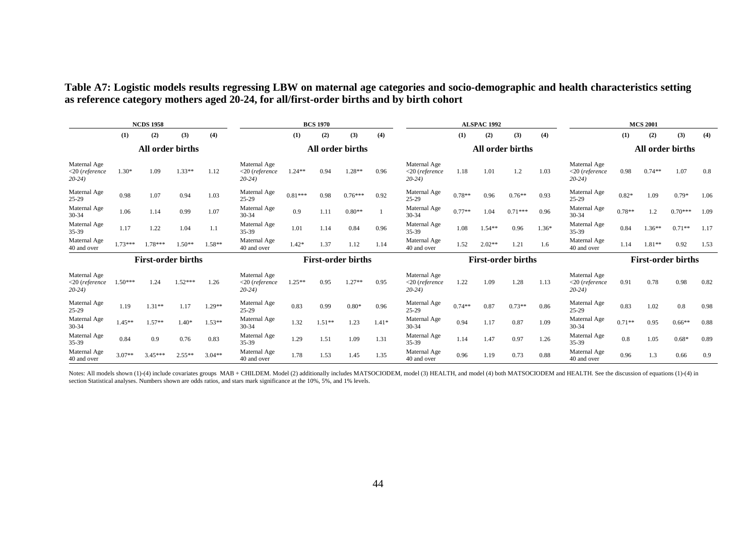**Table A7: Logistic models results regressing LBW on maternal age categories and socio-demographic and health characteristics setting as reference category mothers aged 20-24, for all/first-order births and by birth cohort**

| | NCDS 1958 | | | | | BCS 1970 | | | | | ALSPAC 1992 | | | | | MCS 2001 | | | |
|---|---|---|---|---|---|---|---|---|---|---|---|---|---|---|---|---|---|---|---|
| | (1) | (2) | (3) | (4) | | (1) | (2) | (3) | (4) | | (1) | (2) | (3) | (4) | | (1) | (2) | (3) | (4) |
| | **All order births** | | | | | **All order births** | | | | | **All order births** | | | | | **All order births** | | | |
| Maternal Age <20 (*reference 20-24)* | 1.30* | 1.09 | 1.33** | 1.12 | Maternal Age <20 (*reference 20-24)* | 1.24** | 0.94 | 1.28** | 0.96 | Maternal Age <20 (*reference 20-24)* | 1.18 | 1.01 | 1.2 | 1.03 | Maternal Age <20 (*reference 20-24)* | 0.98 | 0.74** | 1.07 | 0.8 |
| Maternal Age 25-29 | 0.98 | 1.07 | 0.94 | 1.03 | Maternal Age 25-29 | 0.81*** | 0.98 | 0.76*** | 0.92 | Maternal Age 25-29 | 0.78** | 0.96 | 0.76** | 0.93 | Maternal Age 25-29 | 0.82* | 1.09 | 0.79* | 1.06 |
| Maternal Age 30-34 | 1.06 | 1.14 | 0.99 | 1.07 | Maternal Age 30-34 | 0.9 | 1.11 | 0.80** | 1 | Maternal Age 30-34 | 0.77** | 1.04 | 0.71*** | 0.96 | Maternal Age 30-34 | 0.78** | 1.2 | 0.70*** | 1.09 |
| Maternal Age 35-39 | 1.17 | 1.22 | 1.04 | 1.1 | Maternal Age 35-39 | 1.01 | 1.14 | 0.84 | 0.96 | Maternal Age 35-39 | 1.08 | 1.54** | 0.96 | 1.36* | Maternal Age 35-39 | 0.84 | 1.36** | 0.71** | 1.17 |
| Maternal Age 40 and over | 1.73*** | 1.78*** | 1.50** | 1.58** | Maternal Age 40 and over | 1.42* | 1.37 | 1.12 | 1.14 | Maternal Age 40 and over | 1.52 | 2.02** | 1.21 | 1.6 | Maternal Age 40 and over | 1.14 | 1.81** | 0.92 | 1.53 |
| | **First-order births** | | | | | **First-order births** | | | | | **First-order births** | | | | | **First-order births** | | | |
| Maternal Age <20 (*reference 20-24)* | 1.50*** | 1.24 | 1.52*** | 1.26 | Maternal Age <20 (*reference 20-24)* | 1.25** | 0.95 | 1.27** | 0.95 | Maternal Age <20 (*reference 20-24)* | 1.22 | 1.09 | 1.28 | 1.13 | Maternal Age <20 (*reference 20-24)* | 0.91 | 0.78 | 0.98 | 0.82 |
| Maternal Age 25-29 | 1.19 | 1.31** | 1.17 | 1.29** | Maternal Age 25-29 | 0.83 | 0.99 | 0.80* | 0.96 | Maternal Age 25-29 | 0.74** | 0.87 | 0.73** | 0.86 | Maternal Age 25-29 | 0.83 | 1.02 | 0.8 | 0.98 |
| Maternal Age 30-34 | 1.45** | 1.57** | 1.40* | 1.53** | Maternal Age 30-34 | 1.32 | 1.51** | 1.23 | 1.41* | Maternal Age 30-34 | 0.94 | 1.17 | 0.87 | 1.09 | Maternal Age 30-34 | 0.71** | 0.95 | 0.66** | 0.88 |
| Maternal Age 35-39 | 0.84 | 0.9 | 0.76 | 0.83 | Maternal Age 35-39 | 1.29 | 1.51 | 1.09 | 1.31 | Maternal Age 35-39 | 1.14 | 1.47 | 0.97 | 1.26 | Maternal Age 35-39 | 0.8 | 1.05 | 0.68* | 0.89 |
| Maternal Age 40 and over | 3.07** | 3.45*** | 2.55** | 3.04** | Maternal Age 40 and over | 1.78 | 1.53 | 1.45 | 1.35 | Maternal Age 40 and over | 0.96 | 1.19 | 0.73 | 0.88 | Maternal Age 40 and over | 0.96 | 1.3 | 0.66 | 0.9 |

Notes: All models shown (1)-(4) include covariates groups MAB + CHILDEM. Model (2) additionally includes MATSOCIODEM, model (3) HEALTH, and model (4) both MATSOCIODEM and HEALTH. See the discussion of equations (1)-(4) in section Statistical analyses. Numbers shown are odds ratios, and stars mark significance at the 10%, 5%, and 1% levels.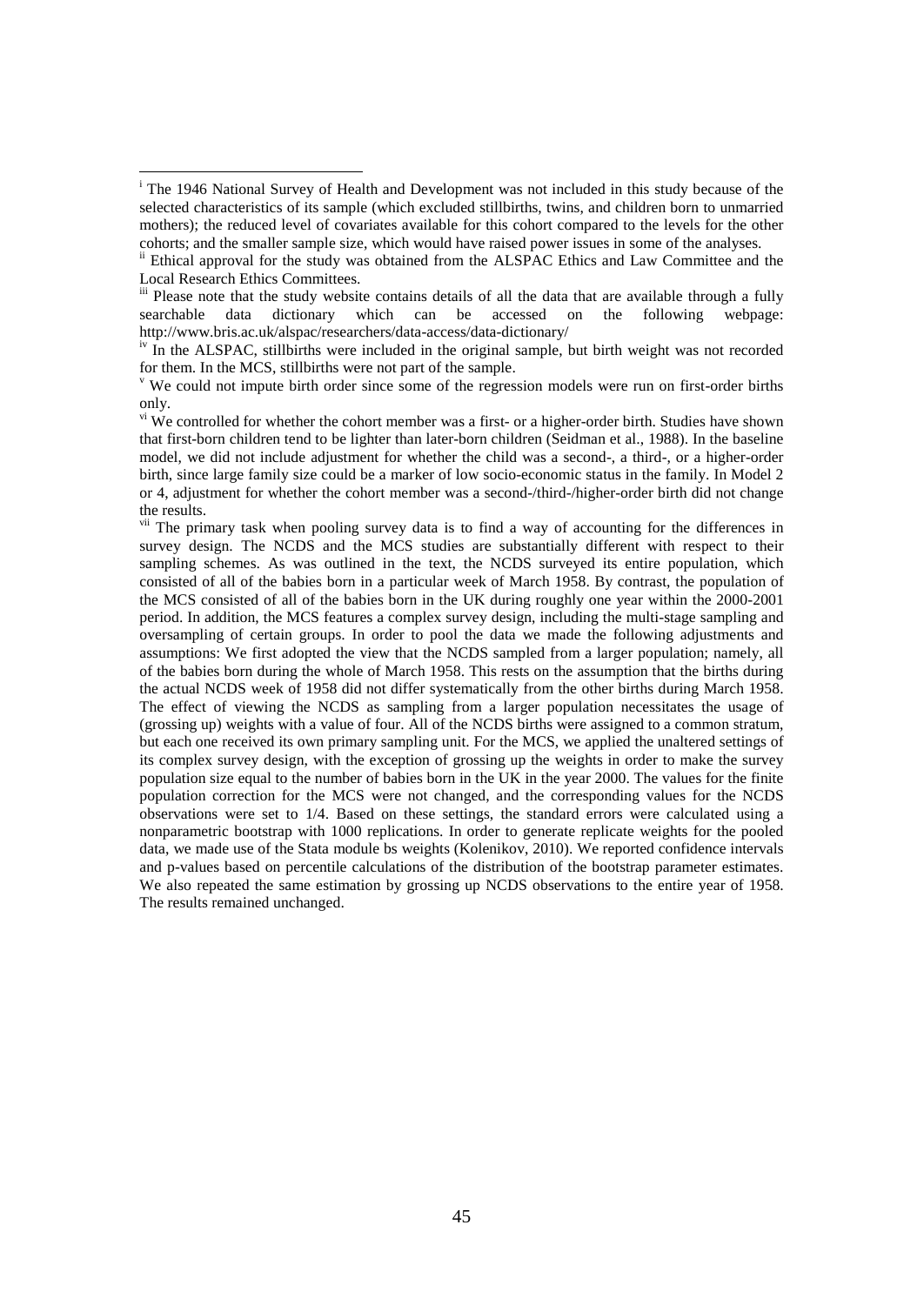[i] The 1946 National Survey of Health and Development was not included in this study because of the selected characteristics of its sample (which excluded stillbirths, twins, and children born to unmarried mothers); the reduced level of covariates available for this cohort compared to the levels for the other cohorts; and the smaller sample size, which would have raised power issues in some of the analyses.

[ii] Ethical approval for the study was obtained from the ALSPAC Ethics and Law Committee and the Local Research Ethics Committees.

[iii] Please note that the study website contains details of all the data that are available through a fully searchable data dictionary which can be accessed on the following webpage: http://www.bris.ac.uk/alspac/researchers/data-access/data-dictionary/

[iv] In the ALSPAC, stillbirths were included in the original sample, but birth weight was not recorded for them. In the MCS, stillbirths were not part of the sample.

[v] We could not impute birth order since some of the regression models were run on first-order births only.

[vi] We controlled for whether the cohort member was a first- or a higher-order birth. Studies have shown that first-born children tend to be lighter than later-born children (Seidman et al., 1988). In the baseline model, we did not include adjustment for whether the child was a second-, a third-, or a higher-order birth, since large family size could be a marker of low socio-economic status in the family. In Model 2 or 4, adjustment for whether the cohort member was a second-/third-/higher-order birth did not change the results.

[vii] The primary task when pooling survey data is to find a way of accounting for the differences in survey design. The NCDS and the MCS studies are substantially different with respect to their sampling schemes. As was outlined in the text, the NCDS surveyed its entire population, which consisted of all of the babies born in a particular week of March 1958. By contrast, the population of the MCS consisted of all of the babies born in the UK during roughly one year within the 2000-2001 period. In addition, the MCS features a complex survey design, including the multi-stage sampling and oversampling of certain groups. In order to pool the data we made the following adjustments and assumptions: We first adopted the view that the NCDS sampled from a larger population; namely, all of the babies born during the whole of March 1958. This rests on the assumption that the births during the actual NCDS week of 1958 did not differ systematically from the other births during March 1958. The effect of viewing the NCDS as sampling from a larger population necessitates the usage of (grossing up) weights with a value of four. All of the NCDS births were assigned to a common stratum, but each one received its own primary sampling unit. For the MCS, we applied the unaltered settings of its complex survey design, with the exception of grossing up the weights in order to make the survey population size equal to the number of babies born in the UK in the year 2000. The values for the finite population correction for the MCS were not changed, and the corresponding values for the NCDS observations were set to 1/4. Based on these settings, the standard errors were calculated using a nonparametric bootstrap with 1000 replications. In order to generate replicate weights for the pooled data, we made use of the Stata module bs weights (Kolenikov, 2010). We reported confidence intervals and p-values based on percentile calculations of the distribution of the bootstrap parameter estimates. We also repeated the same estimation by grossing up NCDS observations to the entire year of 1958. The results remained unchanged.